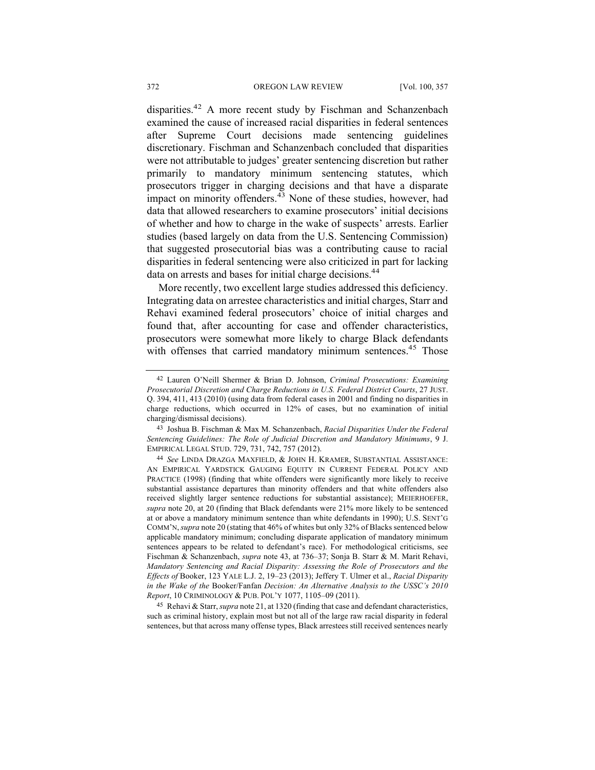disparities.[42] A more recent study by Fischman and Schanzenbach examined the cause of increased racial disparities in federal sentences after Supreme Court decisions made sentencing guidelines discretionary. Fischman and Schanzenbach concluded that disparities were not attributable to judges' greater sentencing discretion but rather primarily to mandatory minimum sentencing statutes, which prosecutors trigger in charging decisions and that have a disparate impact on minority offenders.[43] None of these studies, however, had data that allowed researchers to examine prosecutors' initial decisions of whether and how to charge in the wake of suspects' arrests. Earlier studies (based largely on data from the U.S. Sentencing Commission) that suggested prosecutorial bias was a contributing cause to racial disparities in federal sentencing were also criticized in part for lacking data on arrests and bases for initial charge decisions.[44]

More recently, two excellent large studies addressed this deficiency. Integrating data on arrestee characteristics and initial charges, Starr and Rehavi examined federal prosecutors' choice of initial charges and found that, after accounting for case and offender characteristics, prosecutors were somewhat more likely to charge Black defendants with offenses that carried mandatory minimum sentences.[45] Those

---

[42] Lauren O'Neill Shermer & Brian D. Johnson, *Criminal Prosecutions: Examining Prosecutorial Discretion and Charge Reductions in U.S. Federal District Courts*, 27 JUST. Q. 394, 411, 413 (2010) (using data from federal cases in 2001 and finding no disparities in charge reductions, which occurred in 12% of cases, but no examination of initial charging/dismissal decisions).

[43] Joshua B. Fischman & Max M. Schanzenbach, *Racial Disparities Under the Federal Sentencing Guidelines: The Role of Judicial Discretion and Mandatory Minimums*, 9 J. EMPIRICAL LEGAL STUD. 729, 731, 742, 757 (2012).

[44] *See* LINDA DRAZGA MAXFIELD, & JOHN H. KRAMER, SUBSTANTIAL ASSISTANCE: AN EMPIRICAL YARDSTICK GAUGING EQUITY IN CURRENT FEDERAL POLICY AND PRACTICE (1998) (finding that white offenders were significantly more likely to receive substantial assistance departures than minority offenders and that white offenders also received slightly larger sentence reductions for substantial assistance); MEIERHOEFER, *supra* note 20, at 20 (finding that Black defendants were 21% more likely to be sentenced at or above a mandatory minimum sentence than white defendants in 1990); U.S. SENT'G COMM'N, *supra* note 20 (stating that 46% of whites but only 32% of Blacks sentenced below applicable mandatory minimum; concluding disparate application of mandatory minimum sentences appears to be related to defendant's race). For methodological criticisms, see Fischman & Schanzenbach, *supra* note 43, at 736–37; Sonja B. Starr & M. Marit Rehavi, *Mandatory Sentencing and Racial Disparity: Assessing the Role of Prosecutors and the Effects of* Booker, 123 YALE L.J. 2, 19–23 (2013); Jeffery T. Ulmer et al., *Racial Disparity in the Wake of the* Booker/Fanfan *Decision: An Alternative Analysis to the USSC's 2010 Report*, 10 CRIMINOLOGY & PUB. POL'Y 1077, 1105–09 (2011).

[45] Rehavi & Starr, *supra* note 21, at 1320 (finding that case and defendant characteristics, such as criminal history, explain most but not all of the large raw racial disparity in federal sentences, but that across many offense types, Black arrestees still received sentences nearly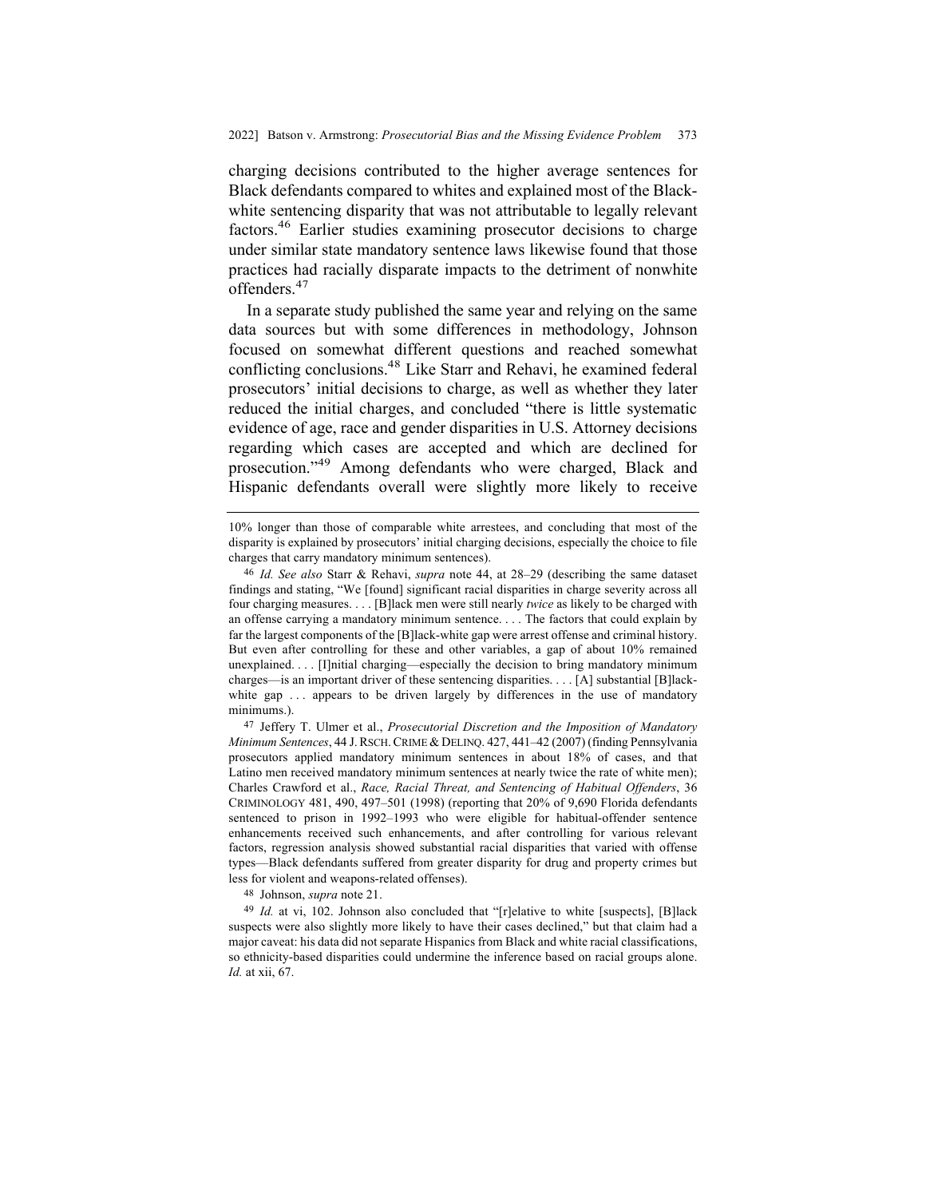charging decisions contributed to the higher average sentences for Black defendants compared to whites and explained most of the Black-white sentencing disparity that was not attributable to legally relevant factors.[46] Earlier studies examining prosecutor decisions to charge under similar state mandatory sentence laws likewise found that those practices had racially disparate impacts to the detriment of nonwhite offenders.[47]

In a separate study published the same year and relying on the same data sources but with some differences in methodology, Johnson focused on somewhat different questions and reached somewhat conflicting conclusions.[48] Like Starr and Rehavi, he examined federal prosecutors' initial decisions to charge, as well as whether they later reduced the initial charges, and concluded "there is little systematic evidence of age, race and gender disparities in U.S. Attorney decisions regarding which cases are accepted and which are declined for prosecution."[49] Among defendants who were charged, Black and Hispanic defendants overall were slightly more likely to receive

---

10% longer than those of comparable white arrestees, and concluding that most of the disparity is explained by prosecutors' initial charging decisions, especially the choice to file charges that carry mandatory minimum sentences).

[46] *Id. See also* Starr & Rehavi, *supra* note 44, at 28–29 (describing the same dataset findings and stating, "We [found] significant racial disparities in charge severity across all four charging measures. . . . [B]lack men were still nearly *twice* as likely to be charged with an offense carrying a mandatory minimum sentence. . . . The factors that could explain by far the largest components of the [B]lack-white gap were arrest offense and criminal history. But even after controlling for these and other variables, a gap of about 10% remained unexplained. . . . [I]nitial charging—especially the decision to bring mandatory minimum charges—is an important driver of these sentencing disparities. . . . [A] substantial [B]lack-white gap . . . appears to be driven largely by differences in the use of mandatory minimums.).

[47] Jeffery T. Ulmer et al., *Prosecutorial Discretion and the Imposition of Mandatory Minimum Sentences*, 44 J. RSCH. CRIME & DELINQ. 427, 441–42 (2007) (finding Pennsylvania prosecutors applied mandatory minimum sentences in about 18% of cases, and that Latino men received mandatory minimum sentences at nearly twice the rate of white men); Charles Crawford et al., *Race, Racial Threat, and Sentencing of Habitual Offenders*, 36 CRIMINOLOGY 481, 490, 497–501 (1998) (reporting that 20% of 9,690 Florida defendants sentenced to prison in 1992–1993 who were eligible for habitual-offender sentence enhancements received such enhancements, and after controlling for various relevant factors, regression analysis showed substantial racial disparities that varied with offense types—Black defendants suffered from greater disparity for drug and property crimes but less for violent and weapons-related offenses).

[48] Johnson, *supra* note 21.

[49] *Id.* at vi, 102. Johnson also concluded that "[r]elative to white [suspects], [B]lack suspects were also slightly more likely to have their cases declined," but that claim had a major caveat: his data did not separate Hispanics from Black and white racial classifications, so ethnicity-based disparities could undermine the inference based on racial groups alone. *Id.* at xii, 67.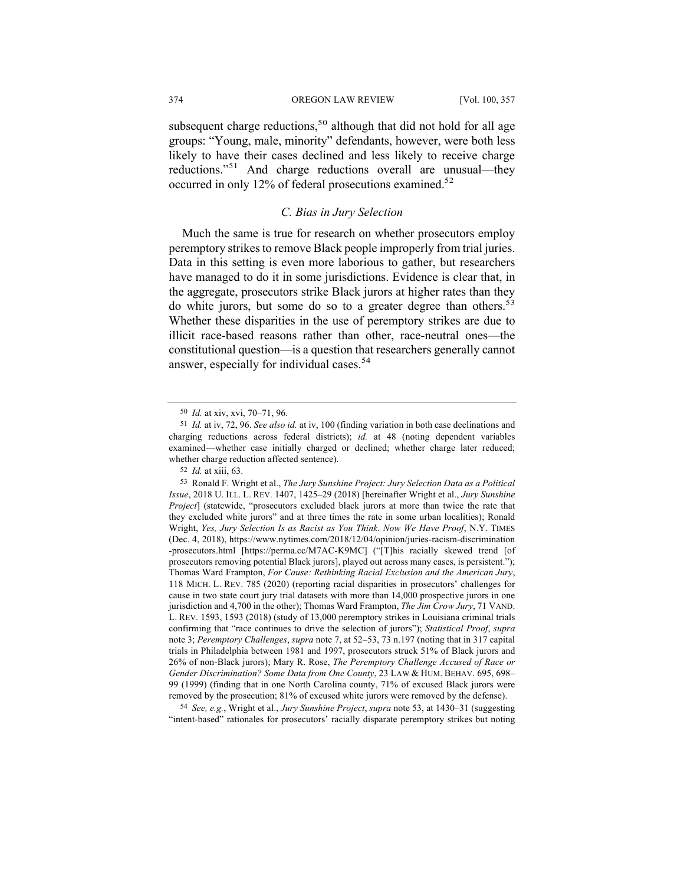subsequent charge reductions,[50] although that did not hold for all age groups: "Young, male, minority" defendants, however, were both less likely to have their cases declined and less likely to receive charge reductions."[51] And charge reductions overall are unusual—they occurred in only 12% of federal prosecutions examined.[52]

### *C. Bias in Jury Selection*

Much the same is true for research on whether prosecutors employ peremptory strikes to remove Black people improperly from trial juries. Data in this setting is even more laborious to gather, but researchers have managed to do it in some jurisdictions. Evidence is clear that, in the aggregate, prosecutors strike Black jurors at higher rates than they do white jurors, but some do so to a greater degree than others.[53] Whether these disparities in the use of peremptory strikes are due to illicit race-based reasons rather than other, race-neutral ones—the constitutional question—is a question that researchers generally cannot answer, especially for individual cases.[54]

---

50 *Id.* at xiv, xvi, 70–71, 96.

51 *Id.* at iv, 72, 96. *See also id.* at iv, 100 (finding variation in both case declinations and charging reductions across federal districts); *id.* at 48 (noting dependent variables examined—whether case initially charged or declined; whether charge later reduced; whether charge reduction affected sentence).

52 *Id.* at xiii, 63.

53 Ronald F. Wright et al., *The Jury Sunshine Project: Jury Selection Data as a Political Issue*, 2018 U. ILL. L. REV. 1407, 1425–29 (2018) [hereinafter Wright et al., *Jury Sunshine Project*] (statewide, "prosecutors excluded black jurors at more than twice the rate that they excluded white jurors" and at three times the rate in some urban localities); Ronald Wright, *Yes, Jury Selection Is as Racist as You Think. Now We Have Proof*, N.Y. TIMES (Dec. 4, 2018), https://www.nytimes.com/2018/12/04/opinion/juries-racism-discrimination-prosecutors.html [https://perma.cc/M7AC-K9MC] ("[T]his racially skewed trend [of prosecutors removing potential Black jurors], played out across many cases, is persistent."); Thomas Ward Frampton, *For Cause: Rethinking Racial Exclusion and the American Jury*, 118 MICH. L. REV. 785 (2020) (reporting racial disparities in prosecutors' challenges for cause in two state court jury trial datasets with more than 14,000 prospective jurors in one jurisdiction and 4,700 in the other); Thomas Ward Frampton, *The Jim Crow Jury*, 71 VAND. L. REV. 1593, 1593 (2018) (study of 13,000 peremptory strikes in Louisiana criminal trials confirming that "race continues to drive the selection of jurors"); *Statistical Proof*, *supra* note 3; *Peremptory Challenges*, *supra* note 7, at 52–53, 73 n.197 (noting that in 317 capital trials in Philadelphia between 1981 and 1997, prosecutors struck 51% of Black jurors and 26% of non-Black jurors); Mary R. Rose, *The Peremptory Challenge Accused of Race or Gender Discrimination? Some Data from One County*, 23 LAW & HUM. BEHAV. 695, 698–99 (1999) (finding that in one North Carolina county, 71% of excused Black jurors were removed by the prosecution; 81% of excused white jurors were removed by the defense).

54 *See, e.g.*, Wright et al., *Jury Sunshine Project*, *supra* note 53, at 1430–31 (suggesting "intent-based" rationales for prosecutors' racially disparate peremptory strikes but noting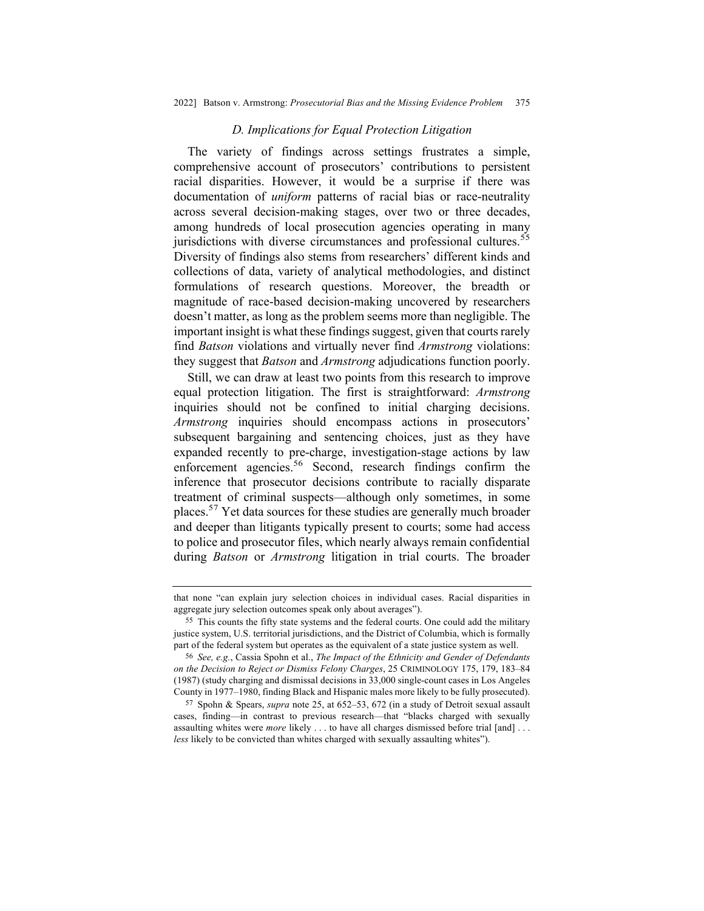### *D. Implications for Equal Protection Litigation*

The variety of findings across settings frustrates a simple, comprehensive account of prosecutors' contributions to persistent racial disparities. However, it would be a surprise if there was documentation of *uniform* patterns of racial bias or race-neutrality across several decision-making stages, over two or three decades, among hundreds of local prosecution agencies operating in many jurisdictions with diverse circumstances and professional cultures.[55] Diversity of findings also stems from researchers' different kinds and collections of data, variety of analytical methodologies, and distinct formulations of research questions. Moreover, the breadth or magnitude of race-based decision-making uncovered by researchers doesn't matter, as long as the problem seems more than negligible. The important insight is what these findings suggest, given that courts rarely find *Batson* violations and virtually never find *Armstrong* violations: they suggest that *Batson* and *Armstrong* adjudications function poorly.

Still, we can draw at least two points from this research to improve equal protection litigation. The first is straightforward: *Armstrong* inquiries should not be confined to initial charging decisions. *Armstrong* inquiries should encompass actions in prosecutors' subsequent bargaining and sentencing choices, just as they have expanded recently to pre-charge, investigation-stage actions by law enforcement agencies.[56] Second, research findings confirm the inference that prosecutor decisions contribute to racially disparate treatment of criminal suspects—although only sometimes, in some places.[57] Yet data sources for these studies are generally much broader and deeper than litigants typically present to courts; some had access to police and prosecutor files, which nearly always remain confidential during *Batson* or *Armstrong* litigation in trial courts. The broader

---

that none "can explain jury selection choices in individual cases. Racial disparities in aggregate jury selection outcomes speak only about averages").

[55] This counts the fifty state systems and the federal courts. One could add the military justice system, U.S. territorial jurisdictions, and the District of Columbia, which is formally part of the federal system but operates as the equivalent of a state justice system as well.

[56] *See, e.g.*, Cassia Spohn et al., *The Impact of the Ethnicity and Gender of Defendants on the Decision to Reject or Dismiss Felony Charges*, 25 CRIMINOLOGY 175, 179, 183–84 (1987) (study charging and dismissal decisions in 33,000 single-count cases in Los Angeles County in 1977–1980, finding Black and Hispanic males more likely to be fully prosecuted).

[57] Spohn & Spears, *supra* note 25, at 652–53, 672 (in a study of Detroit sexual assault cases, finding—in contrast to previous research—that "blacks charged with sexually assaulting whites were *more* likely . . . to have all charges dismissed before trial [and] . . . *less* likely to be convicted than whites charged with sexually assaulting whites").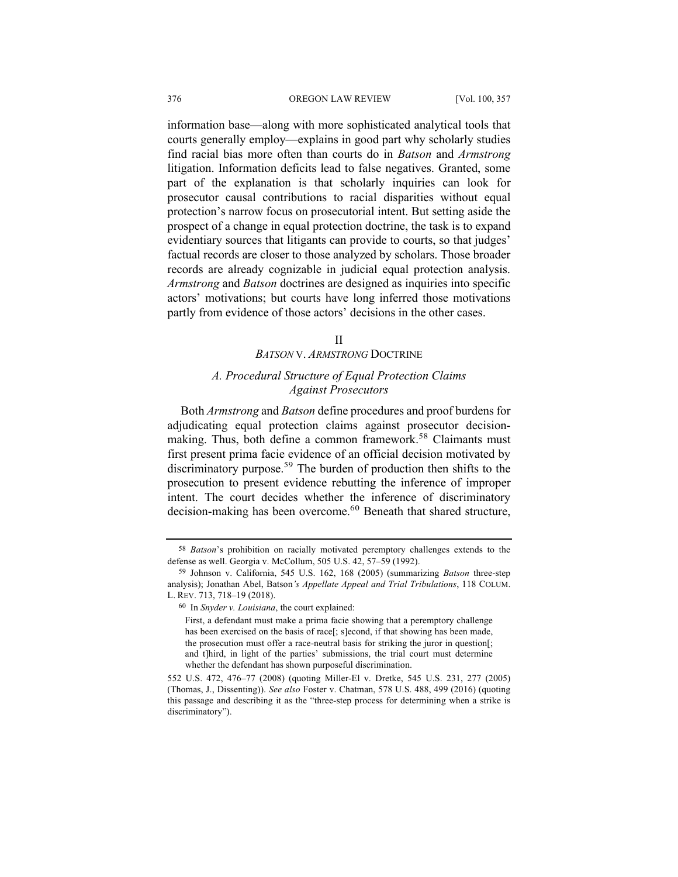information base—along with more sophisticated analytical tools that courts generally employ—explains in good part why scholarly studies find racial bias more often than courts do in *Batson* and *Armstrong* litigation. Information deficits lead to false negatives. Granted, some part of the explanation is that scholarly inquiries can look for prosecutor causal contributions to racial disparities without equal protection's narrow focus on prosecutorial intent. But setting aside the prospect of a change in equal protection doctrine, the task is to expand evidentiary sources that litigants can provide to courts, so that judges' factual records are closer to those analyzed by scholars. Those broader records are already cognizable in judicial equal protection analysis. *Armstrong* and *Batson* doctrines are designed as inquiries into specific actors' motivations; but courts have long inferred those motivations partly from evidence of those actors' decisions in the other cases.

## II
## *BATSON* V. *ARMSTRONG* DOCTRINE

### *A. Procedural Structure of Equal Protection Claims Against Prosecutors*

Both *Armstrong* and *Batson* define procedures and proof burdens for adjudicating equal protection claims against prosecutor decision-making. Thus, both define a common framework.[58] Claimants must first present prima facie evidence of an official decision motivated by discriminatory purpose.[59] The burden of production then shifts to the prosecution to present evidence rebutting the inference of improper intent. The court decides whether the inference of discriminatory decision-making has been overcome.[60] Beneath that shared structure,

---

[58] *Batson*'s prohibition on racially motivated peremptory challenges extends to the defense as well. Georgia v. McCollum, 505 U.S. 42, 57–59 (1992).

[59] Johnson v. California, 545 U.S. 162, 168 (2005) (summarizing *Batson* three-step analysis); Jonathan Abel, Batson*'s Appellate Appeal and Trial Tribulations*, 118 COLUM. L. REV. 713, 718–19 (2018).

[60] In *Snyder v. Louisiana*, the court explained:

> First, a defendant must make a prima facie showing that a peremptory challenge has been exercised on the basis of race[; s]econd, if that showing has been made, the prosecution must offer a race-neutral basis for striking the juror in question[; and t]hird, in light of the parties' submissions, the trial court must determine whether the defendant has shown purposeful discrimination.

552 U.S. 472, 476–77 (2008) (quoting Miller-El v. Dretke, 545 U.S. 231, 277 (2005) (Thomas, J., Dissenting)). *See also* Foster v. Chatman, 578 U.S. 488, 499 (2016) (quoting this passage and describing it as the "three-step process for determining when a strike is discriminatory").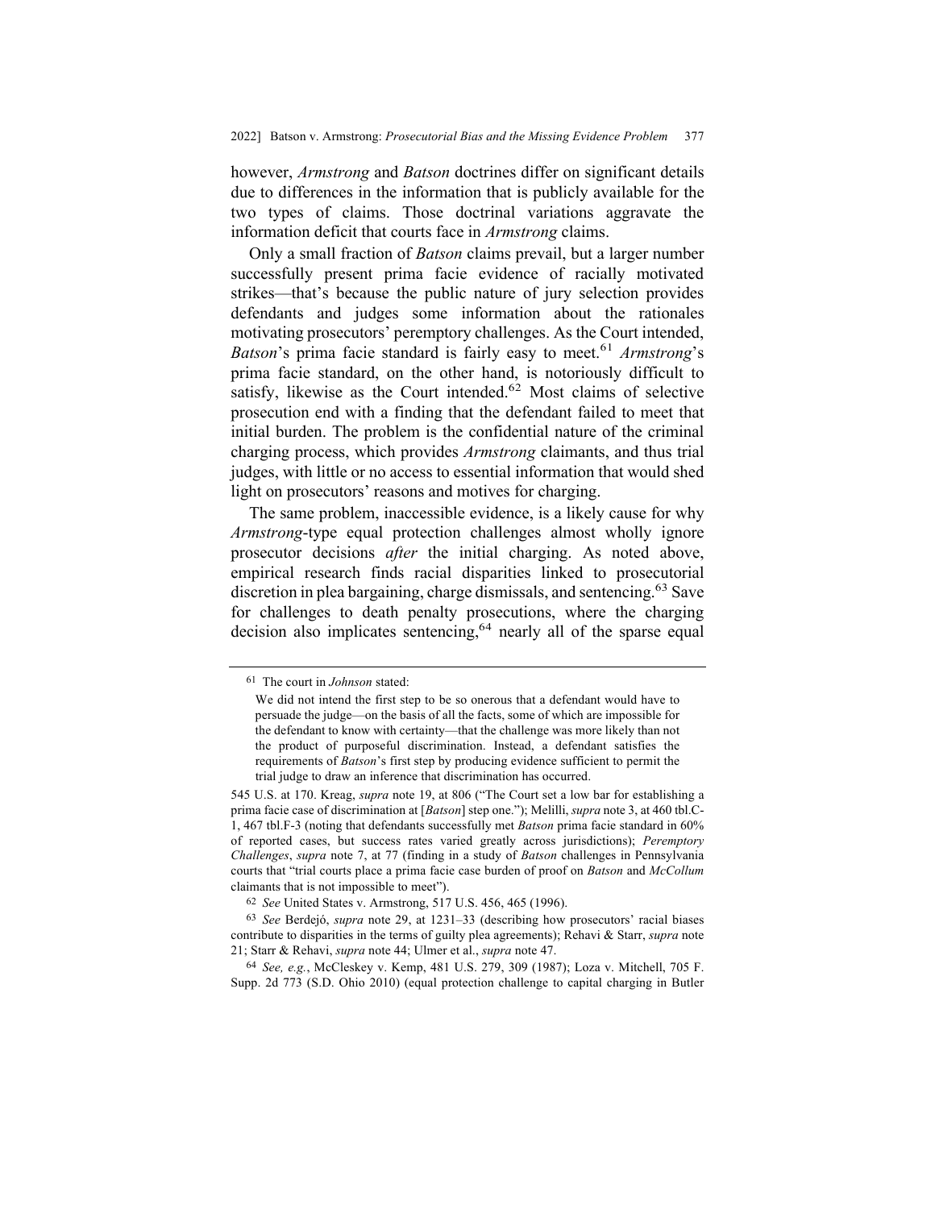however, *Armstrong* and *Batson* doctrines differ on significant details due to differences in the information that is publicly available for the two types of claims. Those doctrinal variations aggravate the information deficit that courts face in *Armstrong* claims.

Only a small fraction of *Batson* claims prevail, but a larger number successfully present prima facie evidence of racially motivated strikes—that's because the public nature of jury selection provides defendants and judges some information about the rationales motivating prosecutors' peremptory challenges. As the Court intended, *Batson*'s prima facie standard is fairly easy to meet.[61] *Armstrong*'s prima facie standard, on the other hand, is notoriously difficult to satisfy, likewise as the Court intended.[62] Most claims of selective prosecution end with a finding that the defendant failed to meet that initial burden. The problem is the confidential nature of the criminal charging process, which provides *Armstrong* claimants, and thus trial judges, with little or no access to essential information that would shed light on prosecutors' reasons and motives for charging.

The same problem, inaccessible evidence, is a likely cause for why *Armstrong*-type equal protection challenges almost wholly ignore prosecutor decisions *after* the initial charging. As noted above, empirical research finds racial disparities linked to prosecutorial discretion in plea bargaining, charge dismissals, and sentencing.[63] Save for challenges to death penalty prosecutions, where the charging decision also implicates sentencing,[64] nearly all of the sparse equal

---

61 The court in *Johnson* stated:

> We did not intend the first step to be so onerous that a defendant would have to persuade the judge—on the basis of all the facts, some of which are impossible for the defendant to know with certainty—that the challenge was more likely than not the product of purposeful discrimination. Instead, a defendant satisfies the requirements of *Batson*'s first step by producing evidence sufficient to permit the trial judge to draw an inference that discrimination has occurred.

545 U.S. at 170. Kreag, *supra* note 19, at 806 ("The Court set a low bar for establishing a prima facie case of discrimination at [*Batson*] step one."); Melilli, *supra* note 3, at 460 tbl.C-1, 467 tbl.F-3 (noting that defendants successfully met *Batson* prima facie standard in 60% of reported cases, but success rates varied greatly across jurisdictions); *Peremptory Challenges*, *supra* note 7, at 77 (finding in a study of *Batson* challenges in Pennsylvania courts that "trial courts place a prima facie case burden of proof on *Batson* and *McCollum* claimants that is not impossible to meet").

62 *See* United States v. Armstrong, 517 U.S. 456, 465 (1996).

63 *See* Berdejó, *supra* note 29, at 1231–33 (describing how prosecutors' racial biases contribute to disparities in the terms of guilty plea agreements); Rehavi & Starr, *supra* note 21; Starr & Rehavi, *supra* note 44; Ulmer et al., *supra* note 47.

64 *See, e.g.*, McCleskey v. Kemp, 481 U.S. 279, 309 (1987); Loza v. Mitchell, 705 F. Supp. 2d 773 (S.D. Ohio 2010) (equal protection challenge to capital charging in Butler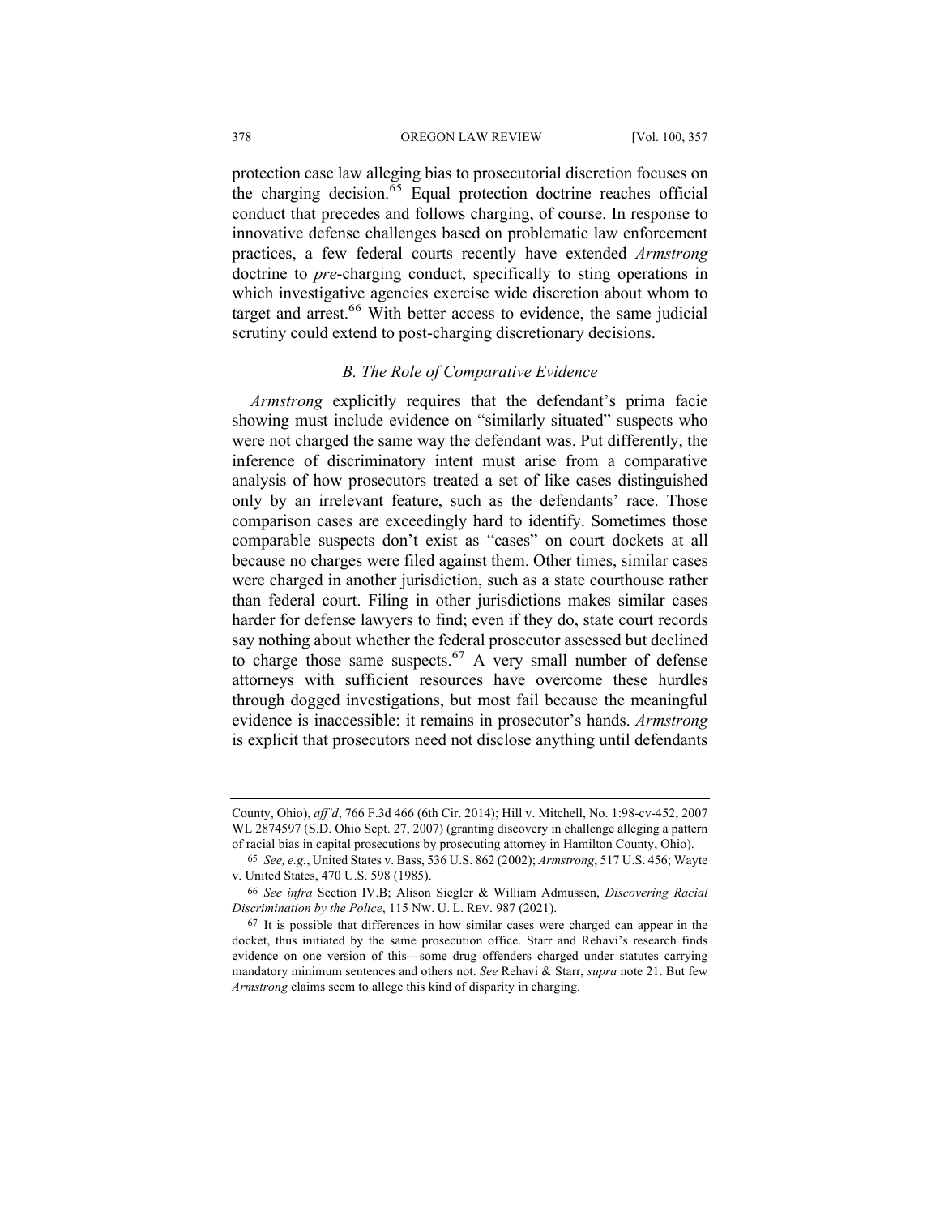protection case law alleging bias to prosecutorial discretion focuses on the charging decision.[65] Equal protection doctrine reaches official conduct that precedes and follows charging, of course. In response to innovative defense challenges based on problematic law enforcement practices, a few federal courts recently have extended *Armstrong* doctrine to *pre*-charging conduct, specifically to sting operations in which investigative agencies exercise wide discretion about whom to target and arrest.[66] With better access to evidence, the same judicial scrutiny could extend to post-charging discretionary decisions.

### *B. The Role of Comparative Evidence*

*Armstrong* explicitly requires that the defendant's prima facie showing must include evidence on "similarly situated" suspects who were not charged the same way the defendant was. Put differently, the inference of discriminatory intent must arise from a comparative analysis of how prosecutors treated a set of like cases distinguished only by an irrelevant feature, such as the defendants' race. Those comparison cases are exceedingly hard to identify. Sometimes those comparable suspects don't exist as "cases" on court dockets at all because no charges were filed against them. Other times, similar cases were charged in another jurisdiction, such as a state courthouse rather than federal court. Filing in other jurisdictions makes similar cases harder for defense lawyers to find; even if they do, state court records say nothing about whether the federal prosecutor assessed but declined to charge those same suspects.[67] A very small number of defense attorneys with sufficient resources have overcome these hurdles through dogged investigations, but most fail because the meaningful evidence is inaccessible: it remains in prosecutor's hands. *Armstrong* is explicit that prosecutors need not disclose anything until defendants

---

County, Ohio), *aff'd*, 766 F.3d 466 (6th Cir. 2014); Hill v. Mitchell, No. 1:98-cv-452, 2007 WL 2874597 (S.D. Ohio Sept. 27, 2007) (granting discovery in challenge alleging a pattern of racial bias in capital prosecutions by prosecuting attorney in Hamilton County, Ohio).

65 *See, e.g.*, United States v. Bass, 536 U.S. 862 (2002); *Armstrong*, 517 U.S. 456; Wayte v. United States, 470 U.S. 598 (1985).

66 *See infra* Section IV.B; Alison Siegler & William Admussen, *Discovering Racial Discrimination by the Police*, 115 NW. U. L. REV. 987 (2021).

67 It is possible that differences in how similar cases were charged can appear in the docket, thus initiated by the same prosecution office. Starr and Rehavi's research finds evidence on one version of this—some drug offenders charged under statutes carrying mandatory minimum sentences and others not. *See* Rehavi & Starr, *supra* note 21. But few *Armstrong* claims seem to allege this kind of disparity in charging.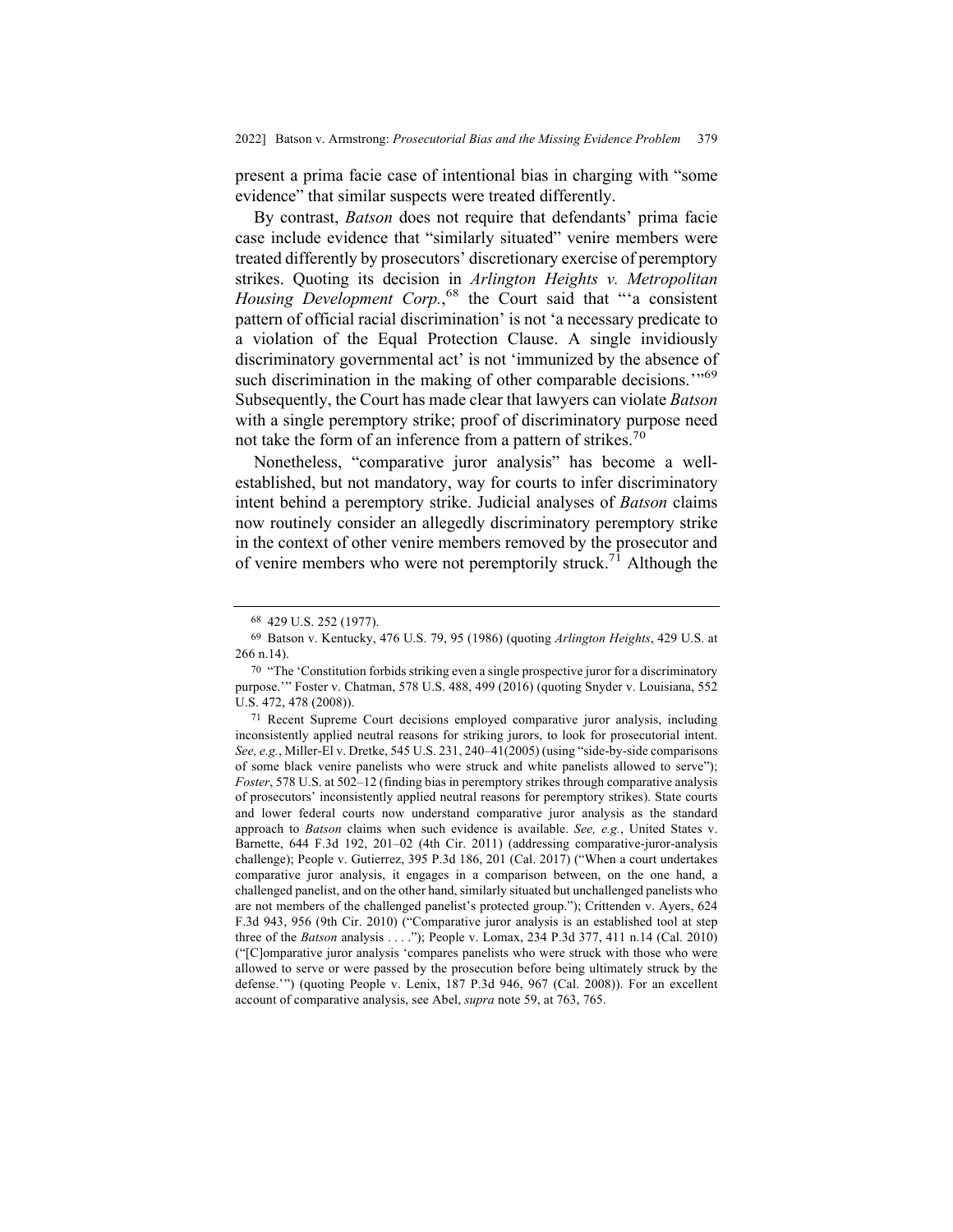present a prima facie case of intentional bias in charging with "some evidence" that similar suspects were treated differently.

By contrast, *Batson* does not require that defendants' prima facie case include evidence that "similarly situated" venire members were treated differently by prosecutors' discretionary exercise of peremptory strikes. Quoting its decision in *Arlington Heights v. Metropolitan Housing Development Corp.*,[68] the Court said that "'a consistent pattern of official racial discrimination' is not 'a necessary predicate to a violation of the Equal Protection Clause. A single invidiously discriminatory governmental act' is not 'immunized by the absence of such discrimination in the making of other comparable decisions.'"[69] Subsequently, the Court has made clear that lawyers can violate *Batson* with a single peremptory strike; proof of discriminatory purpose need not take the form of an inference from a pattern of strikes.[70]

Nonetheless, "comparative juror analysis" has become a well-established, but not mandatory, way for courts to infer discriminatory intent behind a peremptory strike. Judicial analyses of *Batson* claims now routinely consider an allegedly discriminatory peremptory strike in the context of other venire members removed by the prosecutor and of venire members who were not peremptorily struck.[71] Although the

---

[68] 429 U.S. 252 (1977).

[69] Batson v. Kentucky, 476 U.S. 79, 95 (1986) (quoting *Arlington Heights*, 429 U.S. at 266 n.14).

[70] "The 'Constitution forbids striking even a single prospective juror for a discriminatory purpose.'" Foster v. Chatman, 578 U.S. 488, 499 (2016) (quoting Snyder v. Louisiana, 552 U.S. 472, 478 (2008)).

[71] Recent Supreme Court decisions employed comparative juror analysis, including inconsistently applied neutral reasons for striking jurors, to look for prosecutorial intent. *See, e.g.*, Miller-El v. Dretke, 545 U.S. 231, 240–41(2005) (using "side-by-side comparisons of some black venire panelists who were struck and white panelists allowed to serve"); *Foster*, 578 U.S. at 502–12 (finding bias in peremptory strikes through comparative analysis of prosecutors' inconsistently applied neutral reasons for peremptory strikes). State courts and lower federal courts now understand comparative juror analysis as the standard approach to *Batson* claims when such evidence is available. *See, e.g.*, United States v. Barnette, 644 F.3d 192, 201–02 (4th Cir. 2011) (addressing comparative-juror-analysis challenge); People v. Gutierrez, 395 P.3d 186, 201 (Cal. 2017) ("When a court undertakes comparative juror analysis, it engages in a comparison between, on the one hand, a challenged panelist, and on the other hand, similarly situated but unchallenged panelists who are not members of the challenged panelist's protected group."); Crittenden v. Ayers, 624 F.3d 943, 956 (9th Cir. 2010) ("Comparative juror analysis is an established tool at step three of the *Batson* analysis . . . ."); People v. Lomax, 234 P.3d 377, 411 n.14 (Cal. 2010) ("[C]omparative juror analysis 'compares panelists who were struck with those who were allowed to serve or were passed by the prosecution before being ultimately struck by the defense.'") (quoting People v. Lenix, 187 P.3d 946, 967 (Cal. 2008)). For an excellent account of comparative analysis, see Abel, *supra* note 59, at 763, 765.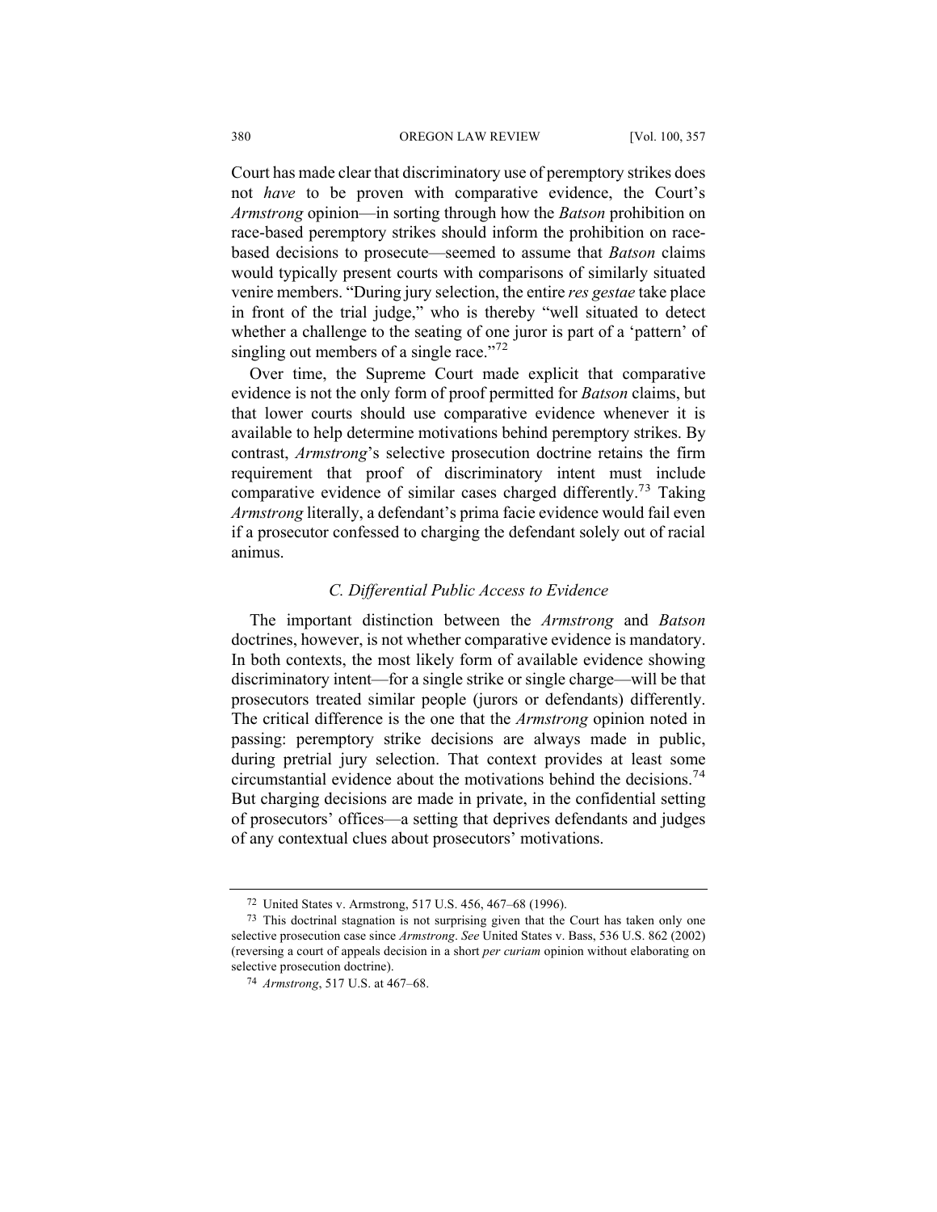Court has made clear that discriminatory use of peremptory strikes does not *have* to be proven with comparative evidence, the Court's *Armstrong* opinion—in sorting through how the *Batson* prohibition on race-based peremptory strikes should inform the prohibition on race-based decisions to prosecute—seemed to assume that *Batson* claims would typically present courts with comparisons of similarly situated venire members. "During jury selection, the entire *res gestae* take place in front of the trial judge," who is thereby "well situated to detect whether a challenge to the seating of one juror is part of a 'pattern' of singling out members of a single race."[72]

Over time, the Supreme Court made explicit that comparative evidence is not the only form of proof permitted for *Batson* claims, but that lower courts should use comparative evidence whenever it is available to help determine motivations behind peremptory strikes. By contrast, *Armstrong*'s selective prosecution doctrine retains the firm requirement that proof of discriminatory intent must include comparative evidence of similar cases charged differently.[73] Taking *Armstrong* literally, a defendant's prima facie evidence would fail even if a prosecutor confessed to charging the defendant solely out of racial animus.

### *C. Differential Public Access to Evidence*

The important distinction between the *Armstrong* and *Batson* doctrines, however, is not whether comparative evidence is mandatory. In both contexts, the most likely form of available evidence showing discriminatory intent—for a single strike or single charge—will be that prosecutors treated similar people (jurors or defendants) differently. The critical difference is the one that the *Armstrong* opinion noted in passing: peremptory strike decisions are always made in public, during pretrial jury selection. That context provides at least some circumstantial evidence about the motivations behind the decisions.[74] But charging decisions are made in private, in the confidential setting of prosecutors' offices—a setting that deprives defendants and judges of any contextual clues about prosecutors' motivations.

---

72 United States v. Armstrong, 517 U.S. 456, 467–68 (1996).

73 This doctrinal stagnation is not surprising given that the Court has taken only one selective prosecution case since *Armstrong*. *See* United States v. Bass, 536 U.S. 862 (2002) (reversing a court of appeals decision in a short *per curiam* opinion without elaborating on selective prosecution doctrine).

74 *Armstrong*, 517 U.S. at 467–68.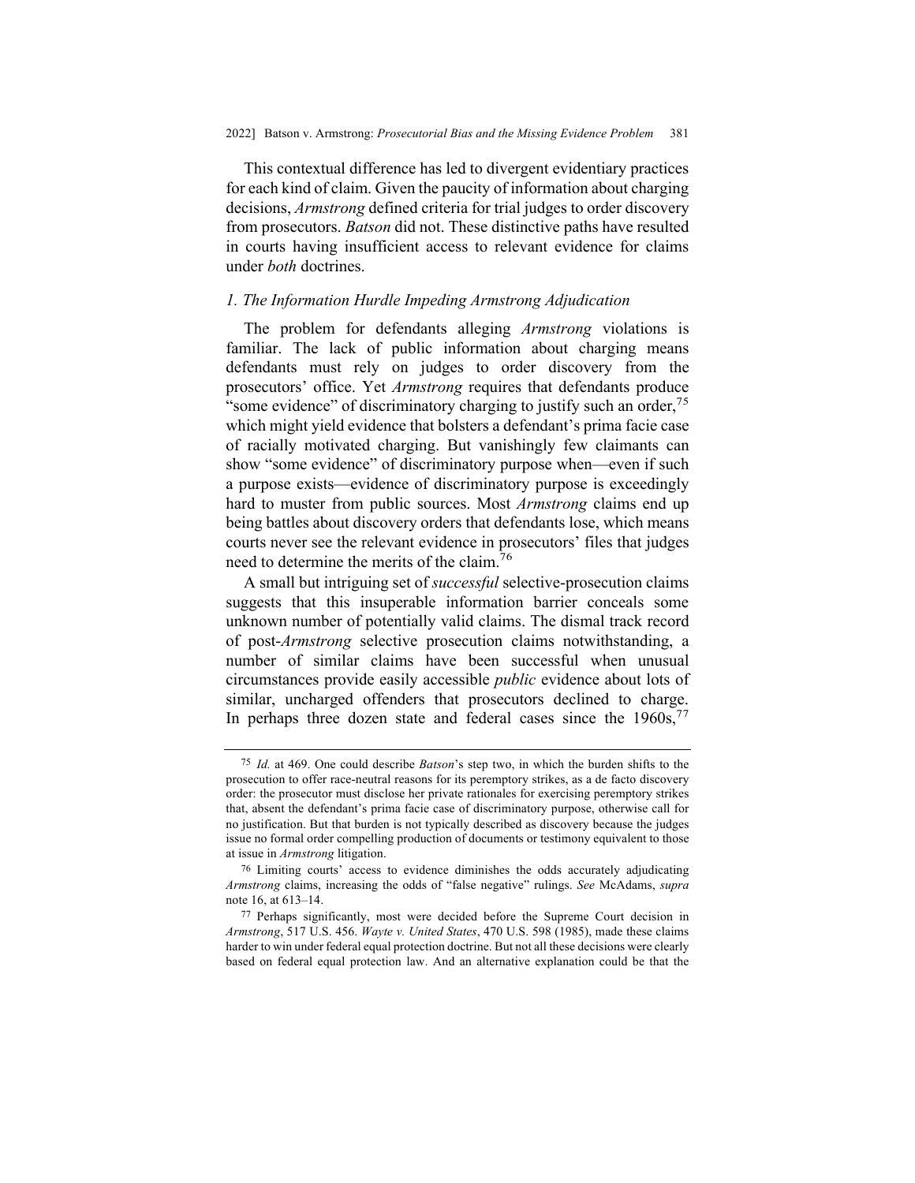This contextual difference has led to divergent evidentiary practices for each kind of claim. Given the paucity of information about charging decisions, *Armstrong* defined criteria for trial judges to order discovery from prosecutors. *Batson* did not. These distinctive paths have resulted in courts having insufficient access to relevant evidence for claims under *both* doctrines.

### *1. The Information Hurdle Impeding Armstrong Adjudication*

The problem for defendants alleging *Armstrong* violations is familiar. The lack of public information about charging means defendants must rely on judges to order discovery from the prosecutors' office. Yet *Armstrong* requires that defendants produce "some evidence" of discriminatory charging to justify such an order,[75] which might yield evidence that bolsters a defendant's prima facie case of racially motivated charging. But vanishingly few claimants can show "some evidence" of discriminatory purpose when—even if such a purpose exists—evidence of discriminatory purpose is exceedingly hard to muster from public sources. Most *Armstrong* claims end up being battles about discovery orders that defendants lose, which means courts never see the relevant evidence in prosecutors' files that judges need to determine the merits of the claim.[76]

A small but intriguing set of *successful* selective-prosecution claims suggests that this insuperable information barrier conceals some unknown number of potentially valid claims. The dismal track record of post-*Armstrong* selective prosecution claims notwithstanding, a number of similar claims have been successful when unusual circumstances provide easily accessible *public* evidence about lots of similar, uncharged offenders that prosecutors declined to charge. In perhaps three dozen state and federal cases since the 1960s,[77]

---

[75] *Id.* at 469. One could describe *Batson*'s step two, in which the burden shifts to the prosecution to offer race-neutral reasons for its peremptory strikes, as a de facto discovery order: the prosecutor must disclose her private rationales for exercising peremptory strikes that, absent the defendant's prima facie case of discriminatory purpose, otherwise call for no justification. But that burden is not typically described as discovery because the judges issue no formal order compelling production of documents or testimony equivalent to those at issue in *Armstrong* litigation.

[76] Limiting courts' access to evidence diminishes the odds accurately adjudicating *Armstrong* claims, increasing the odds of "false negative" rulings. *See* McAdams, *supra* note 16, at 613–14.

[77] Perhaps significantly, most were decided before the Supreme Court decision in *Armstrong*, 517 U.S. 456. *Wayte v. United States*, 470 U.S. 598 (1985), made these claims harder to win under federal equal protection doctrine. But not all these decisions were clearly based on federal equal protection law. And an alternative explanation could be that the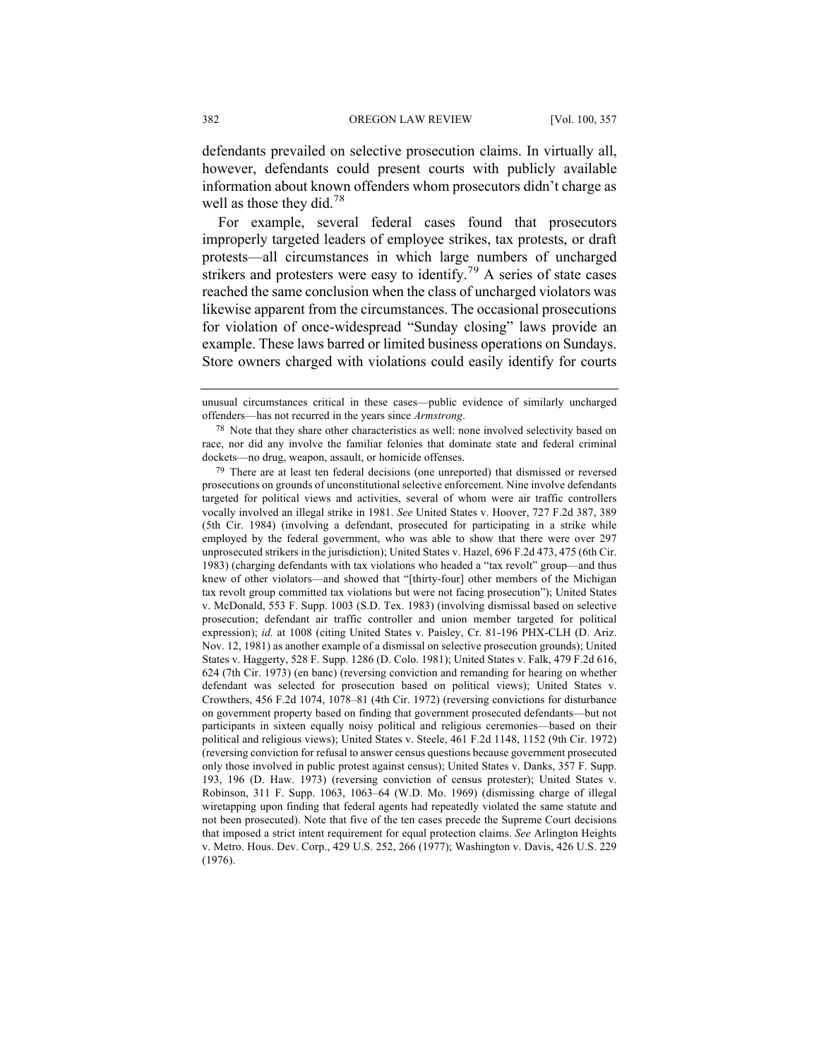defendants prevailed on selective prosecution claims. In virtually all, however, defendants could present courts with publicly available information about known offenders whom prosecutors didn't charge as well as those they did.[78]

For example, several federal cases found that prosecutors improperly targeted leaders of employee strikes, tax protests, or draft protests—all circumstances in which large numbers of uncharged strikers and protesters were easy to identify.[79] A series of state cases reached the same conclusion when the class of uncharged violators was likewise apparent from the circumstances. The occasional prosecutions for violation of once-widespread "Sunday closing" laws provide an example. These laws barred or limited business operations on Sundays. Store owners charged with violations could easily identify for courts

---

unusual circumstances critical in these cases—public evidence of similarly uncharged offenders—has not recurred in the years since *Armstrong*.

[78] Note that they share other characteristics as well: none involved selectivity based on race, nor did any involve the familiar felonies that dominate state and federal criminal dockets—no drug, weapon, assault, or homicide offenses.

[79] There are at least ten federal decisions (one unreported) that dismissed or reversed prosecutions on grounds of unconstitutional selective enforcement. Nine involve defendants targeted for political views and activities, several of whom were air traffic controllers vocally involved an illegal strike in 1981. *See* United States v. Hoover, 727 F.2d 387, 389 (5th Cir. 1984) (involving a defendant, prosecuted for participating in a strike while employed by the federal government, who was able to show that there were over 297 unprosecuted strikers in the jurisdiction); United States v. Hazel, 696 F.2d 473, 475 (6th Cir. 1983) (charging defendants with tax violations who headed a "tax revolt" group—and thus knew of other violators—and showed that "[thirty-four] other members of the Michigan tax revolt group committed tax violations but were not facing prosecution"); United States v. McDonald, 553 F. Supp. 1003 (S.D. Tex. 1983) (involving dismissal based on selective prosecution; defendant air traffic controller and union member targeted for political expression); *id.* at 1008 (citing United States v. Paisley, Cr. 81-196 PHX-CLH (D. Ariz. Nov. 12, 1981) as another example of a dismissal on selective prosecution grounds); United States v. Haggerty, 528 F. Supp. 1286 (D. Colo. 1981); United States v. Falk, 479 F.2d 616, 624 (7th Cir. 1973) (en banc) (reversing conviction and remanding for hearing on whether defendant was selected for prosecution based on political views); United States v. Crowthers, 456 F.2d 1074, 1078–81 (4th Cir. 1972) (reversing convictions for disturbance on government property based on finding that government prosecuted defendants—but not participants in sixteen equally noisy political and religious ceremonies—based on their political and religious views); United States v. Steele, 461 F.2d 1148, 1152 (9th Cir. 1972) (reversing conviction for refusal to answer census questions because government prosecuted only those involved in public protest against census); United States v. Danks, 357 F. Supp. 193, 196 (D. Haw. 1973) (reversing conviction of census protester); United States v. Robinson, 311 F. Supp. 1063, 1063–64 (W.D. Mo. 1969) (dismissing charge of illegal wiretapping upon finding that federal agents had repeatedly violated the same statute and not been prosecuted). Note that five of the ten cases precede the Supreme Court decisions that imposed a strict intent requirement for equal protection claims. *See* Arlington Heights v. Metro. Hous. Dev. Corp., 429 U.S. 252, 266 (1977); Washington v. Davis, 426 U.S. 229 (1976).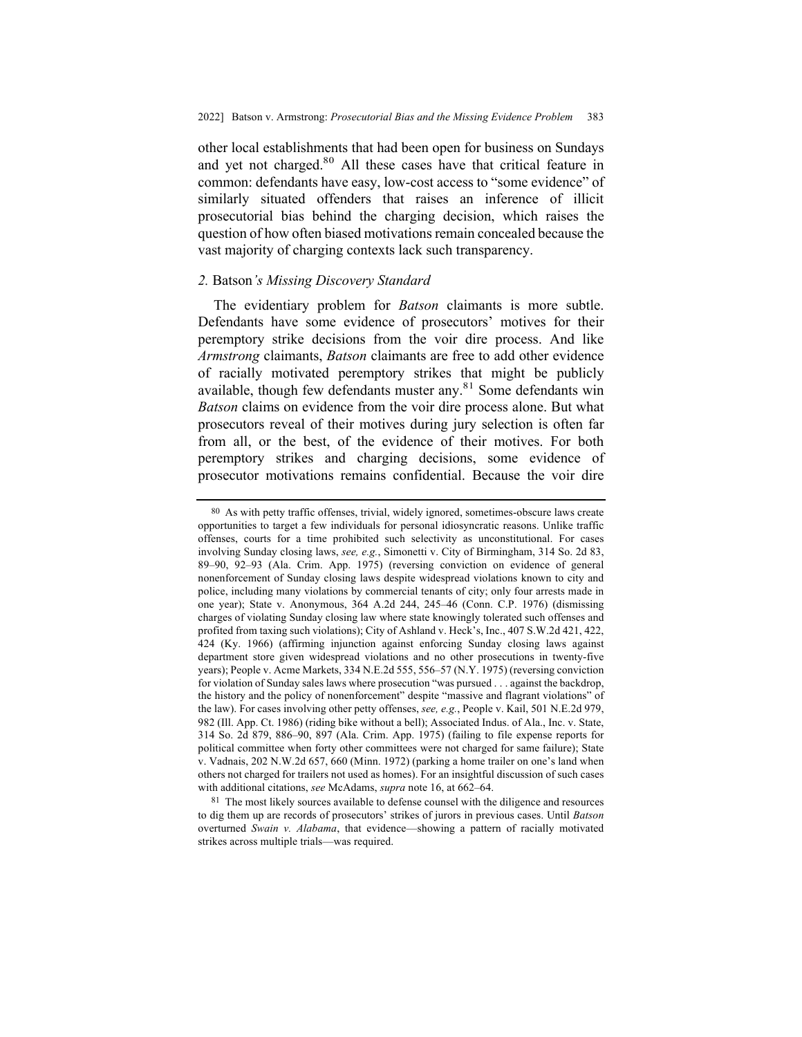other local establishments that had been open for business on Sundays and yet not charged.[80] All these cases have that critical feature in common: defendants have easy, low-cost access to "some evidence" of similarly situated offenders that raises an inference of illicit prosecutorial bias behind the charging decision, which raises the question of how often biased motivations remain concealed because the vast majority of charging contexts lack such transparency.

### *2.* Batson*'s Missing Discovery Standard*

The evidentiary problem for *Batson* claimants is more subtle. Defendants have some evidence of prosecutors' motives for their peremptory strike decisions from the voir dire process. And like *Armstrong* claimants, *Batson* claimants are free to add other evidence of racially motivated peremptory strikes that might be publicly available, though few defendants muster any.[81] Some defendants win *Batson* claims on evidence from the voir dire process alone. But what prosecutors reveal of their motives during jury selection is often far from all, or the best, of the evidence of their motives. For both peremptory strikes and charging decisions, some evidence of prosecutor motivations remains confidential. Because the voir dire

---

[80] As with petty traffic offenses, trivial, widely ignored, sometimes-obscure laws create opportunities to target a few individuals for personal idiosyncratic reasons. Unlike traffic offenses, courts for a time prohibited such selectivity as unconstitutional. For cases involving Sunday closing laws, *see, e.g.*, Simonetti v. City of Birmingham, 314 So. 2d 83, 89–90, 92–93 (Ala. Crim. App. 1975) (reversing conviction on evidence of general nonenforcement of Sunday closing laws despite widespread violations known to city and police, including many violations by commercial tenants of city; only four arrests made in one year); State v. Anonymous, 364 A.2d 244, 245–46 (Conn. C.P. 1976) (dismissing charges of violating Sunday closing law where state knowingly tolerated such offenses and profited from taxing such violations); City of Ashland v. Heck's, Inc., 407 S.W.2d 421, 422, 424 (Ky. 1966) (affirming injunction against enforcing Sunday closing laws against department store given widespread violations and no other prosecutions in twenty-five years); People v. Acme Markets, 334 N.E.2d 555, 556–57 (N.Y. 1975) (reversing conviction for violation of Sunday sales laws where prosecution "was pursued . . . against the backdrop, the history and the policy of nonenforcement" despite "massive and flagrant violations" of the law). For cases involving other petty offenses, *see, e.g.*, People v. Kail, 501 N.E.2d 979, 982 (Ill. App. Ct. 1986) (riding bike without a bell); Associated Indus. of Ala., Inc. v. State, 314 So. 2d 879, 886–90, 897 (Ala. Crim. App. 1975) (failing to file expense reports for political committee when forty other committees were not charged for same failure); State v. Vadnais, 202 N.W.2d 657, 660 (Minn. 1972) (parking a home trailer on one's land when others not charged for trailers not used as homes). For an insightful discussion of such cases with additional citations, *see* McAdams, *supra* note 16, at 662–64.

[81] The most likely sources available to defense counsel with the diligence and resources to dig them up are records of prosecutors' strikes of jurors in previous cases. Until *Batson* overturned *Swain v. Alabama*, that evidence—showing a pattern of racially motivated strikes across multiple trials—was required.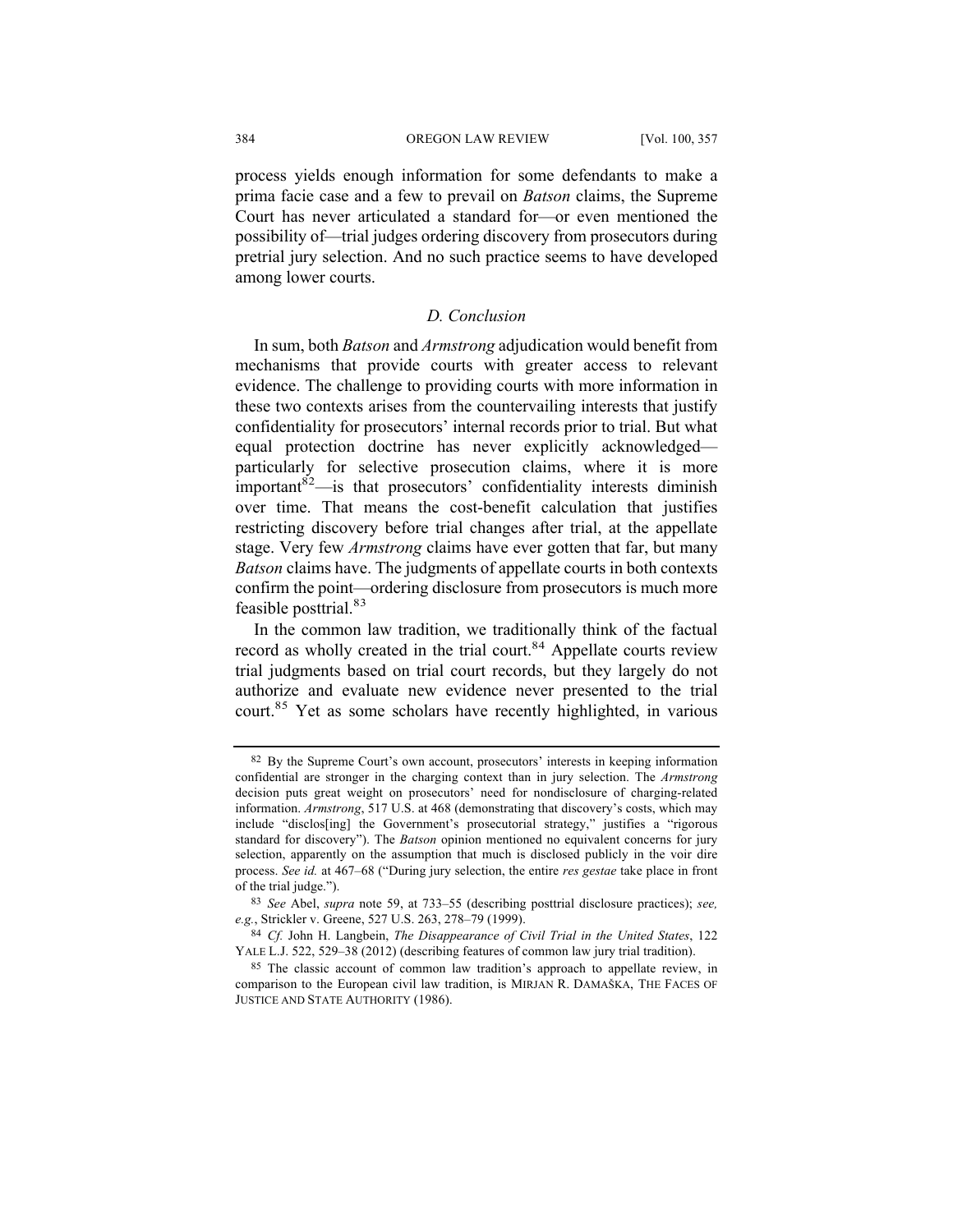process yields enough information for some defendants to make a prima facie case and a few to prevail on *Batson* claims, the Supreme Court has never articulated a standard for—or even mentioned the possibility of—trial judges ordering discovery from prosecutors during pretrial jury selection. And no such practice seems to have developed among lower courts.

### *D. Conclusion*

In sum, both *Batson* and *Armstrong* adjudication would benefit from mechanisms that provide courts with greater access to relevant evidence. The challenge to providing courts with more information in these two contexts arises from the countervailing interests that justify confidentiality for prosecutors' internal records prior to trial. But what equal protection doctrine has never explicitly acknowledged—particularly for selective prosecution claims, where it is more important[82]—is that prosecutors' confidentiality interests diminish over time. That means the cost-benefit calculation that justifies restricting discovery before trial changes after trial, at the appellate stage. Very few *Armstrong* claims have ever gotten that far, but many *Batson* claims have. The judgments of appellate courts in both contexts confirm the point—ordering disclosure from prosecutors is much more feasible posttrial.[83]

In the common law tradition, we traditionally think of the factual record as wholly created in the trial court.[84] Appellate courts review trial judgments based on trial court records, but they largely do not authorize and evaluate new evidence never presented to the trial court.[85] Yet as some scholars have recently highlighted, in various

---

[82] By the Supreme Court's own account, prosecutors' interests in keeping information confidential are stronger in the charging context than in jury selection. The *Armstrong* decision puts great weight on prosecutors' need for nondisclosure of charging-related information. *Armstrong*, 517 U.S. at 468 (demonstrating that discovery's costs, which may include "disclos[ing] the Government's prosecutorial strategy," justifies a "rigorous standard for discovery"). The *Batson* opinion mentioned no equivalent concerns for jury selection, apparently on the assumption that much is disclosed publicly in the voir dire process. *See id.* at 467–68 ("During jury selection, the entire *res gestae* take place in front of the trial judge.").

[83] *See* Abel, *supra* note 59, at 733–55 (describing posttrial disclosure practices); *see, e.g.*, Strickler v. Greene, 527 U.S. 263, 278–79 (1999).

[84] *Cf.* John H. Langbein, *The Disappearance of Civil Trial in the United States*, 122 YALE L.J. 522, 529–38 (2012) (describing features of common law jury trial tradition).

[85] The classic account of common law tradition's approach to appellate review, in comparison to the European civil law tradition, is MIRJAN R. DAMAŠKA, THE FACES OF JUSTICE AND STATE AUTHORITY (1986).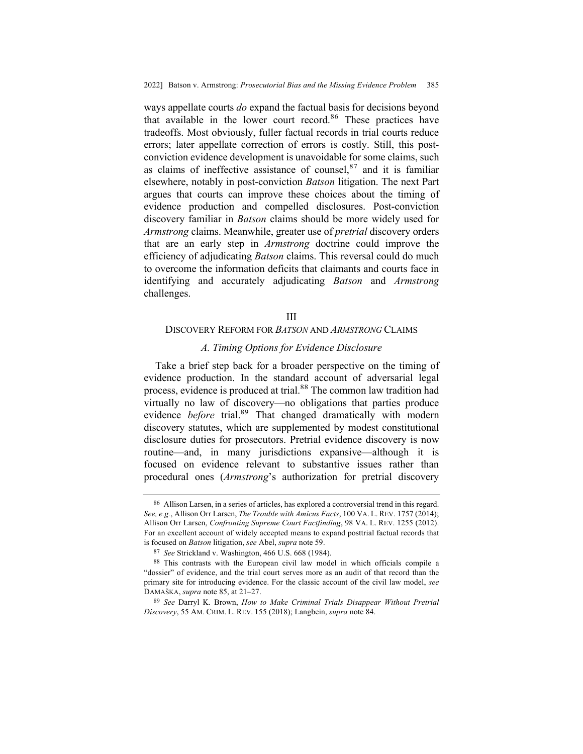ways appellate courts *do* expand the factual basis for decisions beyond that available in the lower court record.[86] These practices have tradeoffs. Most obviously, fuller factual records in trial courts reduce errors; later appellate correction of errors is costly. Still, this post-conviction evidence development is unavoidable for some claims, such as claims of ineffective assistance of counsel,[87] and it is familiar elsewhere, notably in post-conviction *Batson* litigation. The next Part argues that courts can improve these choices about the timing of evidence production and compelled disclosures. Post-conviction discovery familiar in *Batson* claims should be more widely used for *Armstrong* claims. Meanwhile, greater use of *pretrial* discovery orders that are an early step in *Armstrong* doctrine could improve the efficiency of adjudicating *Batson* claims. This reversal could do much to overcome the information deficits that claimants and courts face in identifying and accurately adjudicating *Batson* and *Armstrong* challenges.

## III
## Discovery Reform for *Batson* and *Armstrong* Claims

### *A. Timing Options for Evidence Disclosure*

Take a brief step back for a broader perspective on the timing of evidence production. In the standard account of adversarial legal process, evidence is produced at trial.[88] The common law tradition had virtually no law of discovery—no obligations that parties produce evidence *before* trial.[89] That changed dramatically with modern discovery statutes, which are supplemented by modest constitutional disclosure duties for prosecutors. Pretrial evidence discovery is now routine—and, in many jurisdictions expansive—although it is focused on evidence relevant to substantive issues rather than procedural ones (*Armstrong*'s authorization for pretrial discovery

---

[86] Allison Larsen, in a series of articles, has explored a controversial trend in this regard. *See, e.g.*, Allison Orr Larsen, *The Trouble with Amicus Facts*, 100 Va. L. Rev. 1757 (2014); Allison Orr Larsen, *Confronting Supreme Court Factfinding*, 98 Va. L. Rev. 1255 (2012). For an excellent account of widely accepted means to expand posttrial factual records that is focused on *Batson* litigation, *see* Abel, *supra* note 59.

[87] *See* Strickland v. Washington, 466 U.S. 668 (1984).

[88] This contrasts with the European civil law model in which officials compile a "dossier" of evidence, and the trial court serves more as an audit of that record than the primary site for introducing evidence. For the classic account of the civil law model, *see* Damaška, *supra* note 85, at 21–27.

[89] *See* Darryl K. Brown, *How to Make Criminal Trials Disappear Without Pretrial Discovery*, 55 Am. Crim. L. Rev. 155 (2018); Langbein, *supra* note 84.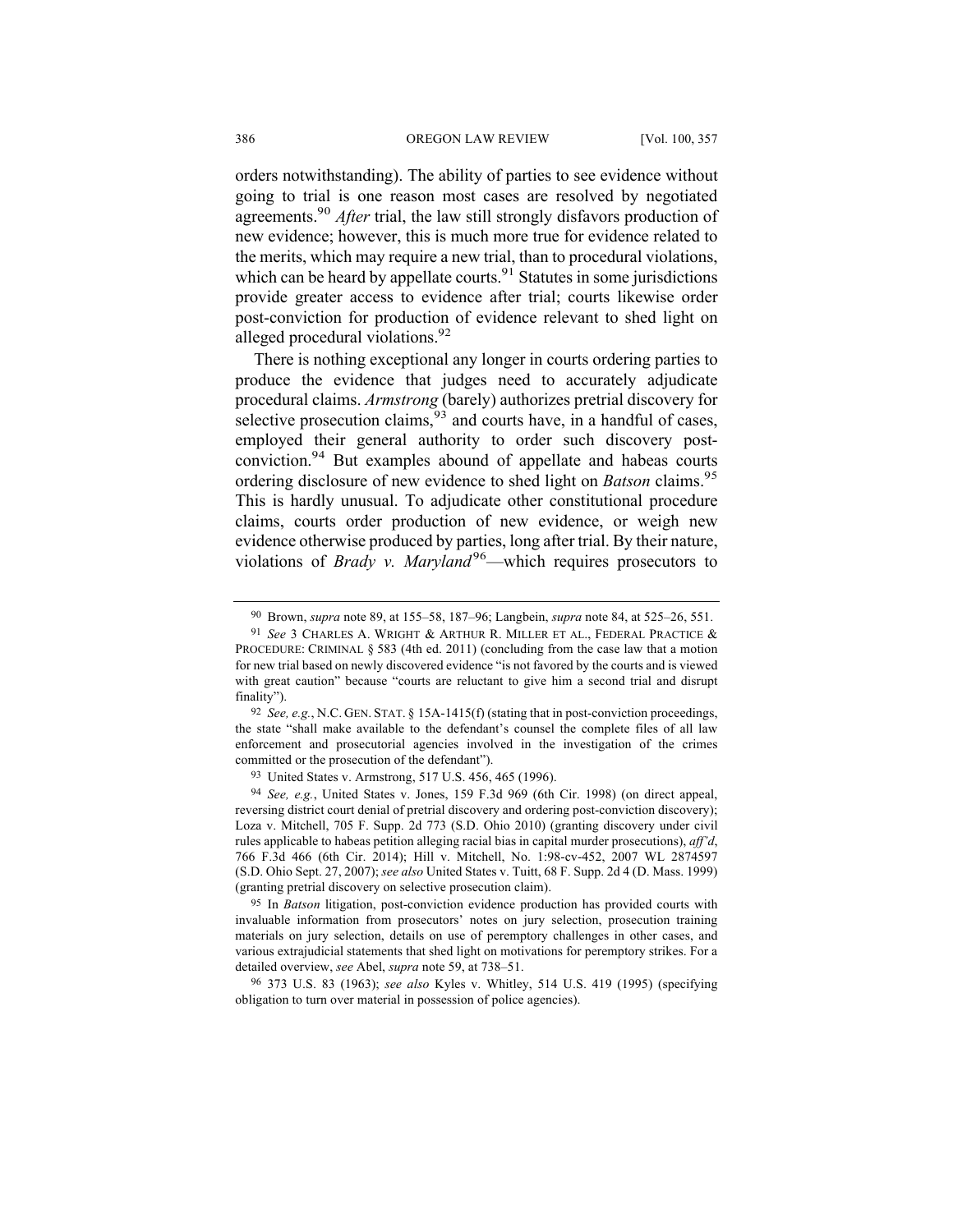orders notwithstanding). The ability of parties to see evidence without going to trial is one reason most cases are resolved by negotiated agreements.[90] *After* trial, the law still strongly disfavors production of new evidence; however, this is much more true for evidence related to the merits, which may require a new trial, than to procedural violations, which can be heard by appellate courts.[91] Statutes in some jurisdictions provide greater access to evidence after trial; courts likewise order post-conviction for production of evidence relevant to shed light on alleged procedural violations.[92]

There is nothing exceptional any longer in courts ordering parties to produce the evidence that judges need to accurately adjudicate procedural claims. *Armstrong* (barely) authorizes pretrial discovery for selective prosecution claims,[93] and courts have, in a handful of cases, employed their general authority to order such discovery post-conviction.[94] But examples abound of appellate and habeas courts ordering disclosure of new evidence to shed light on *Batson* claims.[95] This is hardly unusual. To adjudicate other constitutional procedure claims, courts order production of new evidence, or weigh new evidence otherwise produced by parties, long after trial. By their nature, violations of *Brady v. Maryland*[96]—which requires prosecutors to

---

[90] Brown, *supra* note 89, at 155–58, 187–96; Langbein, *supra* note 84, at 525–26, 551.

[91] *See* 3 CHARLES A. WRIGHT & ARTHUR R. MILLER ET AL., FEDERAL PRACTICE & PROCEDURE: CRIMINAL § 583 (4th ed. 2011) (concluding from the case law that a motion for new trial based on newly discovered evidence "is not favored by the courts and is viewed with great caution" because "courts are reluctant to give him a second trial and disrupt finality").

[92] *See, e.g.*, N.C. GEN. STAT. § 15A-1415(f) (stating that in post-conviction proceedings, the state "shall make available to the defendant's counsel the complete files of all law enforcement and prosecutorial agencies involved in the investigation of the crimes committed or the prosecution of the defendant").

[93] United States v. Armstrong, 517 U.S. 456, 465 (1996).

[94] *See, e.g.*, United States v. Jones, 159 F.3d 969 (6th Cir. 1998) (on direct appeal, reversing district court denial of pretrial discovery and ordering post-conviction discovery); Loza v. Mitchell, 705 F. Supp. 2d 773 (S.D. Ohio 2010) (granting discovery under civil rules applicable to habeas petition alleging racial bias in capital murder prosecutions), *aff'd*, 766 F.3d 466 (6th Cir. 2014); Hill v. Mitchell, No. 1:98-cv-452, 2007 WL 2874597 (S.D. Ohio Sept. 27, 2007); *see also* United States v. Tuitt, 68 F. Supp. 2d 4 (D. Mass. 1999) (granting pretrial discovery on selective prosecution claim).

[95] In *Batson* litigation, post-conviction evidence production has provided courts with invaluable information from prosecutors' notes on jury selection, prosecution training materials on jury selection, details on use of peremptory challenges in other cases, and various extrajudicial statements that shed light on motivations for peremptory strikes. For a detailed overview, *see* Abel, *supra* note 59, at 738–51.

[96] 373 U.S. 83 (1963); *see also* Kyles v. Whitley, 514 U.S. 419 (1995) (specifying obligation to turn over material in possession of police agencies).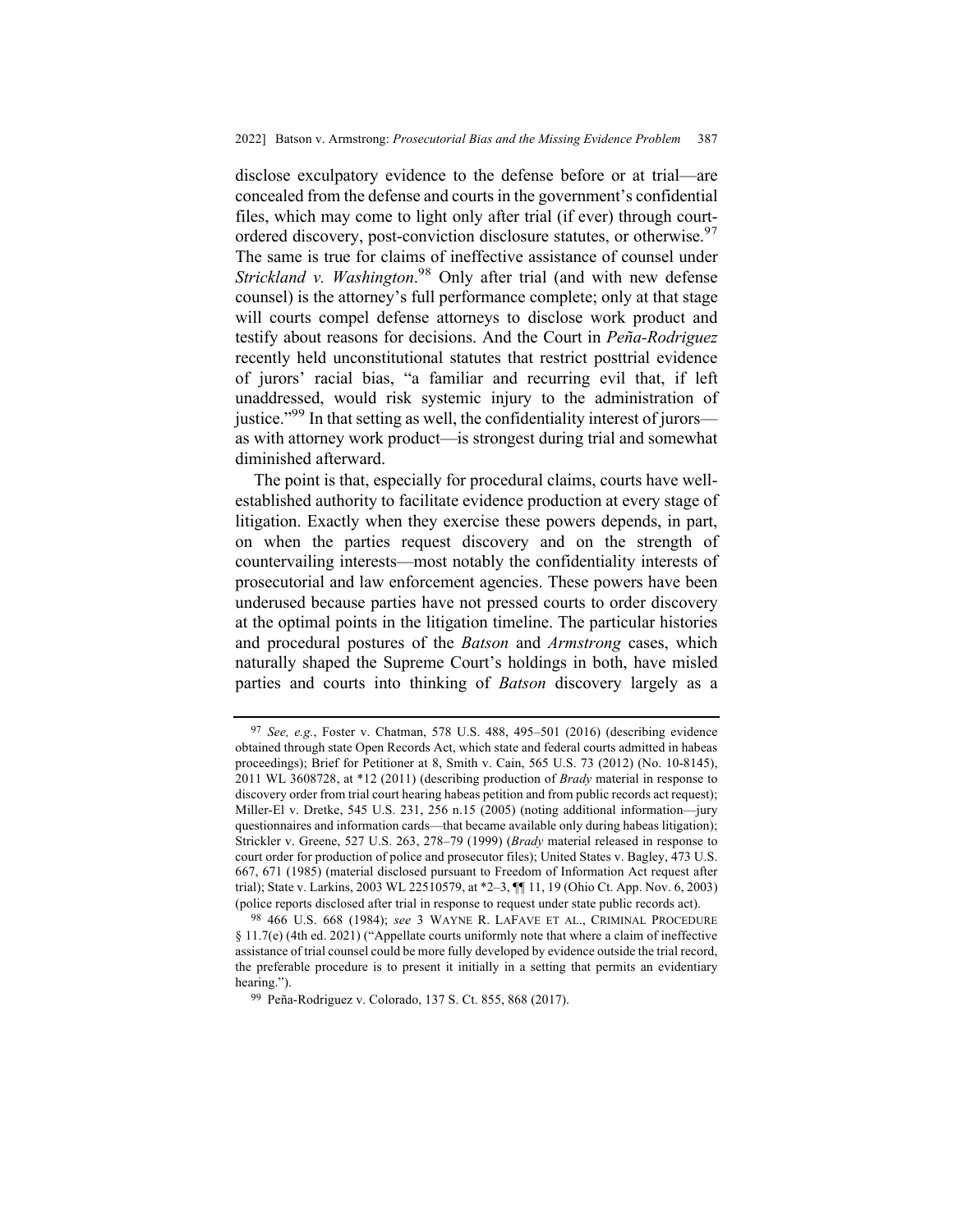disclose exculpatory evidence to the defense before or at trial—are concealed from the defense and courts in the government's confidential files, which may come to light only after trial (if ever) through court-ordered discovery, post-conviction disclosure statutes, or otherwise.[97] The same is true for claims of ineffective assistance of counsel under *Strickland v. Washington*.[98] Only after trial (and with new defense counsel) is the attorney's full performance complete; only at that stage will courts compel defense attorneys to disclose work product and testify about reasons for decisions. And the Court in *Peña-Rodriguez* recently held unconstitutional statutes that restrict posttrial evidence of jurors' racial bias, "a familiar and recurring evil that, if left unaddressed, would risk systemic injury to the administration of justice."[99] In that setting as well, the confidentiality interest of jurors—as with attorney work product—is strongest during trial and somewhat diminished afterward.

The point is that, especially for procedural claims, courts have well-established authority to facilitate evidence production at every stage of litigation. Exactly when they exercise these powers depends, in part, on when the parties request discovery and on the strength of countervailing interests—most notably the confidentiality interests of prosecutorial and law enforcement agencies. These powers have been underused because parties have not pressed courts to order discovery at the optimal points in the litigation timeline. The particular histories and procedural postures of the *Batson* and *Armstrong* cases, which naturally shaped the Supreme Court's holdings in both, have misled parties and courts into thinking of *Batson* discovery largely as a

---

[97] *See, e.g.*, Foster v. Chatman, 578 U.S. 488, 495–501 (2016) (describing evidence obtained through state Open Records Act, which state and federal courts admitted in habeas proceedings); Brief for Petitioner at 8, Smith v. Cain, 565 U.S. 73 (2012) (No. 10-8145), 2011 WL 3608728, at *12 (2011) (describing production of *Brady* material in response to discovery order from trial court hearing habeas petition and from public records act request); Miller-El v. Dretke, 545 U.S. 231, 256 n.15 (2005) (noting additional information—jury questionnaires and information cards—that became available only during habeas litigation); Strickler v. Greene, 527 U.S. 263, 278–79 (1999) (*Brady* material released in response to court order for production of police and prosecutor files); United States v. Bagley, 473 U.S. 667, 671 (1985) (material disclosed pursuant to Freedom of Information Act request after trial); State v. Larkins, 2003 WL 22510579, at *2–3, ¶¶ 11, 19 (Ohio Ct. App. Nov. 6, 2003) (police reports disclosed after trial in response to request under state public records act).

[98] 466 U.S. 668 (1984); *see* 3 WAYNE R. LAFAVE ET AL., CRIMINAL PROCEDURE § 11.7(e) (4th ed. 2021) ("Appellate courts uniformly note that where a claim of ineffective assistance of trial counsel could be more fully developed by evidence outside the trial record, the preferable procedure is to present it initially in a setting that permits an evidentiary hearing.").

[99] Peña-Rodriguez v. Colorado, 137 S. Ct. 855, 868 (2017).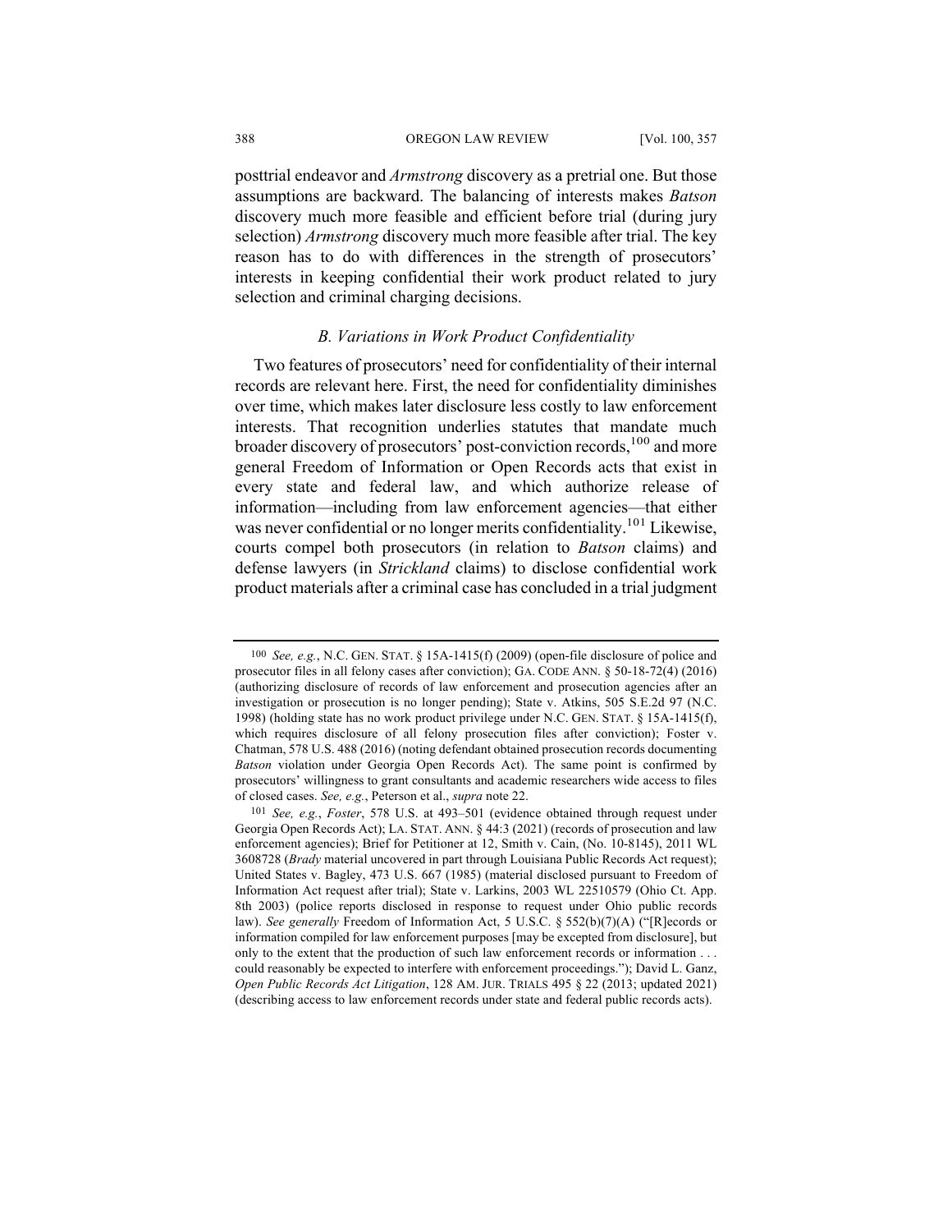posttrial endeavor and *Armstrong* discovery as a pretrial one. But those assumptions are backward. The balancing of interests makes *Batson* discovery much more feasible and efficient before trial (during jury selection) *Armstrong* discovery much more feasible after trial. The key reason has to do with differences in the strength of prosecutors' interests in keeping confidential their work product related to jury selection and criminal charging decisions.

### *B. Variations in Work Product Confidentiality*

Two features of prosecutors' need for confidentiality of their internal records are relevant here. First, the need for confidentiality diminishes over time, which makes later disclosure less costly to law enforcement interests. That recognition underlies statutes that mandate much broader discovery of prosecutors' post-conviction records,[100] and more general Freedom of Information or Open Records acts that exist in every state and federal law, and which authorize release of information—including from law enforcement agencies—that either was never confidential or no longer merits confidentiality.[101] Likewise, courts compel both prosecutors (in relation to *Batson* claims) and defense lawyers (in *Strickland* claims) to disclose confidential work product materials after a criminal case has concluded in a trial judgment

---

100 *See, e.g.*, N.C. GEN. STAT. § 15A-1415(f) (2009) (open-file disclosure of police and prosecutor files in all felony cases after conviction); GA. CODE ANN. § 50-18-72(4) (2016) (authorizing disclosure of records of law enforcement and prosecution agencies after an investigation or prosecution is no longer pending); State v. Atkins, 505 S.E.2d 97 (N.C. 1998) (holding state has no work product privilege under N.C. GEN. STAT. § 15A-1415(f), which requires disclosure of all felony prosecution files after conviction); Foster v. Chatman, 578 U.S. 488 (2016) (noting defendant obtained prosecution records documenting *Batson* violation under Georgia Open Records Act). The same point is confirmed by prosecutors' willingness to grant consultants and academic researchers wide access to files of closed cases. *See, e.g.*, Peterson et al., *supra* note 22.

101 *See, e.g.*, *Foster*, 578 U.S. at 493–501 (evidence obtained through request under Georgia Open Records Act); LA. STAT. ANN. § 44:3 (2021) (records of prosecution and law enforcement agencies); Brief for Petitioner at 12, Smith v. Cain, (No. 10-8145), 2011 WL 3608728 (*Brady* material uncovered in part through Louisiana Public Records Act request); United States v. Bagley, 473 U.S. 667 (1985) (material disclosed pursuant to Freedom of Information Act request after trial); State v. Larkins, 2003 WL 22510579 (Ohio Ct. App. 8th 2003) (police reports disclosed in response to request under Ohio public records law). *See generally* Freedom of Information Act, 5 U.S.C. § 552(b)(7)(A) ("[R]ecords or information compiled for law enforcement purposes [may be excepted from disclosure], but only to the extent that the production of such law enforcement records or information . . . could reasonably be expected to interfere with enforcement proceedings."); David L. Ganz, *Open Public Records Act Litigation*, 128 AM. JUR. TRIALS 495 § 22 (2013; updated 2021) (describing access to law enforcement records under state and federal public records acts).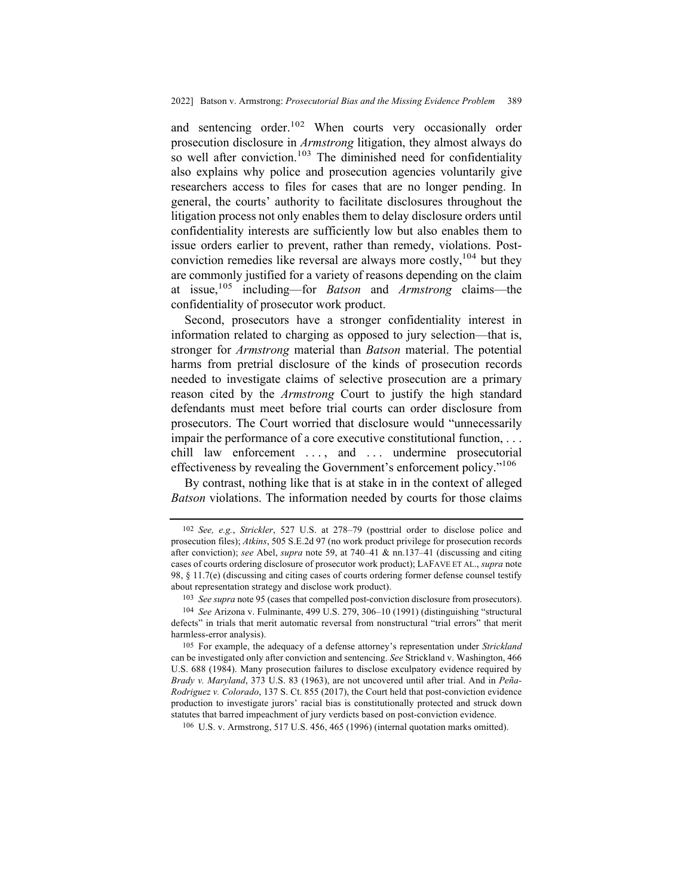and sentencing order.[102] When courts very occasionally order prosecution disclosure in *Armstrong* litigation, they almost always do so well after conviction.[103] The diminished need for confidentiality also explains why police and prosecution agencies voluntarily give researchers access to files for cases that are no longer pending. In general, the courts' authority to facilitate disclosures throughout the litigation process not only enables them to delay disclosure orders until confidentiality interests are sufficiently low but also enables them to issue orders earlier to prevent, rather than remedy, violations. Post-conviction remedies like reversal are always more costly,[104] but they are commonly justified for a variety of reasons depending on the claim at issue,[105] including—for *Batson* and *Armstrong* claims—the confidentiality of prosecutor work product.

Second, prosecutors have a stronger confidentiality interest in information related to charging as opposed to jury selection—that is, stronger for *Armstrong* material than *Batson* material. The potential harms from pretrial disclosure of the kinds of prosecution records needed to investigate claims of selective prosecution are a primary reason cited by the *Armstrong* Court to justify the high standard defendants must meet before trial courts can order disclosure from prosecutors. The Court worried that disclosure would "unnecessarily impair the performance of a core executive constitutional function, . . . chill law enforcement . . . , and . . . undermine prosecutorial effectiveness by revealing the Government's enforcement policy."[106]

By contrast, nothing like that is at stake in in the context of alleged *Batson* violations. The information needed by courts for those claims

---

[102] *See, e.g.*, *Strickler*, 527 U.S. at 278–79 (posttrial order to disclose police and prosecution files); *Atkins*, 505 S.E.2d 97 (no work product privilege for prosecution records after conviction); *see* Abel, *supra* note 59, at 740–41 & nn.137–41 (discussing and citing cases of courts ordering disclosure of prosecutor work product); LAFAVE ET AL., *supra* note 98, § 11.7(e) (discussing and citing cases of courts ordering former defense counsel testify about representation strategy and disclose work product).

[103] *See supra* note 95 (cases that compelled post-conviction disclosure from prosecutors).

[104] *See* Arizona v. Fulminante, 499 U.S. 279, 306–10 (1991) (distinguishing "structural defects" in trials that merit automatic reversal from nonstructural "trial errors" that merit harmless-error analysis).

[105] For example, the adequacy of a defense attorney's representation under *Strickland* can be investigated only after conviction and sentencing. *See* Strickland v. Washington, 466 U.S. 688 (1984). Many prosecution failures to disclose exculpatory evidence required by *Brady v. Maryland*, 373 U.S. 83 (1963), are not uncovered until after trial. And in *Peña-Rodriguez v. Colorado*, 137 S. Ct. 855 (2017), the Court held that post-conviction evidence production to investigate jurors' racial bias is constitutionally protected and struck down statutes that barred impeachment of jury verdicts based on post-conviction evidence.

[106] U.S. v. Armstrong, 517 U.S. 456, 465 (1996) (internal quotation marks omitted).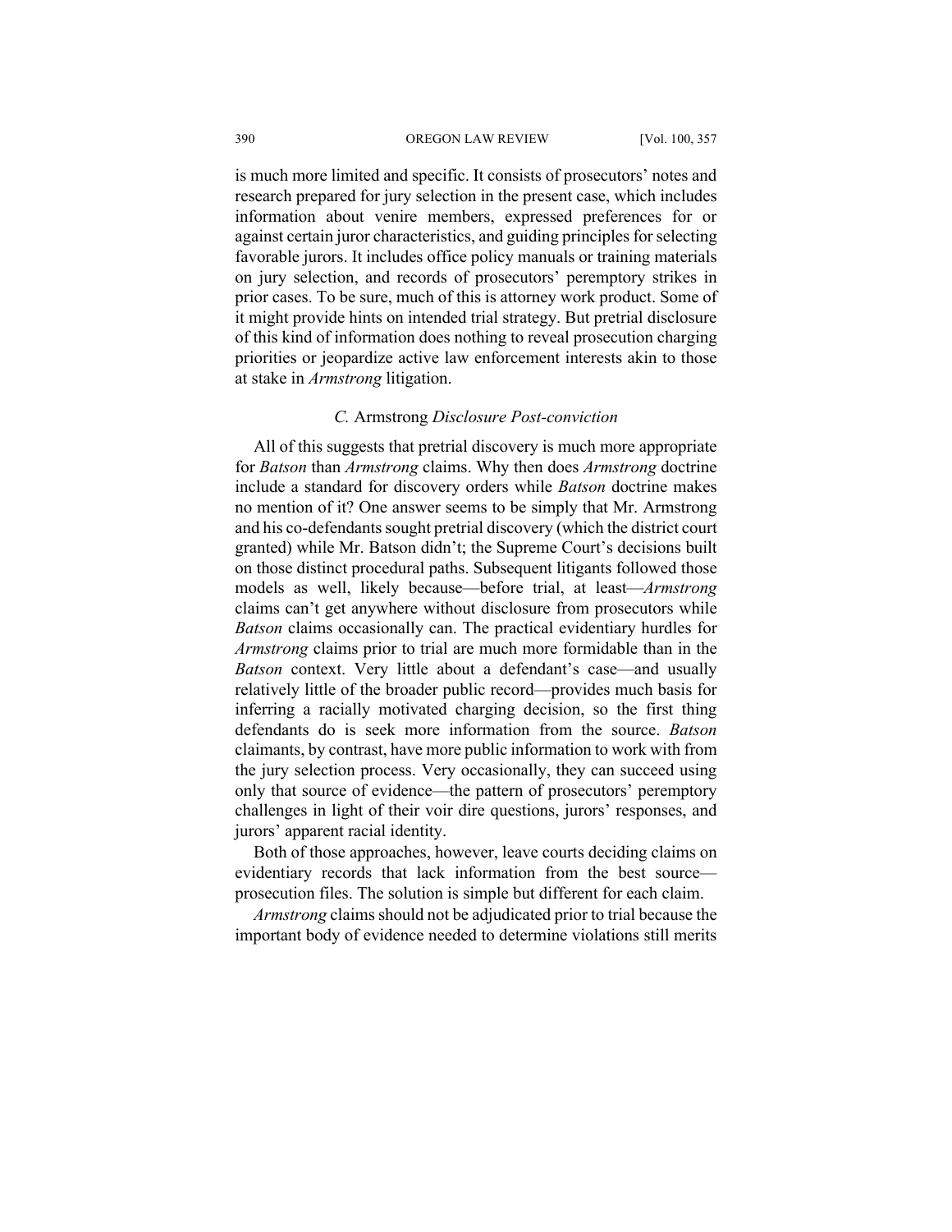is much more limited and specific. It consists of prosecutors' notes and research prepared for jury selection in the present case, which includes information about venire members, expressed preferences for or against certain juror characteristics, and guiding principles for selecting favorable jurors. It includes office policy manuals or training materials on jury selection, and records of prosecutors' peremptory strikes in prior cases. To be sure, much of this is attorney work product. Some of it might provide hints on intended trial strategy. But pretrial disclosure of this kind of information does nothing to reveal prosecution charging priorities or jeopardize active law enforcement interests akin to those at stake in *Armstrong* litigation.

### *C.* Armstrong *Disclosure Post-conviction*

All of this suggests that pretrial discovery is much more appropriate for *Batson* than *Armstrong* claims. Why then does *Armstrong* doctrine include a standard for discovery orders while *Batson* doctrine makes no mention of it? One answer seems to be simply that Mr. Armstrong and his co-defendants sought pretrial discovery (which the district court granted) while Mr. Batson didn't; the Supreme Court's decisions built on those distinct procedural paths. Subsequent litigants followed those models as well, likely because—before trial, at least—*Armstrong* claims can't get anywhere without disclosure from prosecutors while *Batson* claims occasionally can. The practical evidentiary hurdles for *Armstrong* claims prior to trial are much more formidable than in the *Batson* context. Very little about a defendant's case—and usually relatively little of the broader public record—provides much basis for inferring a racially motivated charging decision, so the first thing defendants do is seek more information from the source. *Batson* claimants, by contrast, have more public information to work with from the jury selection process. Very occasionally, they can succeed using only that source of evidence—the pattern of prosecutors' peremptory challenges in light of their voir dire questions, jurors' responses, and jurors' apparent racial identity.

Both of those approaches, however, leave courts deciding claims on evidentiary records that lack information from the best source—prosecution files. The solution is simple but different for each claim.

*Armstrong* claims should not be adjudicated prior to trial because the important body of evidence needed to determine violations still merits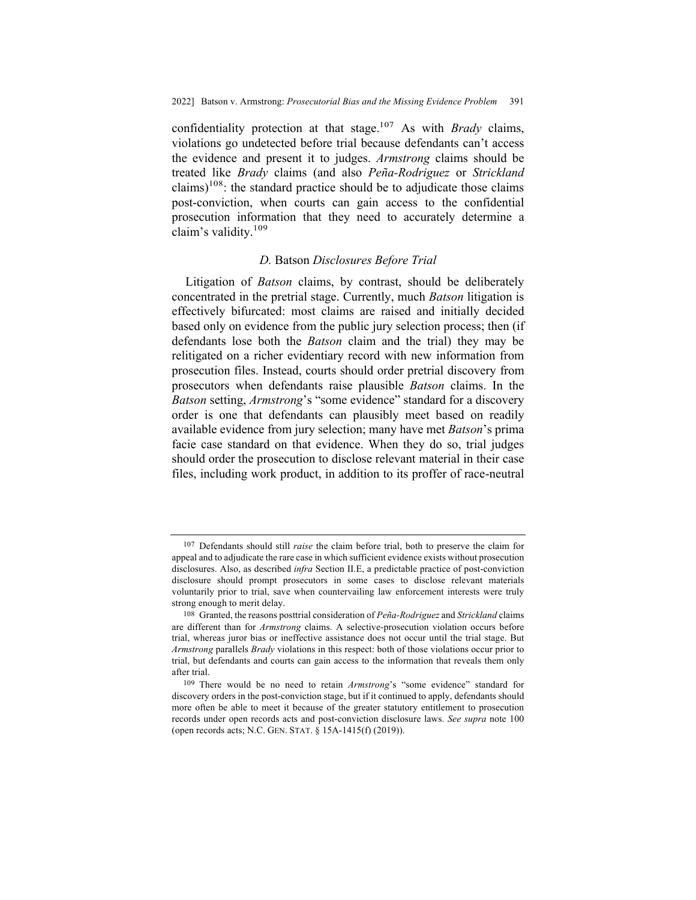confidentiality protection at that stage.[107] As with *Brady* claims, violations go undetected before trial because defendants can't access the evidence and present it to judges. *Armstrong* claims should be treated like *Brady* claims (and also *Peña-Rodriguez* or *Strickland* claims)[108]: the standard practice should be to adjudicate those claims post-conviction, when courts can gain access to the confidential prosecution information that they need to accurately determine a claim's validity.[109]

### *D.* Batson *Disclosures Before Trial*

Litigation of *Batson* claims, by contrast, should be deliberately concentrated in the pretrial stage. Currently, much *Batson* litigation is effectively bifurcated: most claims are raised and initially decided based only on evidence from the public jury selection process; then (if defendants lose both the *Batson* claim and the trial) they may be relitigated on a richer evidentiary record with new information from prosecution files. Instead, courts should order pretrial discovery from prosecutors when defendants raise plausible *Batson* claims. In the *Batson* setting, *Armstrong*'s "some evidence" standard for a discovery order is one that defendants can plausibly meet based on readily available evidence from jury selection; many have met *Batson*'s prima facie case standard on that evidence. When they do so, trial judges should order the prosecution to disclose relevant material in their case files, including work product, in addition to its proffer of race-neutral

---

[107] Defendants should still *raise* the claim before trial, both to preserve the claim for appeal and to adjudicate the rare case in which sufficient evidence exists without prosecution disclosures. Also, as described *infra* Section II.E, a predictable practice of post-conviction disclosure should prompt prosecutors in some cases to disclose relevant materials voluntarily prior to trial, save when countervailing law enforcement interests were truly strong enough to merit delay.

[108] Granted, the reasons posttrial consideration of *Peña-Rodriguez* and *Strickland* claims are different than for *Armstrong* claims. A selective-prosecution violation occurs before trial, whereas juror bias or ineffective assistance does not occur until the trial stage. But *Armstrong* parallels *Brady* violations in this respect: both of those violations occur prior to trial, but defendants and courts can gain access to the information that reveals them only after trial.

[109] There would be no need to retain *Armstrong*'s "some evidence" standard for discovery orders in the post-conviction stage, but if it continued to apply, defendants should more often be able to meet it because of the greater statutory entitlement to prosecution records under open records acts and post-conviction disclosure laws. *See supra* note 100 (open records acts; N.C. GEN. STAT. § 15A-1415(f) (2019)).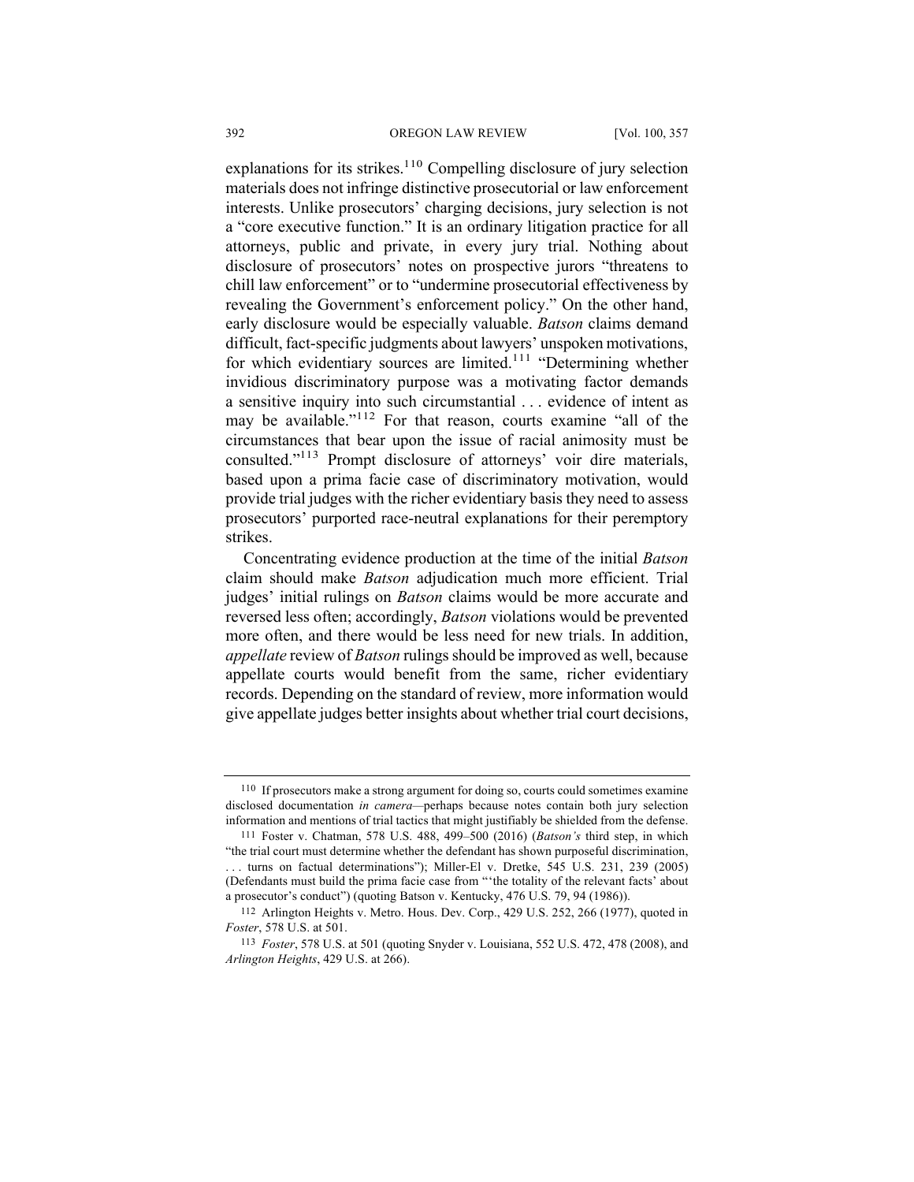explanations for its strikes.[110] Compelling disclosure of jury selection materials does not infringe distinctive prosecutorial or law enforcement interests. Unlike prosecutors' charging decisions, jury selection is not a "core executive function." It is an ordinary litigation practice for all attorneys, public and private, in every jury trial. Nothing about disclosure of prosecutors' notes on prospective jurors "threatens to chill law enforcement" or to "undermine prosecutorial effectiveness by revealing the Government's enforcement policy." On the other hand, early disclosure would be especially valuable. *Batson* claims demand difficult, fact-specific judgments about lawyers' unspoken motivations, for which evidentiary sources are limited.[111] "Determining whether invidious discriminatory purpose was a motivating factor demands a sensitive inquiry into such circumstantial . . . evidence of intent as may be available."[112] For that reason, courts examine "all of the circumstances that bear upon the issue of racial animosity must be consulted."[113] Prompt disclosure of attorneys' voir dire materials, based upon a prima facie case of discriminatory motivation, would provide trial judges with the richer evidentiary basis they need to assess prosecutors' purported race-neutral explanations for their peremptory strikes.

Concentrating evidence production at the time of the initial *Batson* claim should make *Batson* adjudication much more efficient. Trial judges' initial rulings on *Batson* claims would be more accurate and reversed less often; accordingly, *Batson* violations would be prevented more often, and there would be less need for new trials. In addition, *appellate* review of *Batson* rulings should be improved as well, because appellate courts would benefit from the same, richer evidentiary records. Depending on the standard of review, more information would give appellate judges better insights about whether trial court decisions,

---

110 If prosecutors make a strong argument for doing so, courts could sometimes examine disclosed documentation *in camera*—perhaps because notes contain both jury selection information and mentions of trial tactics that might justifiably be shielded from the defense.

111 Foster v. Chatman, 578 U.S. 488, 499–500 (2016) (*Batson's* third step, in which "the trial court must determine whether the defendant has shown purposeful discrimination, . . . turns on factual determinations"); Miller-El v. Dretke, 545 U.S. 231, 239 (2005) (Defendants must build the prima facie case from "'the totality of the relevant facts' about a prosecutor's conduct") (quoting Batson v. Kentucky, 476 U.S. 79, 94 (1986)).

112 Arlington Heights v. Metro. Hous. Dev. Corp., 429 U.S. 252, 266 (1977), quoted in *Foster*, 578 U.S. at 501.

113 *Foster*, 578 U.S. at 501 (quoting Snyder v. Louisiana, 552 U.S. 472, 478 (2008), and *Arlington Heights*, 429 U.S. at 266).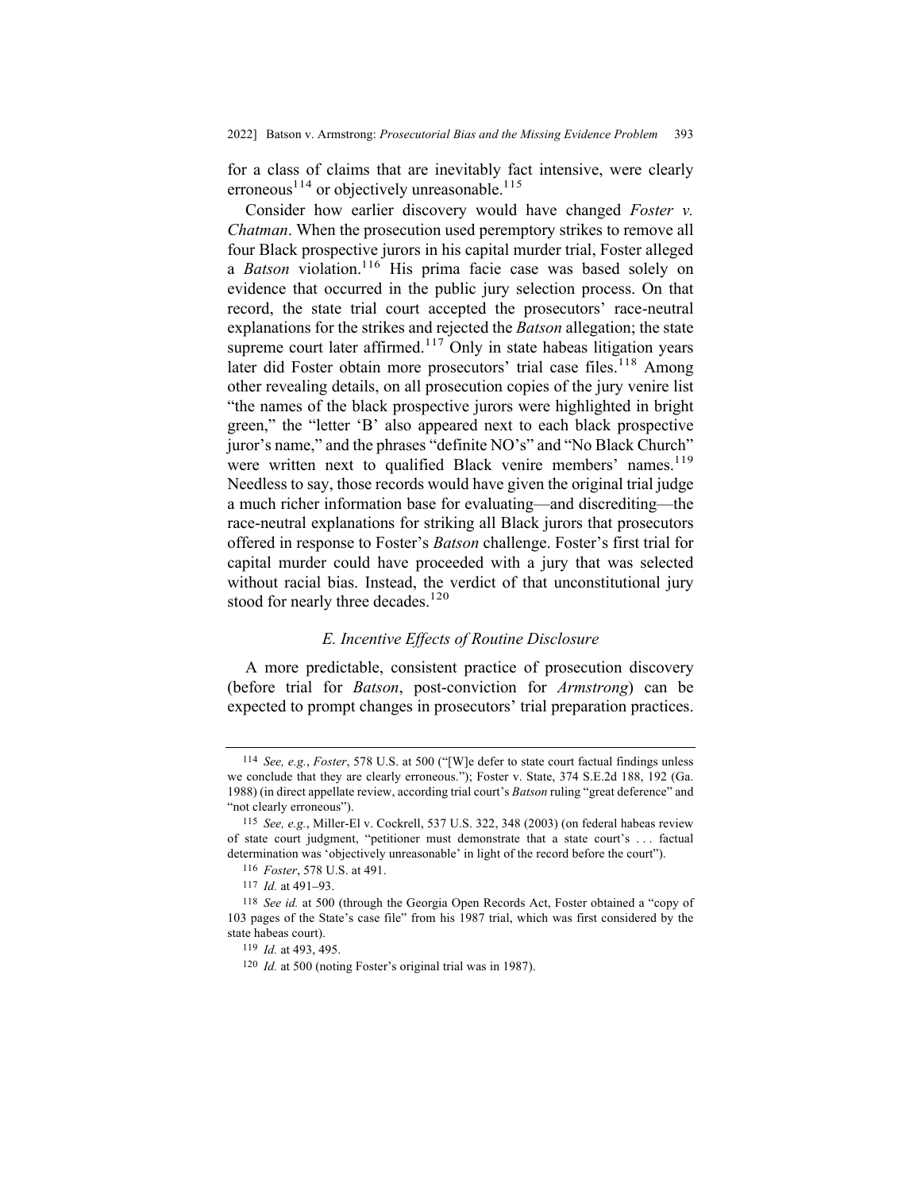for a class of claims that are inevitably fact intensive, were clearly erroneous[114] or objectively unreasonable.[115]

Consider how earlier discovery would have changed *Foster v. Chatman*. When the prosecution used peremptory strikes to remove all four Black prospective jurors in his capital murder trial, Foster alleged a *Batson* violation.[116] His prima facie case was based solely on evidence that occurred in the public jury selection process. On that record, the state trial court accepted the prosecutors' race-neutral explanations for the strikes and rejected the *Batson* allegation; the state supreme court later affirmed.[117] Only in state habeas litigation years later did Foster obtain more prosecutors' trial case files.[118] Among other revealing details, on all prosecution copies of the jury venire list "the names of the black prospective jurors were highlighted in bright green," the "letter 'B' also appeared next to each black prospective juror's name," and the phrases "definite NO's" and "No Black Church" were written next to qualified Black venire members' names.[119] Needless to say, those records would have given the original trial judge a much richer information base for evaluating—and discrediting—the race-neutral explanations for striking all Black jurors that prosecutors offered in response to Foster's *Batson* challenge. Foster's first trial for capital murder could have proceeded with a jury that was selected without racial bias. Instead, the verdict of that unconstitutional jury stood for nearly three decades.[120]

### *E. Incentive Effects of Routine Disclosure*

A more predictable, consistent practice of prosecution discovery (before trial for *Batson*, post-conviction for *Armstrong*) can be expected to prompt changes in prosecutors' trial preparation practices.

---

114 *See, e.g.*, *Foster*, 578 U.S. at 500 ("[W]e defer to state court factual findings unless we conclude that they are clearly erroneous."); Foster v. State, 374 S.E.2d 188, 192 (Ga. 1988) (in direct appellate review, according trial court's *Batson* ruling "great deference" and "not clearly erroneous").

115 *See, e.g.*, Miller-El v. Cockrell, 537 U.S. 322, 348 (2003) (on federal habeas review of state court judgment, "petitioner must demonstrate that a state court's . . . factual determination was 'objectively unreasonable' in light of the record before the court").

116 *Foster*, 578 U.S. at 491.

117 *Id.* at 491–93.

118 *See id.* at 500 (through the Georgia Open Records Act, Foster obtained a "copy of 103 pages of the State's case file" from his 1987 trial, which was first considered by the state habeas court).

119 *Id.* at 493, 495.

120 *Id.* at 500 (noting Foster's original trial was in 1987).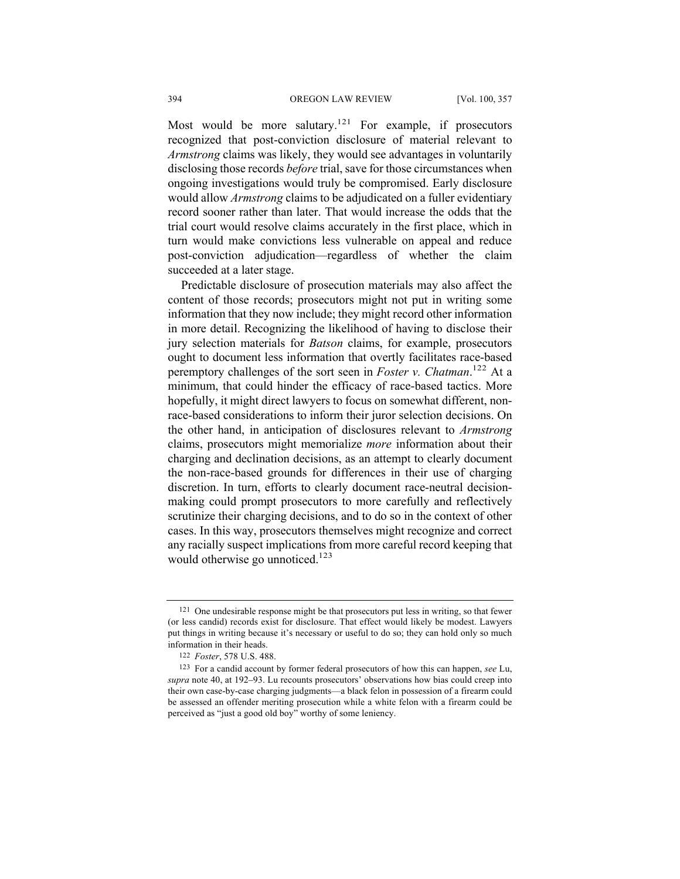Most would be more salutary.[121] For example, if prosecutors recognized that post-conviction disclosure of material relevant to *Armstrong* claims was likely, they would see advantages in voluntarily disclosing those records *before* trial, save for those circumstances when ongoing investigations would truly be compromised. Early disclosure would allow *Armstrong* claims to be adjudicated on a fuller evidentiary record sooner rather than later. That would increase the odds that the trial court would resolve claims accurately in the first place, which in turn would make convictions less vulnerable on appeal and reduce post-conviction adjudication—regardless of whether the claim succeeded at a later stage.

Predictable disclosure of prosecution materials may also affect the content of those records; prosecutors might not put in writing some information that they now include; they might record other information in more detail. Recognizing the likelihood of having to disclose their jury selection materials for *Batson* claims, for example, prosecutors ought to document less information that overtly facilitates race-based peremptory challenges of the sort seen in *Foster v. Chatman*.[122] At a minimum, that could hinder the efficacy of race-based tactics. More hopefully, it might direct lawyers to focus on somewhat different, non-race-based considerations to inform their juror selection decisions. On the other hand, in anticipation of disclosures relevant to *Armstrong* claims, prosecutors might memorialize *more* information about their charging and declination decisions, as an attempt to clearly document the non-race-based grounds for differences in their use of charging discretion. In turn, efforts to clearly document race-neutral decision-making could prompt prosecutors to more carefully and reflectively scrutinize their charging decisions, and to do so in the context of other cases. In this way, prosecutors themselves might recognize and correct any racially suspect implications from more careful record keeping that would otherwise go unnoticed.[123]

---

[121] One undesirable response might be that prosecutors put less in writing, so that fewer (or less candid) records exist for disclosure. That effect would likely be modest. Lawyers put things in writing because it's necessary or useful to do so; they can hold only so much information in their heads.

[122] *Foster*, 578 U.S. 488.

[123] For a candid account by former federal prosecutors of how this can happen, *see* Lu, *supra* note 40, at 192–93. Lu recounts prosecutors' observations how bias could creep into their own case-by-case charging judgments—a black felon in possession of a firearm could be assessed an offender meriting prosecution while a white felon with a firearm could be perceived as "just a good old boy" worthy of some leniency.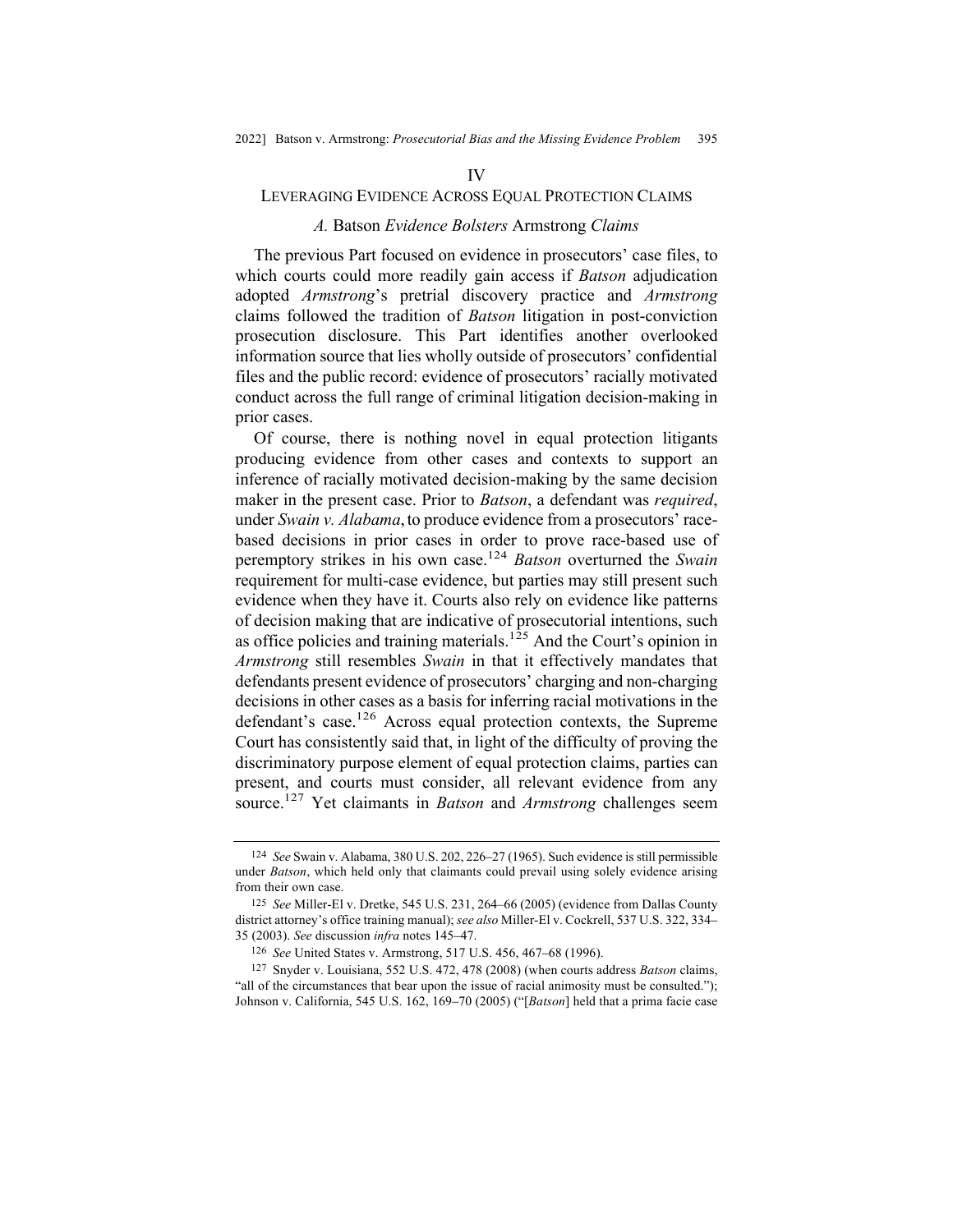# IV

## Leveraging Evidence Across Equal Protection Claims

### *A.* Batson *Evidence Bolsters* Armstrong *Claims*

The previous Part focused on evidence in prosecutors' case files, to which courts could more readily gain access if *Batson* adjudication adopted *Armstrong*'s pretrial discovery practice and *Armstrong* claims followed the tradition of *Batson* litigation in post-conviction prosecution disclosure. This Part identifies another overlooked information source that lies wholly outside of prosecutors' confidential files and the public record: evidence of prosecutors' racially motivated conduct across the full range of criminal litigation decision-making in prior cases.

Of course, there is nothing novel in equal protection litigants producing evidence from other cases and contexts to support an inference of racially motivated decision-making by the same decision maker in the present case. Prior to *Batson*, a defendant was *required*, under *Swain v. Alabama*, to produce evidence from a prosecutors' race-based decisions in prior cases in order to prove race-based use of peremptory strikes in his own case.[124] *Batson* overturned the *Swain* requirement for multi-case evidence, but parties may still present such evidence when they have it. Courts also rely on evidence like patterns of decision making that are indicative of prosecutorial intentions, such as office policies and training materials.[125] And the Court's opinion in *Armstrong* still resembles *Swain* in that it effectively mandates that defendants present evidence of prosecutors' charging and non-charging decisions in other cases as a basis for inferring racial motivations in the defendant's case.[126] Across equal protection contexts, the Supreme Court has consistently said that, in light of the difficulty of proving the discriminatory purpose element of equal protection claims, parties can present, and courts must consider, all relevant evidence from any source.[127] Yet claimants in *Batson* and *Armstrong* challenges seem

---

124 *See* Swain v. Alabama, 380 U.S. 202, 226–27 (1965). Such evidence is still permissible under *Batson*, which held only that claimants could prevail using solely evidence arising from their own case.

125 *See* Miller-El v. Dretke, 545 U.S. 231, 264–66 (2005) (evidence from Dallas County district attorney's office training manual); *see also* Miller-El v. Cockrell, 537 U.S. 322, 334–35 (2003). *See* discussion *infra* notes 145–47.

126 *See* United States v. Armstrong, 517 U.S. 456, 467–68 (1996).

127 Snyder v. Louisiana, 552 U.S. 472, 478 (2008) (when courts address *Batson* claims, "all of the circumstances that bear upon the issue of racial animosity must be consulted."); Johnson v. California, 545 U.S. 162, 169–70 (2005) ("[*Batson*] held that a prima facie case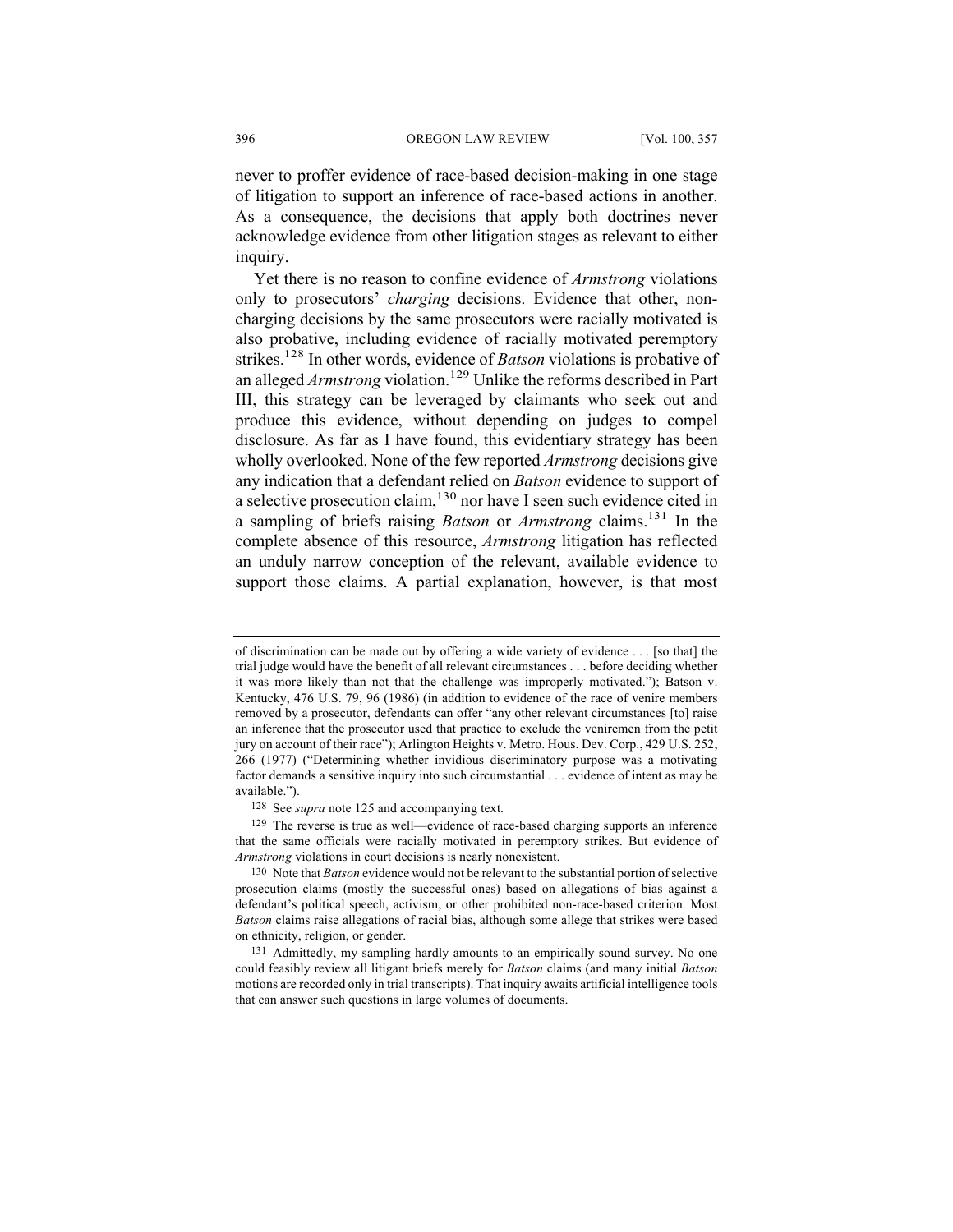never to proffer evidence of race-based decision-making in one stage of litigation to support an inference of race-based actions in another. As a consequence, the decisions that apply both doctrines never acknowledge evidence from other litigation stages as relevant to either inquiry.

Yet there is no reason to confine evidence of *Armstrong* violations only to prosecutors' *charging* decisions. Evidence that other, non-charging decisions by the same prosecutors were racially motivated is also probative, including evidence of racially motivated peremptory strikes.[128] In other words, evidence of *Batson* violations is probative of an alleged *Armstrong* violation.[129] Unlike the reforms described in Part III, this strategy can be leveraged by claimants who seek out and produce this evidence, without depending on judges to compel disclosure. As far as I have found, this evidentiary strategy has been wholly overlooked. None of the few reported *Armstrong* decisions give any indication that a defendant relied on *Batson* evidence to support of a selective prosecution claim,[130] nor have I seen such evidence cited in a sampling of briefs raising *Batson* or *Armstrong* claims.[131] In the complete absence of this resource, *Armstrong* litigation has reflected an unduly narrow conception of the relevant, available evidence to support those claims. A partial explanation, however, is that most

---

of discrimination can be made out by offering a wide variety of evidence . . . [so that] the trial judge would have the benefit of all relevant circumstances . . . before deciding whether it was more likely than not that the challenge was improperly motivated."); Batson v. Kentucky, 476 U.S. 79, 96 (1986) (in addition to evidence of the race of venire members removed by a prosecutor, defendants can offer "any other relevant circumstances [to] raise an inference that the prosecutor used that practice to exclude the veniremen from the petit jury on account of their race"); Arlington Heights v. Metro. Hous. Dev. Corp., 429 U.S. 252, 266 (1977) ("Determining whether invidious discriminatory purpose was a motivating factor demands a sensitive inquiry into such circumstantial . . . evidence of intent as may be available.").

128 See *supra* note 125 and accompanying text.

129 The reverse is true as well—evidence of race-based charging supports an inference that the same officials were racially motivated in peremptory strikes. But evidence of *Armstrong* violations in court decisions is nearly nonexistent.

130 Note that *Batson* evidence would not be relevant to the substantial portion of selective prosecution claims (mostly the successful ones) based on allegations of bias against a defendant's political speech, activism, or other prohibited non-race-based criterion. Most *Batson* claims raise allegations of racial bias, although some allege that strikes were based on ethnicity, religion, or gender.

131 Admittedly, my sampling hardly amounts to an empirically sound survey. No one could feasibly review all litigant briefs merely for *Batson* claims (and many initial *Batson* motions are recorded only in trial transcripts). That inquiry awaits artificial intelligence tools that can answer such questions in large volumes of documents.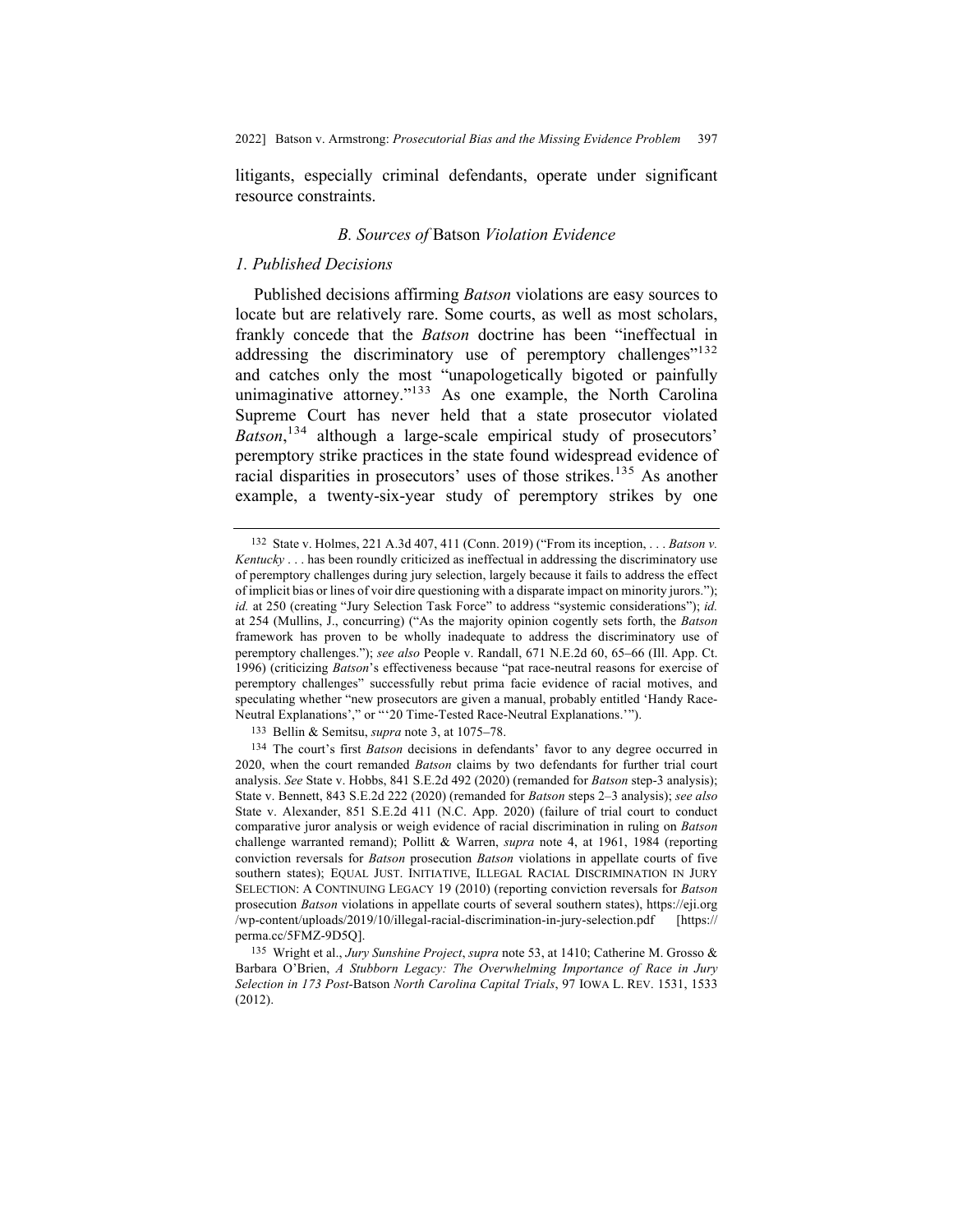litigants, especially criminal defendants, operate under significant resource constraints.

### *B. Sources of* Batson *Violation Evidence*

#### *1. Published Decisions*

Published decisions affirming *Batson* violations are easy sources to locate but are relatively rare. Some courts, as well as most scholars, frankly concede that the *Batson* doctrine has been "ineffectual in addressing the discriminatory use of peremptory challenges"[132] and catches only the most "unapologetically bigoted or painfully unimaginative attorney."[133] As one example, the North Carolina Supreme Court has never held that a state prosecutor violated *Batson*,[134] although a large-scale empirical study of prosecutors' peremptory strike practices in the state found widespread evidence of racial disparities in prosecutors' uses of those strikes.[135] As another example, a twenty-six-year study of peremptory strikes by one

---

132 State v. Holmes, 221 A.3d 407, 411 (Conn. 2019) ("From its inception, . . . *Batson v. Kentucky* . . . has been roundly criticized as ineffectual in addressing the discriminatory use of peremptory challenges during jury selection, largely because it fails to address the effect of implicit bias or lines of voir dire questioning with a disparate impact on minority jurors."); *id.* at 250 (creating "Jury Selection Task Force" to address "systemic considerations"); *id.* at 254 (Mullins, J., concurring) ("As the majority opinion cogently sets forth, the *Batson* framework has proven to be wholly inadequate to address the discriminatory use of peremptory challenges."); *see also* People v. Randall, 671 N.E.2d 60, 65–66 (Ill. App. Ct. 1996) (criticizing *Batson*'s effectiveness because "pat race-neutral reasons for exercise of peremptory challenges" successfully rebut prima facie evidence of racial motives, and speculating whether "new prosecutors are given a manual, probably entitled 'Handy Race-Neutral Explanations'," or "'20 Time-Tested Race-Neutral Explanations.'").

133 Bellin & Semitsu, *supra* note 3, at 1075–78.

134 The court's first *Batson* decisions in defendants' favor to any degree occurred in 2020, when the court remanded *Batson* claims by two defendants for further trial court analysis. *See* State v. Hobbs, 841 S.E.2d 492 (2020) (remanded for *Batson* step-3 analysis); State v. Bennett, 843 S.E.2d 222 (2020) (remanded for *Batson* steps 2–3 analysis); *see also* State v. Alexander, 851 S.E.2d 411 (N.C. App. 2020) (failure of trial court to conduct comparative juror analysis or weigh evidence of racial discrimination in ruling on *Batson* challenge warranted remand); Pollitt & Warren, *supra* note 4, at 1961, 1984 (reporting conviction reversals for *Batson* prosecution *Batson* violations in appellate courts of five southern states); EQUAL JUST. INITIATIVE, ILLEGAL RACIAL DISCRIMINATION IN JURY SELECTION: A CONTINUING LEGACY 19 (2010) (reporting conviction reversals for *Batson* prosecution *Batson* violations in appellate courts of several southern states), https://eji.org/wp-content/uploads/2019/10/illegal-racial-discrimination-in-jury-selection.pdf [https://perma.cc/5FMZ-9D5Q].

135 Wright et al., *Jury Sunshine Project*, *supra* note 53, at 1410; Catherine M. Grosso & Barbara O'Brien, *A Stubborn Legacy: The Overwhelming Importance of Race in Jury Selection in 173 Post-*Batson *North Carolina Capital Trials*, 97 IOWA L. REV. 1531, 1533 (2012).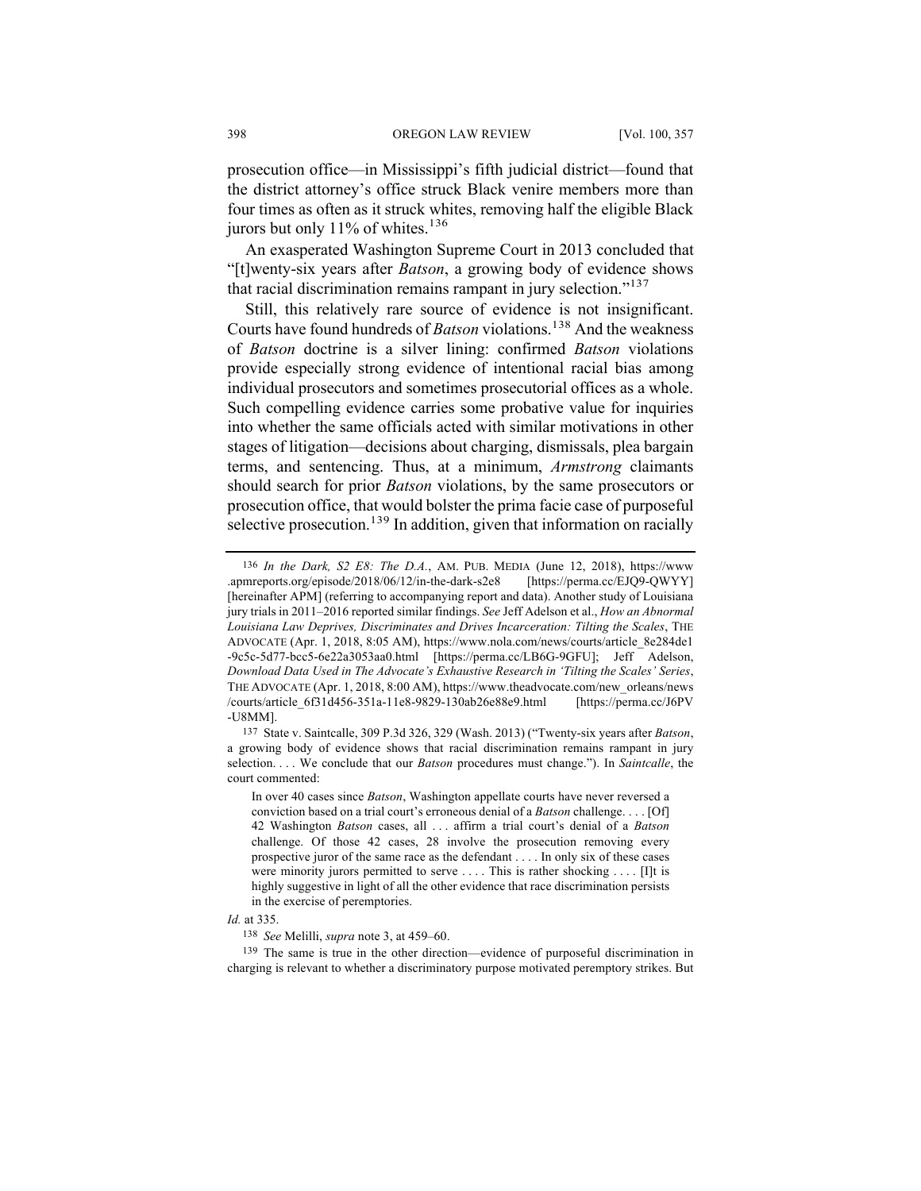prosecution office—in Mississippi's fifth judicial district—found that the district attorney's office struck Black venire members more than four times as often as it struck whites, removing half the eligible Black jurors but only 11% of whites.[136]

An exasperated Washington Supreme Court in 2013 concluded that "[t]wenty-six years after *Batson*, a growing body of evidence shows that racial discrimination remains rampant in jury selection."[137]

Still, this relatively rare source of evidence is not insignificant. Courts have found hundreds of *Batson* violations.[138] And the weakness of *Batson* doctrine is a silver lining: confirmed *Batson* violations provide especially strong evidence of intentional racial bias among individual prosecutors and sometimes prosecutorial offices as a whole. Such compelling evidence carries some probative value for inquiries into whether the same officials acted with similar motivations in other stages of litigation—decisions about charging, dismissals, plea bargain terms, and sentencing. Thus, at a minimum, *Armstrong* claimants should search for prior *Batson* violations, by the same prosecutors or prosecution office, that would bolster the prima facie case of purposeful selective prosecution.[139] In addition, given that information on racially

---

136 *In the Dark, S2 E8: The D.A.*, AM. PUB. MEDIA (June 12, 2018), https://www.apmreports.org/episode/2018/06/12/in-the-dark-s2e8 [https://perma.cc/EJQ9-QWYY] [hereinafter APM] (referring to accompanying report and data). Another study of Louisiana jury trials in 2011–2016 reported similar findings. *See* Jeff Adelson et al., *How an Abnormal Louisiana Law Deprives, Discriminates and Drives Incarceration: Tilting the Scales*, THE ADVOCATE (Apr. 1, 2018, 8:05 AM), https://www.nola.com/news/courts/article_8e284de1-9c5c-5d77-bcc5-6e22a3053aa0.html [https://perma.cc/LB6G-9GFU]; Jeff Adelson, *Download Data Used in The Advocate's Exhaustive Research in 'Tilting the Scales' Series*, THE ADVOCATE (Apr. 1, 2018, 8:00 AM), https://www.theadvocate.com/new_orleans/news/courts/article_6f31d456-351a-11e8-9829-130ab26e88e9.html [https://perma.cc/J6PV-U8MM].

137 State v. Saintcalle, 309 P.3d 326, 329 (Wash. 2013) ("Twenty-six years after *Batson*, a growing body of evidence shows that racial discrimination remains rampant in jury selection. . . . We conclude that our *Batson* procedures must change."). In *Saintcalle*, the court commented:

> In over 40 cases since *Batson*, Washington appellate courts have never reversed a conviction based on a trial court's erroneous denial of a *Batson* challenge. . . . [Of] 42 Washington *Batson* cases, all . . . affirm a trial court's denial of a *Batson* challenge. Of those 42 cases, 28 involve the prosecution removing every prospective juror of the same race as the defendant . . . . In only six of these cases were minority jurors permitted to serve . . . . This is rather shocking . . . . [I]t is highly suggestive in light of all the other evidence that race discrimination persists in the exercise of peremptories.

*Id.* at 335.

138 *See* Melilli, *supra* note 3, at 459–60.

139 The same is true in the other direction—evidence of purposeful discrimination in charging is relevant to whether a discriminatory purpose motivated peremptory strikes. But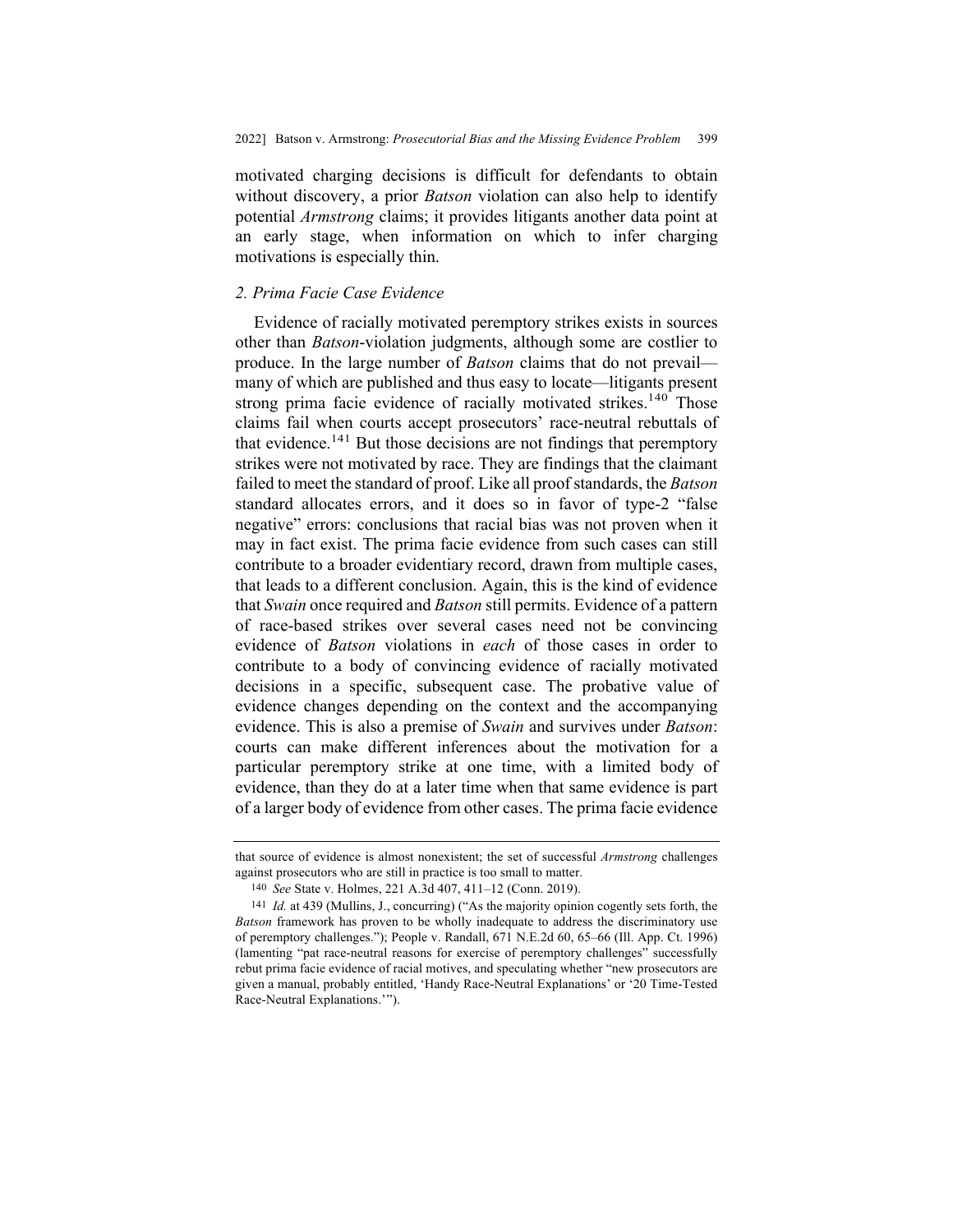motivated charging decisions is difficult for defendants to obtain without discovery, a prior *Batson* violation can also help to identify potential *Armstrong* claims; it provides litigants another data point at an early stage, when information on which to infer charging motivations is especially thin.

### *2. Prima Facie Case Evidence*

Evidence of racially motivated peremptory strikes exists in sources other than *Batson*-violation judgments, although some are costlier to produce. In the large number of *Batson* claims that do not prevail—many of which are published and thus easy to locate—litigants present strong prima facie evidence of racially motivated strikes.[140] Those claims fail when courts accept prosecutors' race-neutral rebuttals of that evidence.[141] But those decisions are not findings that peremptory strikes were not motivated by race. They are findings that the claimant failed to meet the standard of proof. Like all proof standards, the *Batson* standard allocates errors, and it does so in favor of type-2 "false negative" errors: conclusions that racial bias was not proven when it may in fact exist. The prima facie evidence from such cases can still contribute to a broader evidentiary record, drawn from multiple cases, that leads to a different conclusion. Again, this is the kind of evidence that *Swain* once required and *Batson* still permits. Evidence of a pattern of race-based strikes over several cases need not be convincing evidence of *Batson* violations in *each* of those cases in order to contribute to a body of convincing evidence of racially motivated decisions in a specific, subsequent case. The probative value of evidence changes depending on the context and the accompanying evidence. This is also a premise of *Swain* and survives under *Batson*: courts can make different inferences about the motivation for a particular peremptory strike at one time, with a limited body of evidence, than they do at a later time when that same evidence is part of a larger body of evidence from other cases. The prima facie evidence

---

that source of evidence is almost nonexistent; the set of successful *Armstrong* challenges against prosecutors who are still in practice is too small to matter.

[140] *See* State v. Holmes, 221 A.3d 407, 411–12 (Conn. 2019).

[141] *Id.* at 439 (Mullins, J., concurring) ("As the majority opinion cogently sets forth, the *Batson* framework has proven to be wholly inadequate to address the discriminatory use of peremptory challenges."); People v. Randall, 671 N.E.2d 60, 65–66 (Ill. App. Ct. 1996) (lamenting "pat race-neutral reasons for exercise of peremptory challenges" successfully rebut prima facie evidence of racial motives, and speculating whether "new prosecutors are given a manual, probably entitled, 'Handy Race-Neutral Explanations' or '20 Time-Tested Race-Neutral Explanations.'").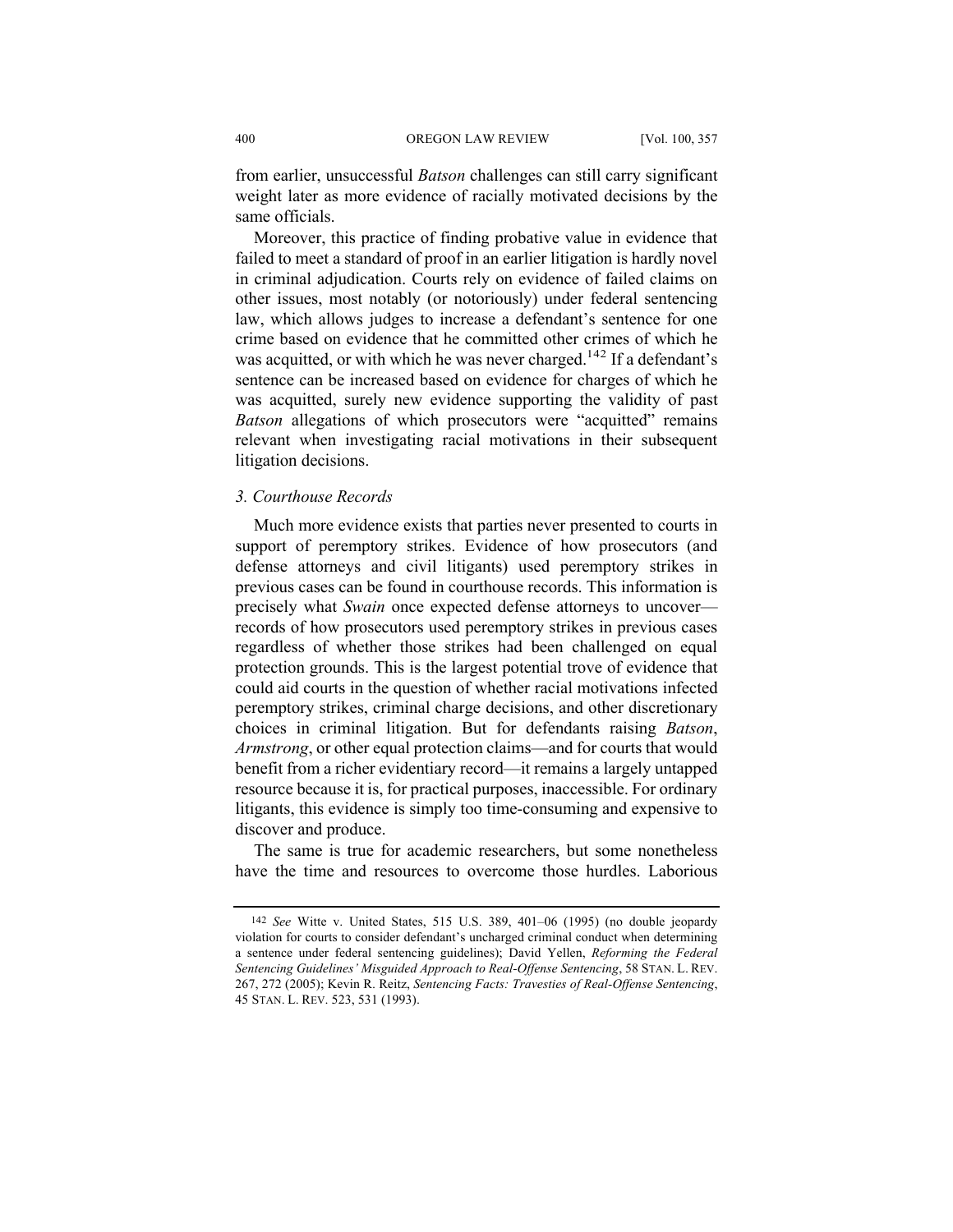from earlier, unsuccessful *Batson* challenges can still carry significant weight later as more evidence of racially motivated decisions by the same officials.

Moreover, this practice of finding probative value in evidence that failed to meet a standard of proof in an earlier litigation is hardly novel in criminal adjudication. Courts rely on evidence of failed claims on other issues, most notably (or notoriously) under federal sentencing law, which allows judges to increase a defendant's sentence for one crime based on evidence that he committed other crimes of which he was acquitted, or with which he was never charged.[142] If a defendant's sentence can be increased based on evidence for charges of which he was acquitted, surely new evidence supporting the validity of past *Batson* allegations of which prosecutors were "acquitted" remains relevant when investigating racial motivations in their subsequent litigation decisions.

### *3. Courthouse Records*

Much more evidence exists that parties never presented to courts in support of peremptory strikes. Evidence of how prosecutors (and defense attorneys and civil litigants) used peremptory strikes in previous cases can be found in courthouse records. This information is precisely what *Swain* once expected defense attorneys to uncover—records of how prosecutors used peremptory strikes in previous cases regardless of whether those strikes had been challenged on equal protection grounds. This is the largest potential trove of evidence that could aid courts in the question of whether racial motivations infected peremptory strikes, criminal charge decisions, and other discretionary choices in criminal litigation. But for defendants raising *Batson*, *Armstrong*, or other equal protection claims—and for courts that would benefit from a richer evidentiary record—it remains a largely untapped resource because it is, for practical purposes, inaccessible. For ordinary litigants, this evidence is simply too time-consuming and expensive to discover and produce.

The same is true for academic researchers, but some nonetheless have the time and resources to overcome those hurdles. Laborious

---

142 *See* Witte v. United States, 515 U.S. 389, 401–06 (1995) (no double jeopardy violation for courts to consider defendant's uncharged criminal conduct when determining a sentence under federal sentencing guidelines); David Yellen, *Reforming the Federal Sentencing Guidelines' Misguided Approach to Real-Offense Sentencing*, 58 STAN. L. REV. 267, 272 (2005); Kevin R. Reitz, *Sentencing Facts: Travesties of Real-Offense Sentencing*, 45 STAN. L. REV. 523, 531 (1993).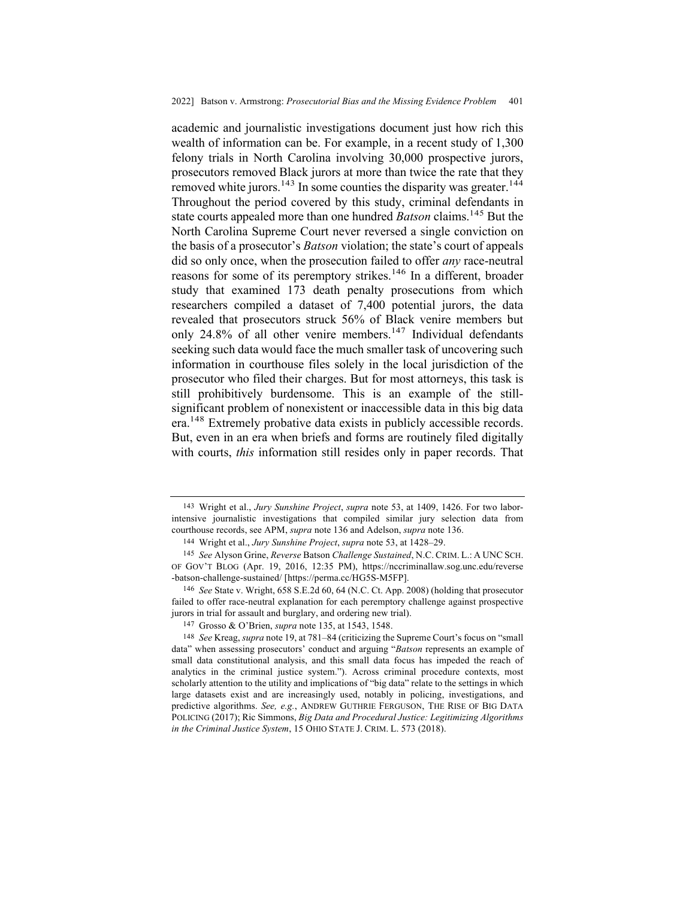academic and journalistic investigations document just how rich this wealth of information can be. For example, in a recent study of 1,300 felony trials in North Carolina involving 30,000 prospective jurors, prosecutors removed Black jurors at more than twice the rate that they removed white jurors.[143] In some counties the disparity was greater.[144] Throughout the period covered by this study, criminal defendants in state courts appealed more than one hundred *Batson* claims.[145] But the North Carolina Supreme Court never reversed a single conviction on the basis of a prosecutor's *Batson* violation; the state's court of appeals did so only once, when the prosecution failed to offer *any* race-neutral reasons for some of its peremptory strikes.[146] In a different, broader study that examined 173 death penalty prosecutions from which researchers compiled a dataset of 7,400 potential jurors, the data revealed that prosecutors struck 56% of Black venire members but only 24.8% of all other venire members.[147] Individual defendants seeking such data would face the much smaller task of uncovering such information in courthouse files solely in the local jurisdiction of the prosecutor who filed their charges. But for most attorneys, this task is still prohibitively burdensome. This is an example of the still-significant problem of nonexistent or inaccessible data in this big data era.[148] Extremely probative data exists in publicly accessible records. But, even in an era when briefs and forms are routinely filed digitally with courts, *this* information still resides only in paper records. That

---

143 Wright et al., *Jury Sunshine Project*, *supra* note 53, at 1409, 1426. For two labor-intensive journalistic investigations that compiled similar jury selection data from courthouse records, see APM, *supra* note 136 and Adelson, *supra* note 136.

144 Wright et al., *Jury Sunshine Project*, *supra* note 53, at 1428–29.

145 *See* Alyson Grine, *Reverse* Batson *Challenge Sustained*, N.C. CRIM. L.: A UNC SCH. OF GOV'T BLOG (Apr. 19, 2016, 12:35 PM), https://nccriminallaw.sog.unc.edu/reverse-batson-challenge-sustained/ [https://perma.cc/HG5S-M5FP].

146 *See* State v. Wright, 658 S.E.2d 60, 64 (N.C. Ct. App. 2008) (holding that prosecutor failed to offer race-neutral explanation for each peremptory challenge against prospective jurors in trial for assault and burglary, and ordering new trial).

147 Grosso & O'Brien, *supra* note 135, at 1543, 1548.

148 *See* Kreag, *supra* note 19, at 781–84 (criticizing the Supreme Court's focus on "small data" when assessing prosecutors' conduct and arguing "*Batson* represents an example of small data constitutional analysis, and this small data focus has impeded the reach of analytics in the criminal justice system."). Across criminal procedure contexts, most scholarly attention to the utility and implications of "big data" relate to the settings in which large datasets exist and are increasingly used, notably in policing, investigations, and predictive algorithms. *See, e.g.*, ANDREW GUTHRIE FERGUSON, THE RISE OF BIG DATA POLICING (2017); Ric Simmons, *Big Data and Procedural Justice: Legitimizing Algorithms in the Criminal Justice System*, 15 OHIO STATE J. CRIM. L. 573 (2018).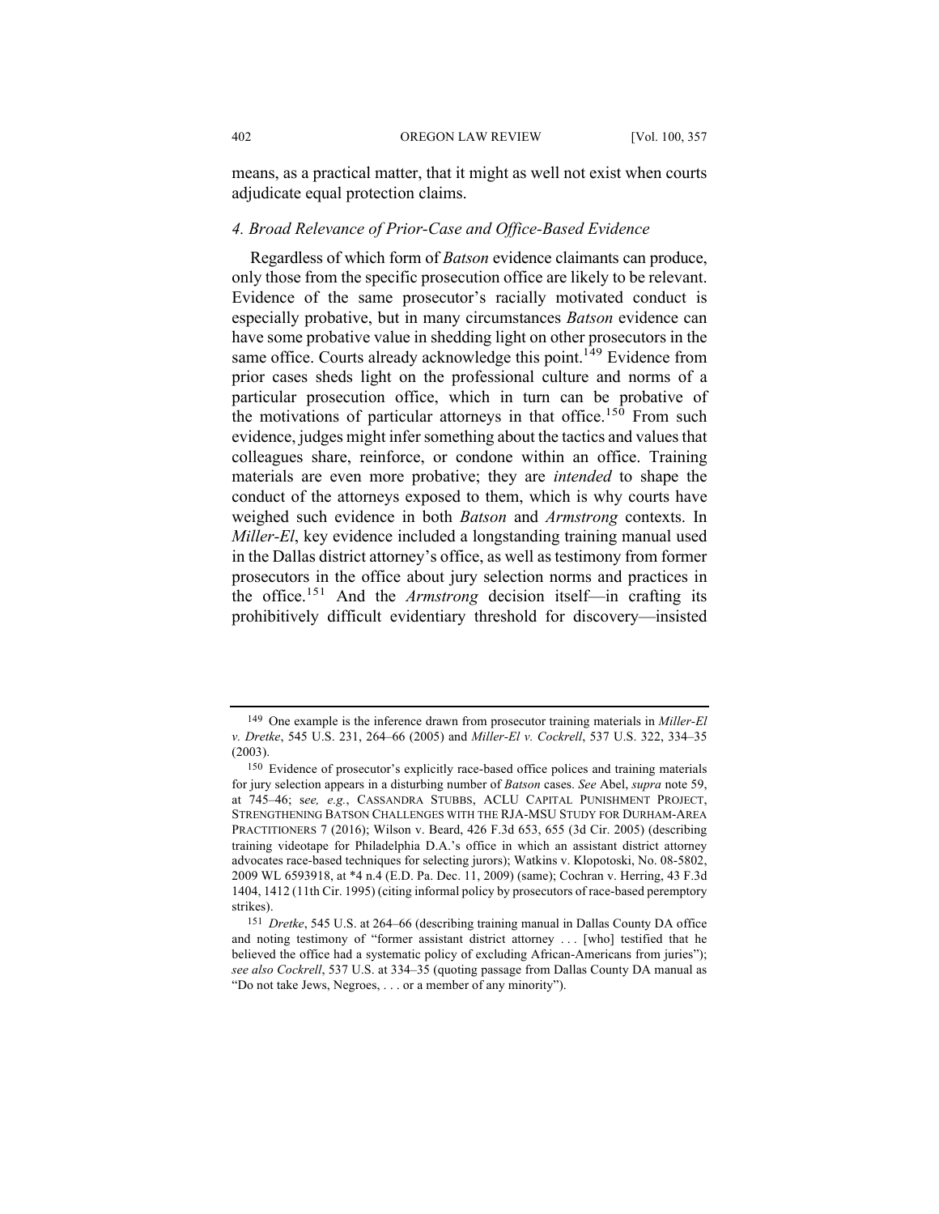means, as a practical matter, that it might as well not exist when courts adjudicate equal protection claims.

#### *4. Broad Relevance of Prior-Case and Office-Based Evidence*

Regardless of which form of *Batson* evidence claimants can produce, only those from the specific prosecution office are likely to be relevant. Evidence of the same prosecutor's racially motivated conduct is especially probative, but in many circumstances *Batson* evidence can have some probative value in shedding light on other prosecutors in the same office. Courts already acknowledge this point.[149] Evidence from prior cases sheds light on the professional culture and norms of a particular prosecution office, which in turn can be probative of the motivations of particular attorneys in that office.[150] From such evidence, judges might infer something about the tactics and values that colleagues share, reinforce, or condone within an office. Training materials are even more probative; they are *intended* to shape the conduct of the attorneys exposed to them, which is why courts have weighed such evidence in both *Batson* and *Armstrong* contexts. In *Miller-El*, key evidence included a longstanding training manual used in the Dallas district attorney's office, as well as testimony from former prosecutors in the office about jury selection norms and practices in the office.[151] And the *Armstrong* decision itself—in crafting its prohibitively difficult evidentiary threshold for discovery—insisted

---

149 One example is the inference drawn from prosecutor training materials in *Miller-El v. Dretke*, 545 U.S. 231, 264–66 (2005) and *Miller-El v. Cockrell*, 537 U.S. 322, 334–35 (2003).

150 Evidence of prosecutor's explicitly race-based office polices and training materials for jury selection appears in a disturbing number of *Batson* cases. *See* Abel, *supra* note 59, at 745–46; s*ee, e.g.*, CASSANDRA STUBBS, ACLU CAPITAL PUNISHMENT PROJECT, STRENGTHENING BATSON CHALLENGES WITH THE RJA-MSU STUDY FOR DURHAM-AREA PRACTITIONERS 7 (2016); Wilson v. Beard, 426 F.3d 653, 655 (3d Cir. 2005) (describing training videotape for Philadelphia D.A.'s office in which an assistant district attorney advocates race-based techniques for selecting jurors); Watkins v. Klopotoski, No. 08-5802, 2009 WL 6593918, at *4 n.4 (E.D. Pa. Dec. 11, 2009) (same); Cochran v. Herring, 43 F.3d 1404, 1412 (11th Cir. 1995) (citing informal policy by prosecutors of race-based peremptory strikes).

151 *Dretke*, 545 U.S. at 264–66 (describing training manual in Dallas County DA office and noting testimony of "former assistant district attorney . . . [who] testified that he believed the office had a systematic policy of excluding African-Americans from juries"); *see also Cockrell*, 537 U.S. at 334–35 (quoting passage from Dallas County DA manual as "Do not take Jews, Negroes, . . . or a member of any minority").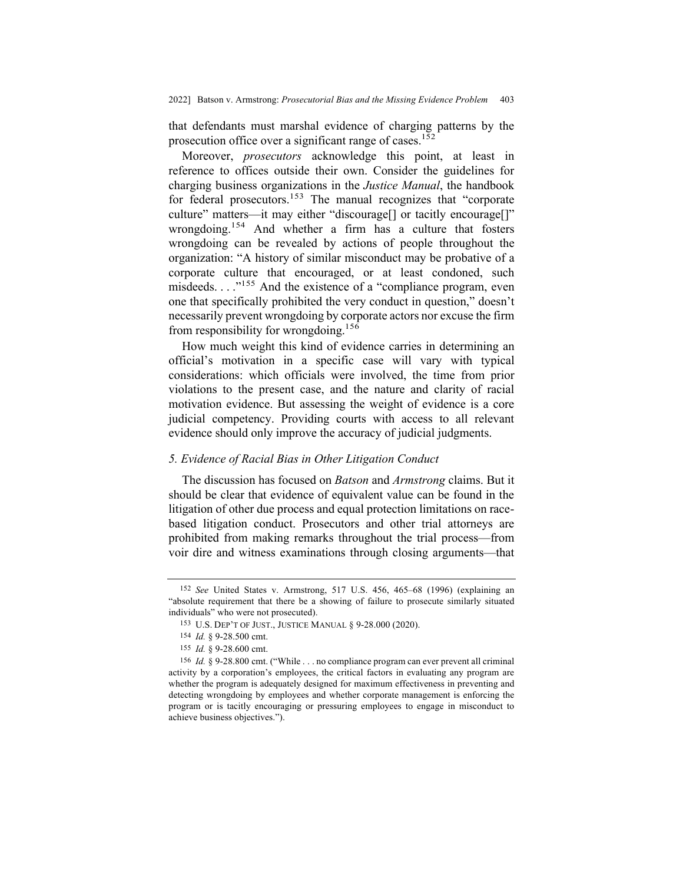that defendants must marshal evidence of charging patterns by the prosecution office over a significant range of cases.[152]

Moreover, *prosecutors* acknowledge this point, at least in reference to offices outside their own. Consider the guidelines for charging business organizations in the *Justice Manual*, the handbook for federal prosecutors.[153] The manual recognizes that "corporate culture" matters—it may either "discourage[] or tacitly encourage[]" wrongdoing.[154] And whether a firm has a culture that fosters wrongdoing can be revealed by actions of people throughout the organization: "A history of similar misconduct may be probative of a corporate culture that encouraged, or at least condoned, such misdeeds. . . ."[155] And the existence of a "compliance program, even one that specifically prohibited the very conduct in question," doesn't necessarily prevent wrongdoing by corporate actors nor excuse the firm from responsibility for wrongdoing.[156]

How much weight this kind of evidence carries in determining an official's motivation in a specific case will vary with typical considerations: which officials were involved, the time from prior violations to the present case, and the nature and clarity of racial motivation evidence. But assessing the weight of evidence is a core judicial competency. Providing courts with access to all relevant evidence should only improve the accuracy of judicial judgments.

### *5. Evidence of Racial Bias in Other Litigation Conduct*

The discussion has focused on *Batson* and *Armstrong* claims. But it should be clear that evidence of equivalent value can be found in the litigation of other due process and equal protection limitations on race-based litigation conduct. Prosecutors and other trial attorneys are prohibited from making remarks throughout the trial process—from voir dire and witness examinations through closing arguments—that

---

152 *See* United States v. Armstrong, 517 U.S. 456, 465–68 (1996) (explaining an "absolute requirement that there be a showing of failure to prosecute similarly situated individuals" who were not prosecuted).

153 U.S. DEP'T OF JUST., JUSTICE MANUAL § 9-28.000 (2020).

154 *Id.* § 9-28.500 cmt.

155 *Id.* § 9-28.600 cmt.

156 *Id.* § 9-28.800 cmt. ("While . . . no compliance program can ever prevent all criminal activity by a corporation's employees, the critical factors in evaluating any program are whether the program is adequately designed for maximum effectiveness in preventing and detecting wrongdoing by employees and whether corporate management is enforcing the program or is tacitly encouraging or pressuring employees to engage in misconduct to achieve business objectives.").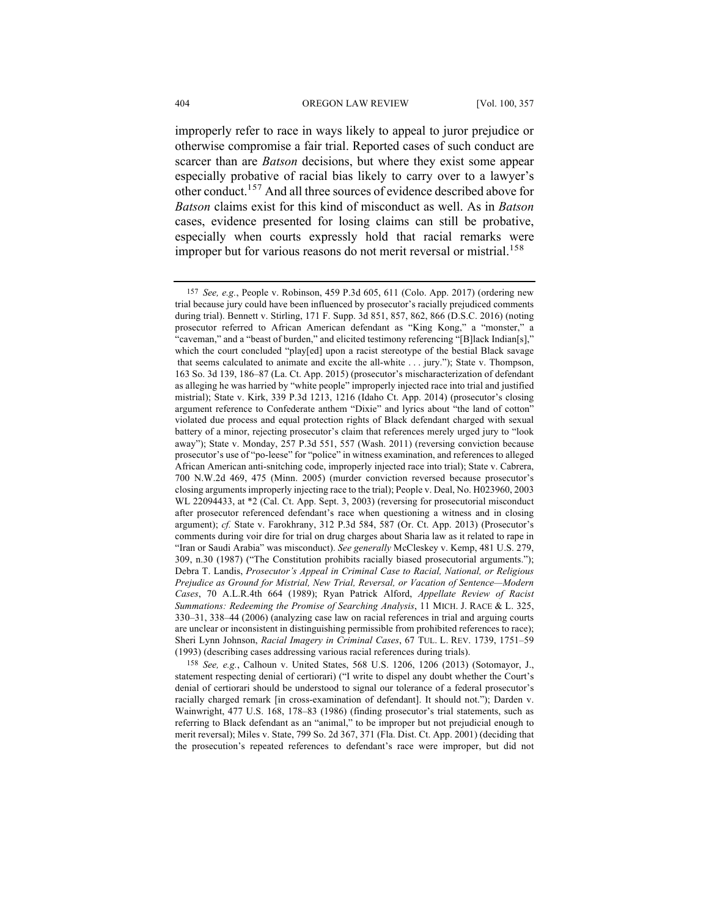improperly refer to race in ways likely to appeal to juror prejudice or otherwise compromise a fair trial. Reported cases of such conduct are scarcer than are *Batson* decisions, but where they exist some appear especially probative of racial bias likely to carry over to a lawyer's other conduct.[157] And all three sources of evidence described above for *Batson* claims exist for this kind of misconduct as well. As in *Batson* cases, evidence presented for losing claims can still be probative, especially when courts expressly hold that racial remarks were improper but for various reasons do not merit reversal or mistrial.[158]

---

[157] *See, e.g.*, People v. Robinson, 459 P.3d 605, 611 (Colo. App. 2017) (ordering new trial because jury could have been influenced by prosecutor's racially prejudiced comments during trial). Bennett v. Stirling, 171 F. Supp. 3d 851, 857, 862, 866 (D.S.C. 2016) (noting prosecutor referred to African American defendant as "King Kong," a "monster," a "caveman," and a "beast of burden," and elicited testimony referencing "[B]lack Indian[s]," which the court concluded "play[ed] upon a racist stereotype of the bestial Black savage that seems calculated to animate and excite the all-white . . . jury."); State v. Thompson, 163 So. 3d 139, 186–87 (La. Ct. App. 2015) (prosecutor's mischaracterization of defendant as alleging he was harried by "white people" improperly injected race into trial and justified mistrial); State v. Kirk, 339 P.3d 1213, 1216 (Idaho Ct. App. 2014) (prosecutor's closing argument reference to Confederate anthem "Dixie" and lyrics about "the land of cotton" violated due process and equal protection rights of Black defendant charged with sexual battery of a minor, rejecting prosecutor's claim that references merely urged jury to "look away"); State v. Monday, 257 P.3d 551, 557 (Wash. 2011) (reversing conviction because prosecutor's use of "po-leese" for "police" in witness examination, and references to alleged African American anti-snitching code, improperly injected race into trial); State v. Cabrera, 700 N.W.2d 469, 475 (Minn. 2005) (murder conviction reversed because prosecutor's closing arguments improperly injecting race to the trial); People v. Deal, No. H023960, 2003 WL 22094433, at *2 (Cal. Ct. App. Sept. 3, 2003) (reversing for prosecutorial misconduct after prosecutor referenced defendant's race when questioning a witness and in closing argument); *cf.* State v. Farokhrany, 312 P.3d 584, 587 (Or. Ct. App. 2013) (Prosecutor's comments during voir dire for trial on drug charges about Sharia law as it related to rape in "Iran or Saudi Arabia" was misconduct). *See generally* McCleskey v. Kemp, 481 U.S. 279, 309, n.30 (1987) ("The Constitution prohibits racially biased prosecutorial arguments."); Debra T. Landis, *Prosecutor's Appeal in Criminal Case to Racial, National, or Religious Prejudice as Ground for Mistrial, New Trial, Reversal, or Vacation of Sentence—Modern Cases*, 70 A.L.R.4th 664 (1989); Ryan Patrick Alford, *Appellate Review of Racist Summations: Redeeming the Promise of Searching Analysis*, 11 MICH. J. RACE & L. 325, 330–31, 338–44 (2006) (analyzing case law on racial references in trial and arguing courts are unclear or inconsistent in distinguishing permissible from prohibited references to race); Sheri Lynn Johnson, *Racial Imagery in Criminal Cases*, 67 TUL. L. REV. 1739, 1751–59 (1993) (describing cases addressing various racial references during trials).

[158] *See, e.g.*, Calhoun v. United States, 568 U.S. 1206, 1206 (2013) (Sotomayor, J., statement respecting denial of certiorari) ("I write to dispel any doubt whether the Court's denial of certiorari should be understood to signal our tolerance of a federal prosecutor's racially charged remark [in cross-examination of defendant]. It should not."); Darden v. Wainwright, 477 U.S. 168, 178–83 (1986) (finding prosecutor's trial statements, such as referring to Black defendant as an "animal," to be improper but not prejudicial enough to merit reversal); Miles v. State, 799 So. 2d 367, 371 (Fla. Dist. Ct. App. 2001) (deciding that the prosecution's repeated references to defendant's race were improper, but did not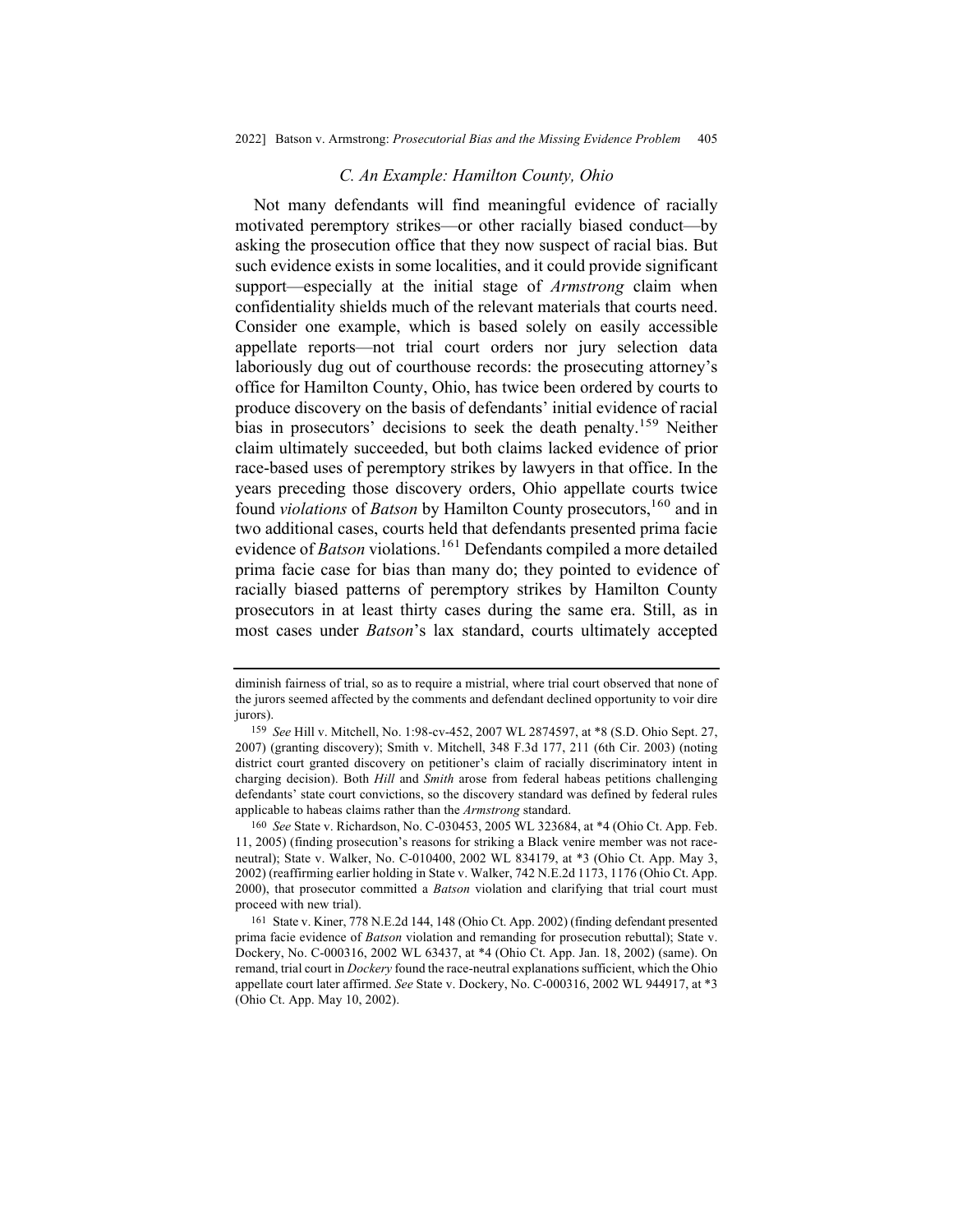### C. An Example: Hamilton County, Ohio

Not many defendants will find meaningful evidence of racially motivated peremptory strikes—or other racially biased conduct—by asking the prosecution office that they now suspect of racial bias. But such evidence exists in some localities, and it could provide significant support—especially at the initial stage of *Armstrong* claim when confidentiality shields much of the relevant materials that courts need. Consider one example, which is based solely on easily accessible appellate reports—not trial court orders nor jury selection data laboriously dug out of courthouse records: the prosecuting attorney's office for Hamilton County, Ohio, has twice been ordered by courts to produce discovery on the basis of defendants' initial evidence of racial bias in prosecutors' decisions to seek the death penalty.[159] Neither claim ultimately succeeded, but both claims lacked evidence of prior race-based uses of peremptory strikes by lawyers in that office. In the years preceding those discovery orders, Ohio appellate courts twice found *violations* of *Batson* by Hamilton County prosecutors,[160] and in two additional cases, courts held that defendants presented prima facie evidence of *Batson* violations.[161] Defendants compiled a more detailed prima facie case for bias than many do; they pointed to evidence of racially biased patterns of peremptory strikes by Hamilton County prosecutors in at least thirty cases during the same era. Still, as in most cases under *Batson*'s lax standard, courts ultimately accepted

---

diminish fairness of trial, so as to require a mistrial, where trial court observed that none of the jurors seemed affected by the comments and defendant declined opportunity to voir dire jurors).

159 *See* Hill v. Mitchell, No. 1:98-cv-452, 2007 WL 2874597, at \*8 (S.D. Ohio Sept. 27, 2007) (granting discovery); Smith v. Mitchell, 348 F.3d 177, 211 (6th Cir. 2003) (noting district court granted discovery on petitioner's claim of racially discriminatory intent in charging decision). Both *Hill* and *Smith* arose from federal habeas petitions challenging defendants' state court convictions, so the discovery standard was defined by federal rules applicable to habeas claims rather than the *Armstrong* standard.

160 *See* State v. Richardson, No. C-030453, 2005 WL 323684, at \*4 (Ohio Ct. App. Feb. 11, 2005) (finding prosecution's reasons for striking a Black venire member was not race-neutral); State v. Walker, No. C-010400, 2002 WL 834179, at \*3 (Ohio Ct. App. May 3, 2002) (reaffirming earlier holding in State v. Walker, 742 N.E.2d 1173, 1176 (Ohio Ct. App. 2000), that prosecutor committed a *Batson* violation and clarifying that trial court must proceed with new trial).

161 State v. Kiner, 778 N.E.2d 144, 148 (Ohio Ct. App. 2002) (finding defendant presented prima facie evidence of *Batson* violation and remanding for prosecution rebuttal); State v. Dockery, No. C-000316, 2002 WL 63437, at \*4 (Ohio Ct. App. Jan. 18, 2002) (same). On remand, trial court in *Dockery* found the race-neutral explanations sufficient, which the Ohio appellate court later affirmed. *See* State v. Dockery, No. C-000316, 2002 WL 944917, at \*3 (Ohio Ct. App. May 10, 2002).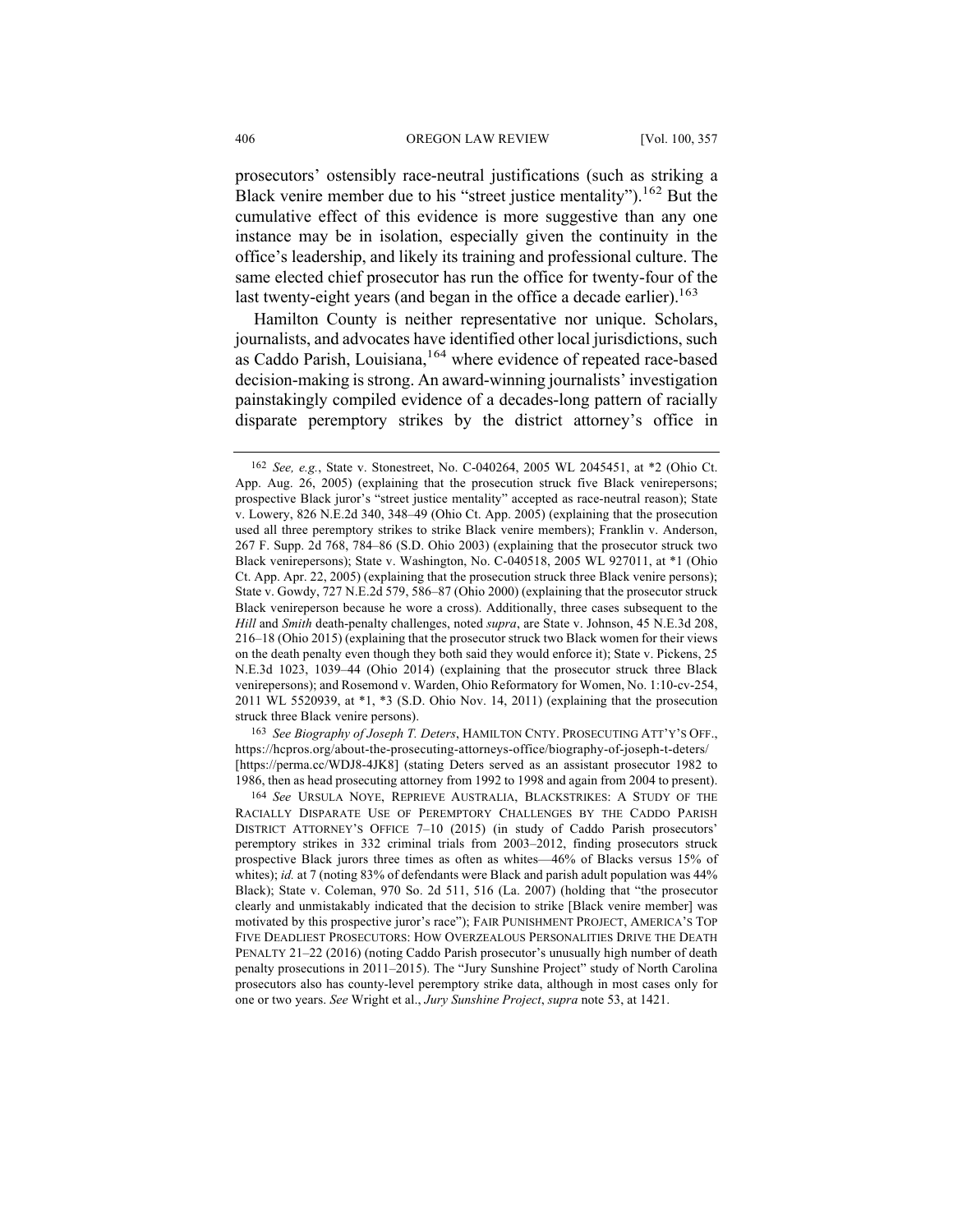prosecutors' ostensibly race-neutral justifications (such as striking a Black venire member due to his "street justice mentality").[162] But the cumulative effect of this evidence is more suggestive than any one instance may be in isolation, especially given the continuity in the office's leadership, and likely its training and professional culture. The same elected chief prosecutor has run the office for twenty-four of the last twenty-eight years (and began in the office a decade earlier).[163]

Hamilton County is neither representative nor unique. Scholars, journalists, and advocates have identified other local jurisdictions, such as Caddo Parish, Louisiana,[164] where evidence of repeated race-based decision-making is strong. An award-winning journalists' investigation painstakingly compiled evidence of a decades-long pattern of racially disparate peremptory strikes by the district attorney's office in

---

162 *See, e.g.*, State v. Stonestreet, No. C-040264, 2005 WL 2045451, at *2 (Ohio Ct. App. Aug. 26, 2005) (explaining that the prosecution struck five Black venirepersons; prospective Black juror's "street justice mentality" accepted as race-neutral reason); State v. Lowery, 826 N.E.2d 340, 348–49 (Ohio Ct. App. 2005) (explaining that the prosecution used all three peremptory strikes to strike Black venire members); Franklin v. Anderson, 267 F. Supp. 2d 768, 784–86 (S.D. Ohio 2003) (explaining that the prosecutor struck two Black venirepersons); State v. Washington, No. C-040518, 2005 WL 927011, at *1 (Ohio Ct. App. Apr. 22, 2005) (explaining that the prosecution struck three Black venire persons); State v. Gowdy, 727 N.E.2d 579, 586–87 (Ohio 2000) (explaining that the prosecutor struck Black venireperson because he wore a cross). Additionally, three cases subsequent to the *Hill* and *Smith* death-penalty challenges, noted *supra*, are State v. Johnson, 45 N.E.3d 208, 216–18 (Ohio 2015) (explaining that the prosecutor struck two Black women for their views on the death penalty even though they both said they would enforce it); State v. Pickens, 25 N.E.3d 1023, 1039–44 (Ohio 2014) (explaining that the prosecutor struck three Black venirepersons); and Rosemond v. Warden, Ohio Reformatory for Women, No. 1:10-cv-254, 2011 WL 5520939, at *1, *3 (S.D. Ohio Nov. 14, 2011) (explaining that the prosecution struck three Black venire persons).

163 *See Biography of Joseph T. Deters*, HAMILTON CNTY. PROSECUTING ATT'Y'S OFF., https://hcpros.org/about-the-prosecuting-attorneys-office/biography-of-joseph-t-deters/ [https://perma.cc/WDJ8-4JK8] (stating Deters served as an assistant prosecutor 1982 to 1986, then as head prosecuting attorney from 1992 to 1998 and again from 2004 to present).

164 *See* URSULA NOYE, REPRIEVE AUSTRALIA, BLACKSTRIKES: A STUDY OF THE RACIALLY DISPARATE USE OF PEREMPTORY CHALLENGES BY THE CADDO PARISH DISTRICT ATTORNEY'S OFFICE 7–10 (2015) (in study of Caddo Parish prosecutors' peremptory strikes in 332 criminal trials from 2003–2012, finding prosecutors struck prospective Black jurors three times as often as whites—46% of Blacks versus 15% of whites); *id.* at 7 (noting 83% of defendants were Black and parish adult population was 44% Black); State v. Coleman, 970 So. 2d 511, 516 (La. 2007) (holding that "the prosecutor clearly and unmistakably indicated that the decision to strike [Black venire member] was motivated by this prospective juror's race"); FAIR PUNISHMENT PROJECT, AMERICA'S TOP FIVE DEADLIEST PROSECUTORS: HOW OVERZEALOUS PERSONALITIES DRIVE THE DEATH PENALTY 21–22 (2016) (noting Caddo Parish prosecutor's unusually high number of death penalty prosecutions in 2011–2015). The "Jury Sunshine Project" study of North Carolina prosecutors also has county-level peremptory strike data, although in most cases only for one or two years. *See* Wright et al., *Jury Sunshine Project*, *supra* note 53, at 1421.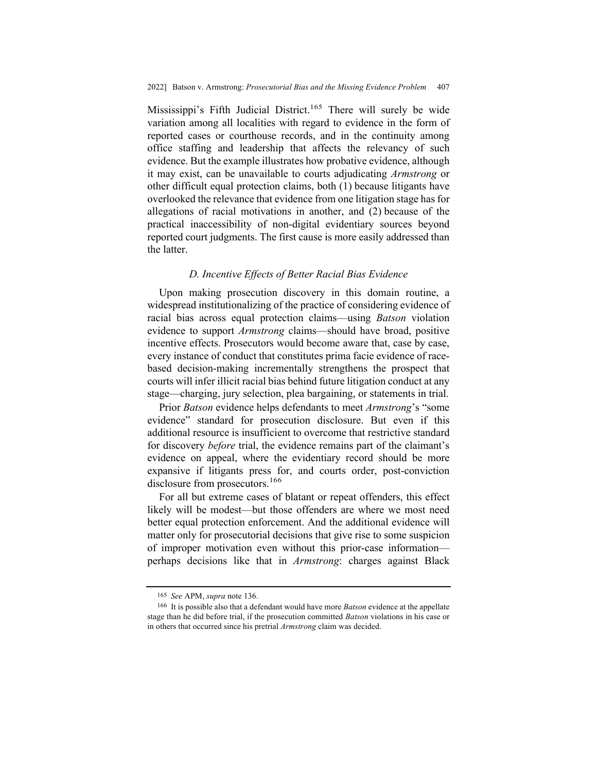Mississippi's Fifth Judicial District.[165] There will surely be wide variation among all localities with regard to evidence in the form of reported cases or courthouse records, and in the continuity among office staffing and leadership that affects the relevancy of such evidence. But the example illustrates how probative evidence, although it may exist, can be unavailable to courts adjudicating *Armstrong* or other difficult equal protection claims, both (1) because litigants have overlooked the relevance that evidence from one litigation stage has for allegations of racial motivations in another, and (2) because of the practical inaccessibility of non-digital evidentiary sources beyond reported court judgments. The first cause is more easily addressed than the latter.

### *D. Incentive Effects of Better Racial Bias Evidence*

Upon making prosecution discovery in this domain routine, a widespread institutionalizing of the practice of considering evidence of racial bias across equal protection claims—using *Batson* violation evidence to support *Armstrong* claims—should have broad, positive incentive effects. Prosecutors would become aware that, case by case, every instance of conduct that constitutes prima facie evidence of race-based decision-making incrementally strengthens the prospect that courts will infer illicit racial bias behind future litigation conduct at any stage—charging, jury selection, plea bargaining, or statements in trial.

Prior *Batson* evidence helps defendants to meet *Armstrong*'s "some evidence" standard for prosecution disclosure. But even if this additional resource is insufficient to overcome that restrictive standard for discovery *before* trial, the evidence remains part of the claimant's evidence on appeal, where the evidentiary record should be more expansive if litigants press for, and courts order, post-conviction disclosure from prosecutors.[166]

For all but extreme cases of blatant or repeat offenders, this effect likely will be modest—but those offenders are where we most need better equal protection enforcement. And the additional evidence will matter only for prosecutorial decisions that give rise to some suspicion of improper motivation even without this prior-case information—perhaps decisions like that in *Armstrong*: charges against Black

---

[165] *See* APM, *supra* note 136.

[166] It is possible also that a defendant would have more *Batson* evidence at the appellate stage than he did before trial, if the prosecution committed *Batson* violations in his case or in others that occurred since his pretrial *Armstrong* claim was decided.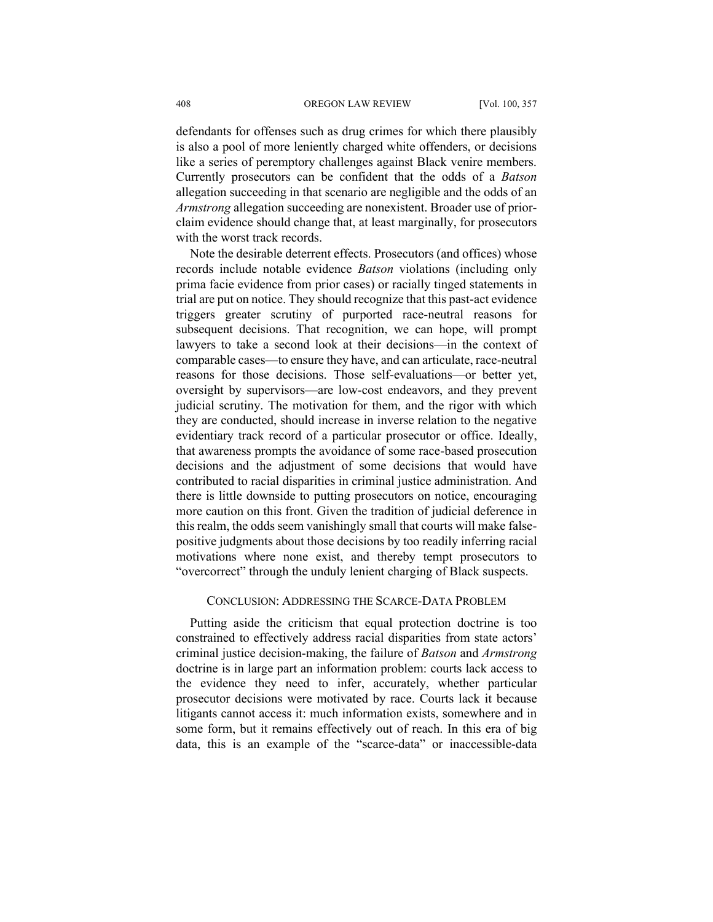defendants for offenses such as drug crimes for which there plausibly is also a pool of more leniently charged white offenders, or decisions like a series of peremptory challenges against Black venire members. Currently prosecutors can be confident that the odds of a *Batson* allegation succeeding in that scenario are negligible and the odds of an *Armstrong* allegation succeeding are nonexistent. Broader use of prior-claim evidence should change that, at least marginally, for prosecutors with the worst track records.

Note the desirable deterrent effects. Prosecutors (and offices) whose records include notable evidence *Batson* violations (including only prima facie evidence from prior cases) or racially tinged statements in trial are put on notice. They should recognize that this past-act evidence triggers greater scrutiny of purported race-neutral reasons for subsequent decisions. That recognition, we can hope, will prompt lawyers to take a second look at their decisions—in the context of comparable cases—to ensure they have, and can articulate, race-neutral reasons for those decisions. Those self-evaluations—or better yet, oversight by supervisors—are low-cost endeavors, and they prevent judicial scrutiny. The motivation for them, and the rigor with which they are conducted, should increase in inverse relation to the negative evidentiary track record of a particular prosecutor or office. Ideally, that awareness prompts the avoidance of some race-based prosecution decisions and the adjustment of some decisions that would have contributed to racial disparities in criminal justice administration. And there is little downside to putting prosecutors on notice, encouraging more caution on this front. Given the tradition of judicial deference in this realm, the odds seem vanishingly small that courts will make false-positive judgments about those decisions by too readily inferring racial motivations where none exist, and thereby tempt prosecutors to "overcorrect" through the unduly lenient charging of Black suspects.

## CONCLUSION: ADDRESSING THE SCARCE-DATA PROBLEM

Putting aside the criticism that equal protection doctrine is too constrained to effectively address racial disparities from state actors' criminal justice decision-making, the failure of *Batson* and *Armstrong* doctrine is in large part an information problem: courts lack access to the evidence they need to infer, accurately, whether particular prosecutor decisions were motivated by race. Courts lack it because litigants cannot access it: much information exists, somewhere and in some form, but it remains effectively out of reach. In this era of big data, this is an example of the "scarce-data" or inaccessible-data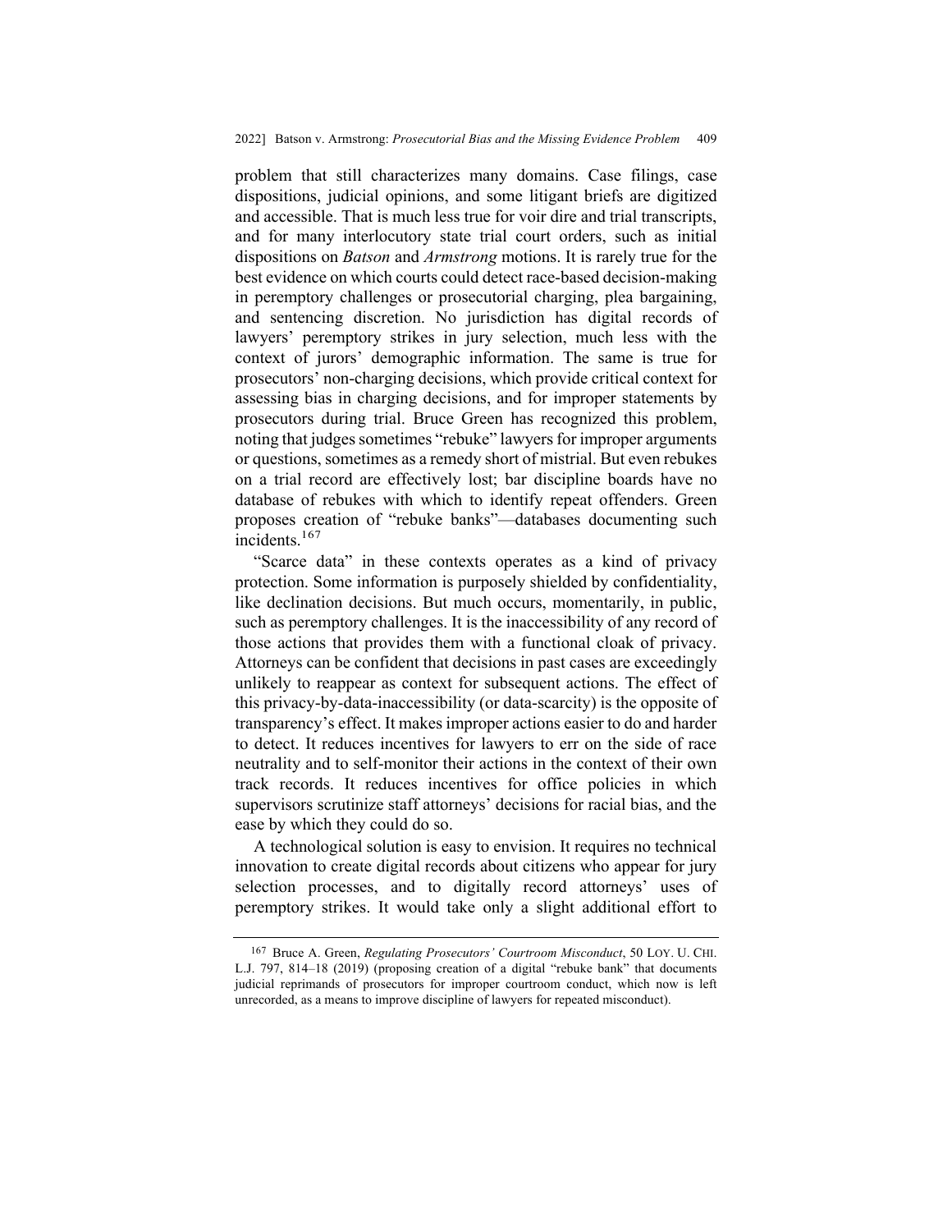problem that still characterizes many domains. Case filings, case dispositions, judicial opinions, and some litigant briefs are digitized and accessible. That is much less true for voir dire and trial transcripts, and for many interlocutory state trial court orders, such as initial dispositions on *Batson* and *Armstrong* motions. It is rarely true for the best evidence on which courts could detect race-based decision-making in peremptory challenges or prosecutorial charging, plea bargaining, and sentencing discretion. No jurisdiction has digital records of lawyers' peremptory strikes in jury selection, much less with the context of jurors' demographic information. The same is true for prosecutors' non-charging decisions, which provide critical context for assessing bias in charging decisions, and for improper statements by prosecutors during trial. Bruce Green has recognized this problem, noting that judges sometimes "rebuke" lawyers for improper arguments or questions, sometimes as a remedy short of mistrial. But even rebukes on a trial record are effectively lost; bar discipline boards have no database of rebukes with which to identify repeat offenders. Green proposes creation of "rebuke banks"—databases documenting such incidents.[167]

"Scarce data" in these contexts operates as a kind of privacy protection. Some information is purposely shielded by confidentiality, like declination decisions. But much occurs, momentarily, in public, such as peremptory challenges. It is the inaccessibility of any record of those actions that provides them with a functional cloak of privacy. Attorneys can be confident that decisions in past cases are exceedingly unlikely to reappear as context for subsequent actions. The effect of this privacy-by-data-inaccessibility (or data-scarcity) is the opposite of transparency's effect. It makes improper actions easier to do and harder to detect. It reduces incentives for lawyers to err on the side of race neutrality and to self-monitor their actions in the context of their own track records. It reduces incentives for office policies in which supervisors scrutinize staff attorneys' decisions for racial bias, and the ease by which they could do so.

A technological solution is easy to envision. It requires no technical innovation to create digital records about citizens who appear for jury selection processes, and to digitally record attorneys' uses of peremptory strikes. It would take only a slight additional effort to

---

[167] Bruce A. Green, *Regulating Prosecutors' Courtroom Misconduct*, 50 LOY. U. CHI. L.J. 797, 814–18 (2019) (proposing creation of a digital "rebuke bank" that documents judicial reprimands of prosecutors for improper courtroom conduct, which now is left unrecorded, as a means to improve discipline of lawyers for repeated misconduct).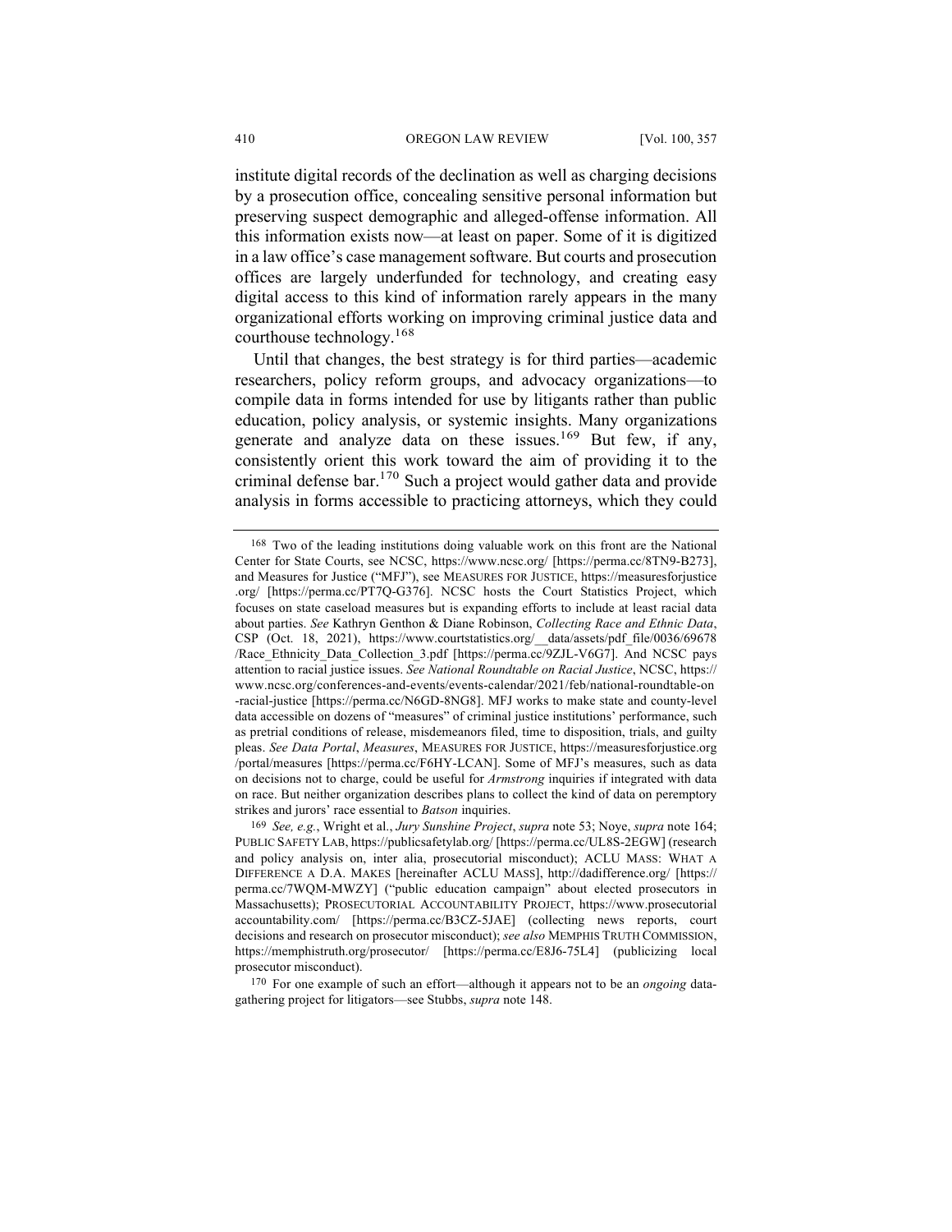institute digital records of the declination as well as charging decisions by a prosecution office, concealing sensitive personal information but preserving suspect demographic and alleged-offense information. All this information exists now—at least on paper. Some of it is digitized in a law office's case management software. But courts and prosecution offices are largely underfunded for technology, and creating easy digital access to this kind of information rarely appears in the many organizational efforts working on improving criminal justice data and courthouse technology.[168]

Until that changes, the best strategy is for third parties—academic researchers, policy reform groups, and advocacy organizations—to compile data in forms intended for use by litigants rather than public education, policy analysis, or systemic insights. Many organizations generate and analyze data on these issues.[169] But few, if any, consistently orient this work toward the aim of providing it to the criminal defense bar.[170] Such a project would gather data and provide analysis in forms accessible to practicing attorneys, which they could

---

168 Two of the leading institutions doing valuable work on this front are the National Center for State Courts, see NCSC, https://www.ncsc.org/ [https://perma.cc/8TN9-B273], and Measures for Justice ("MFJ"), see MEASURES FOR JUSTICE, https://measuresforjustice.org/ [https://perma.cc/PT7Q-G376]. NCSC hosts the Court Statistics Project, which focuses on state caseload measures but is expanding efforts to include at least racial data about parties. *See* Kathryn Genthon & Diane Robinson, *Collecting Race and Ethnic Data*, CSP (Oct. 18, 2021), https://www.courtstatistics.org/__data/assets/pdf_file/0036/69678/Race_Ethnicity_Data_Collection_3.pdf [https://perma.cc/9ZJL-V6G7]. And NCSC pays attention to racial justice issues. *See National Roundtable on Racial Justice*, NCSC, https://www.ncsc.org/conferences-and-events/events-calendar/2021/feb/national-roundtable-on-racial-justice [https://perma.cc/N6GD-8NG8]. MFJ works to make state and county-level data accessible on dozens of "measures" of criminal justice institutions' performance, such as pretrial conditions of release, misdemeanors filed, time to disposition, trials, and guilty pleas. *See Data Portal*, *Measures*, MEASURES FOR JUSTICE, https://measuresforjustice.org/portal/measures [https://perma.cc/F6HY-LCAN]. Some of MFJ's measures, such as data on decisions not to charge, could be useful for *Armstrong* inquiries if integrated with data on race. But neither organization describes plans to collect the kind of data on peremptory strikes and jurors' race essential to *Batson* inquiries.

169 *See, e.g.*, Wright et al., *Jury Sunshine Project*, *supra* note 53; Noye, *supra* note 164; PUBLIC SAFETY LAB, https://publicsafetylab.org/ [https://perma.cc/UL8S-2EGW] (research and policy analysis on, inter alia, prosecutorial misconduct); ACLU MASS: WHAT A DIFFERENCE A D.A. MAKES [hereinafter ACLU MASS], http://dadifference.org/ [https://perma.cc/7WQM-MWZY] ("public education campaign" about elected prosecutors in Massachusetts); PROSECUTORIAL ACCOUNTABILITY PROJECT, https://www.prosecutorialaccountability.com/ [https://perma.cc/B3CZ-5JAE] (collecting news reports, court decisions and research on prosecutor misconduct); *see also* MEMPHIS TRUTH COMMISSION, https://memphistruth.org/prosecutor/ [https://perma.cc/E8J6-75L4] (publicizing local prosecutor misconduct).

170 For one example of such an effort—although it appears not to be an *ongoing* data-gathering project for litigators—see Stubbs, *supra* note 148.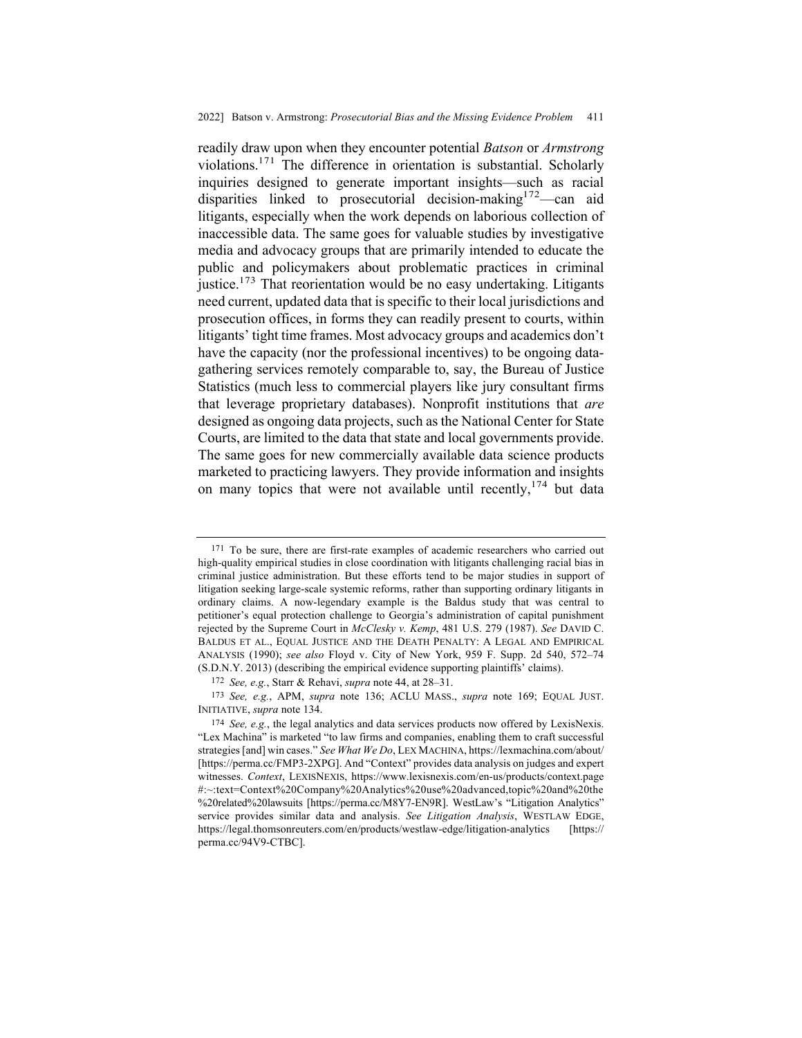readily draw upon when they encounter potential *Batson* or *Armstrong* violations.[171] The difference in orientation is substantial. Scholarly inquiries designed to generate important insights—such as racial disparities linked to prosecutorial decision-making[172]—can aid litigants, especially when the work depends on laborious collection of inaccessible data. The same goes for valuable studies by investigative media and advocacy groups that are primarily intended to educate the public and policymakers about problematic practices in criminal justice.[173] That reorientation would be no easy undertaking. Litigants need current, updated data that is specific to their local jurisdictions and prosecution offices, in forms they can readily present to courts, within litigants' tight time frames. Most advocacy groups and academics don't have the capacity (nor the professional incentives) to be ongoing data-gathering services remotely comparable to, say, the Bureau of Justice Statistics (much less to commercial players like jury consultant firms that leverage proprietary databases). Nonprofit institutions that *are* designed as ongoing data projects, such as the National Center for State Courts, are limited to the data that state and local governments provide. The same goes for new commercially available data science products marketed to practicing lawyers. They provide information and insights on many topics that were not available until recently,[174] but data

---

[171] To be sure, there are first-rate examples of academic researchers who carried out high-quality empirical studies in close coordination with litigants challenging racial bias in criminal justice administration. But these efforts tend to be major studies in support of litigation seeking large-scale systemic reforms, rather than supporting ordinary litigants in ordinary claims. A now-legendary example is the Baldus study that was central to petitioner's equal protection challenge to Georgia's administration of capital punishment rejected by the Supreme Court in *McClesky v. Kemp*, 481 U.S. 279 (1987). *See* DAVID C. BALDUS ET AL., EQUAL JUSTICE AND THE DEATH PENALTY: A LEGAL AND EMPIRICAL ANALYSIS (1990); *see also* Floyd v. City of New York, 959 F. Supp. 2d 540, 572–74 (S.D.N.Y. 2013) (describing the empirical evidence supporting plaintiffs' claims).

[172] *See, e.g.*, Starr & Rehavi, *supra* note 44, at 28–31.

[173] *See, e.g.*, APM, *supra* note 136; ACLU MASS., *supra* note 169; EQUAL JUST. INITIATIVE, *supra* note 134.

[174] *See, e.g.*, the legal analytics and data services products now offered by LexisNexis. "Lex Machina" is marketed "to law firms and companies, enabling them to craft successful strategies [and] win cases." *See What We Do*, LEX MACHINA, https://lexmachina.com/about/ [https://perma.cc/FMP3-2XPG]. And "Context" provides data analysis on judges and expert witnesses. *Context*, LEXISNEXIS, https://www.lexisnexis.com/en-us/products/context.page#:~:text=Context%20Company%20Analytics%20use%20advanced,topic%20and%20the%20related%20lawsuits [https://perma.cc/M8Y7-EN9R]. WestLaw's "Litigation Analytics" service provides similar data and analysis. *See Litigation Analysis*, WESTLAW EDGE, https://legal.thomsonreuters.com/en/products/westlaw-edge/litigation-analytics [https://perma.cc/94V9-CTBC].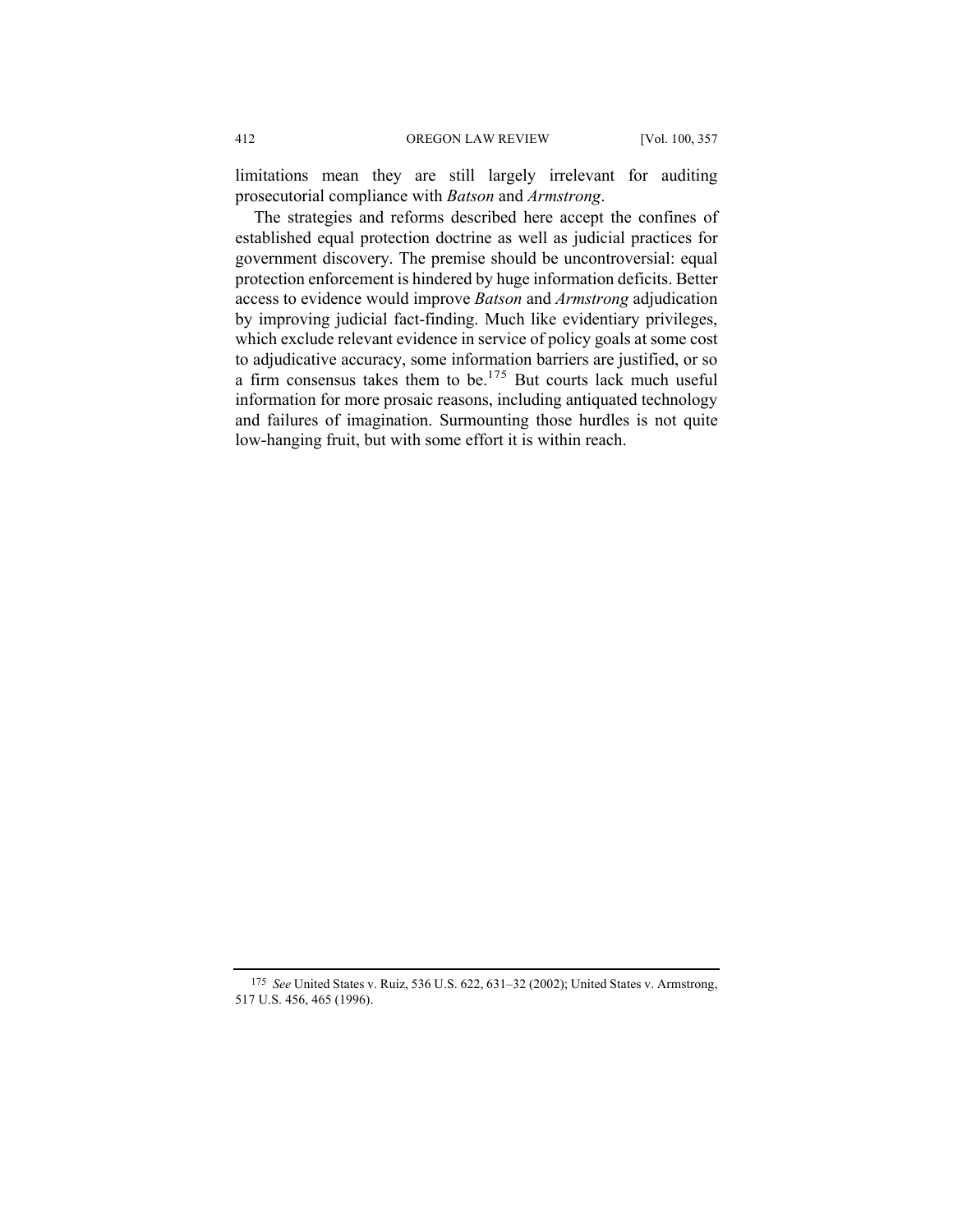limitations mean they are still largely irrelevant for auditing prosecutorial compliance with *Batson* and *Armstrong*.

The strategies and reforms described here accept the confines of established equal protection doctrine as well as judicial practices for government discovery. The premise should be uncontroversial: equal protection enforcement is hindered by huge information deficits. Better access to evidence would improve *Batson* and *Armstrong* adjudication by improving judicial fact-finding. Much like evidentiary privileges, which exclude relevant evidence in service of policy goals at some cost to adjudicative accuracy, some information barriers are justified, or so a firm consensus takes them to be.[175] But courts lack much useful information for more prosaic reasons, including antiquated technology and failures of imagination. Surmounting those hurdles is not quite low-hanging fruit, but with some effort it is within reach.

---

[175] *See* United States v. Ruiz, 536 U.S. 622, 631–32 (2002); United States v. Armstrong, 517 U.S. 456, 465 (1996).